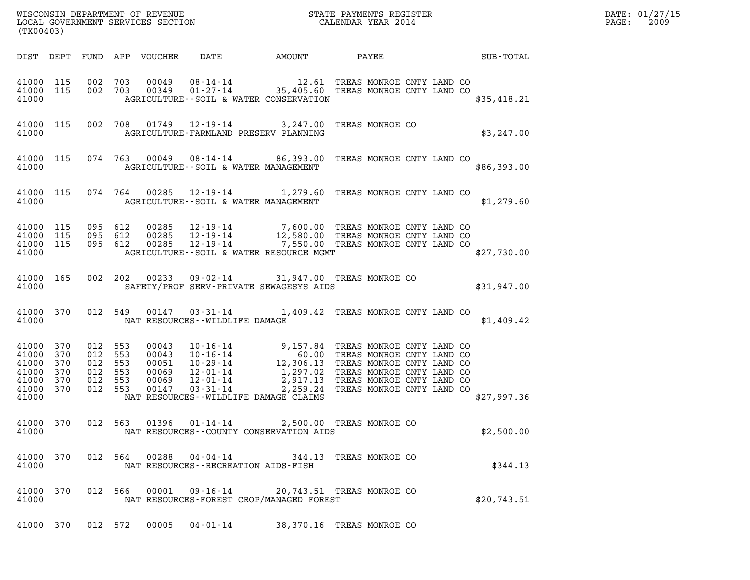WISCONSIN DEPARTMENT OF REVENUE
LOCAL GOVERNMENT SERVICES SECTION
(TX00403)

STATE PAYMENTS REGISTER
CALENDAR YEAR 2014

| DIST | DEPT | FUND | APP | VOUCHER | DATE | AMOUNT | PAYEE | SUB-TOTAL |
|---|---|---|---|---|---|---|---|---|
| 41000 | 115 | 002 | 703 | 00049 | 08-14-14 | 12.61 | TREAS MONROE CNTY LAND CO | |
| 41000 | 115 | 002 | 703 | 00349 | 01-27-14 | 35,405.60 | TREAS MONROE CNTY LAND CO | |
| 41000 | | | | | | AGRICULTURE--SOIL & WATER CONSERVATION | | $35,418.21 |
| 41000 | 115 | 002 | 708 | 01749 | 12-19-14 | 3,247.00 | TREAS MONROE CO | |
| 41000 | | | | | | AGRICULTURE-FARMLAND PRESERV PLANNING | | $3,247.00 |
| 41000 | 115 | 074 | 763 | 00049 | 08-14-14 | 86,393.00 | TREAS MONROE CNTY LAND CO | |
| 41000 | | | | | | AGRICULTURE--SOIL & WATER MANAGEMENT | | $86,393.00 |
| 41000 | 115 | 074 | 764 | 00285 | 12-19-14 | 1,279.60 | TREAS MONROE CNTY LAND CO | |
| 41000 | | | | | | AGRICULTURE--SOIL & WATER MANAGEMENT | | $1,279.60 |
| 41000 | 115 | 095 | 612 | 00285 | 12-19-14 | 7,600.00 | TREAS MONROE CNTY LAND CO | |
| 41000 | 115 | 095 | 612 | 00285 | 12-19-14 | 12,580.00 | TREAS MONROE CNTY LAND CO | |
| 41000 | 115 | 095 | 612 | 00285 | 12-19-14 | 7,550.00 | TREAS MONROE CNTY LAND CO | |
| 41000 | | | | | | AGRICULTURE--SOIL & WATER RESOURCE MGMT | | $27,730.00 |
| 41000 | 165 | 002 | 202 | 00233 | 09-02-14 | 31,947.00 | TREAS MONROE CO | |
| 41000 | | | | | | SAFETY/PROF SERV-PRIVATE SEWAGESYS AIDS | | $31,947.00 |
| 41000 | 370 | 012 | 549 | 00147 | 03-31-14 | 1,409.42 | TREAS MONROE CNTY LAND CO | |
| 41000 | | | | | | NAT RESOURCES--WILDLIFE DAMAGE | | $1,409.42 |
| 41000 | 370 | 012 | 553 | 00043 | 10-16-14 | 9,157.84 | TREAS MONROE CNTY LAND CO | |
| 41000 | 370 | 012 | 553 | 00043 | 10-16-14 | 60.00 | TREAS MONROE CNTY LAND CO | |
| 41000 | 370 | 012 | 553 | 00051 | 10-29-14 | 12,306.13 | TREAS MONROE CNTY LAND CO | |
| 41000 | 370 | 012 | 553 | 00069 | 12-01-14 | 1,297.02 | TREAS MONROE CNTY LAND CO | |
| 41000 | 370 | 012 | 553 | 00069 | 12-01-14 | 2,917.13 | TREAS MONROE CNTY LAND CO | |
| 41000 | 370 | 012 | 553 | 00147 | 03-31-14 | 2,259.24 | TREAS MONROE CNTY LAND CO | |
| 41000 | | | | | | NAT RESOURCES--WILDLIFE DAMAGE CLAIMS | | $27,997.36 |
| 41000 | 370 | 012 | 563 | 01396 | 01-14-14 | 2,500.00 | TREAS MONROE CO | |
| 41000 | | | | | | NAT RESOURCES--COUNTY CONSERVATION AIDS | | $2,500.00 |
| 41000 | 370 | 012 | 564 | 00288 | 04-04-14 | 344.13 | TREAS MONROE CO | |
| 41000 | | | | | | NAT RESOURCES--RECREATION AIDS-FISH | | $344.13 |
| 41000 | 370 | 012 | 566 | 00001 | 09-16-14 | 20,743.51 | TREAS MONROE CO | |
| 41000 | | | | | | NAT RESOURCES-FOREST CROP/MANAGED FOREST | | $20,743.51 |
| 41000 | 370 | 012 | 572 | 00005 | 04-01-14 | 38,370.16 | TREAS MONROE CO | |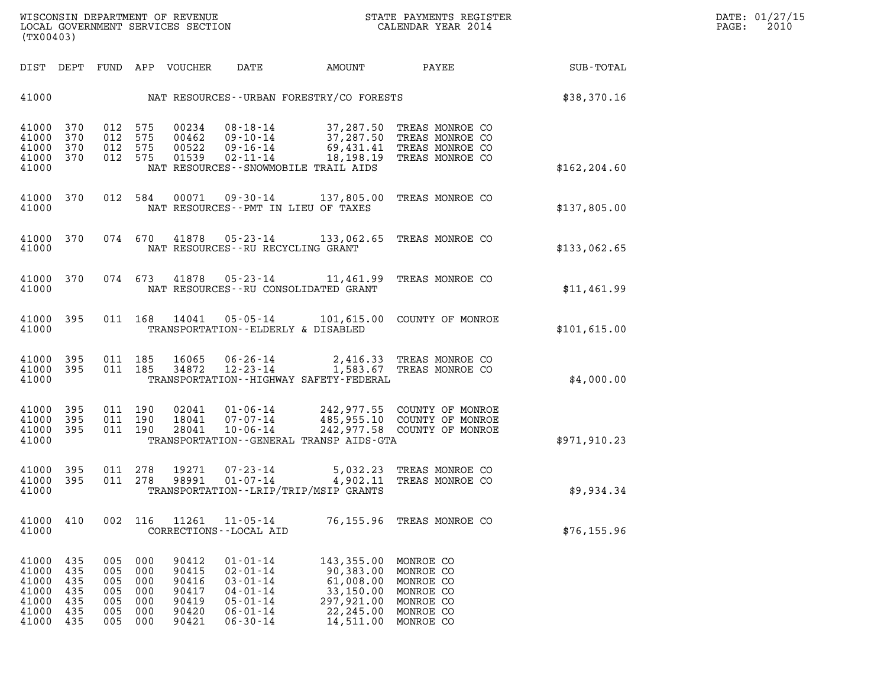| DIST | DEPT | FUND | APP | VOUCHER | DATE | AMOUNT | PAYEE | SUB-TOTAL |
|---|---|---|---|---|---|---|---|---|
| 41000 | | | | | NAT RESOURCES--URBAN FORESTRY/CO FORESTS | | | $38,370.16 |
| 41000 | 370 | 012 | 575 | 00234 | 08-18-14 | 37,287.50 | TREAS MONROE CO | |
| 41000 | 370 | 012 | 575 | 00462 | 09-10-14 | 37,287.50 | TREAS MONROE CO | |
| 41000 | 370 | 012 | 575 | 00522 | 09-16-14 | 69,431.41 | TREAS MONROE CO | |
| 41000 | 370 | 012 | 575 | 01539 | 02-11-14 | 18,198.19 | TREAS MONROE CO | |
| 41000 | | | | | NAT RESOURCES--SNOWMOBILE TRAIL AIDS | | | $162,204.60 |
| 41000 | 370 | 012 | 584 | 00071 | 09-30-14 | 137,805.00 | TREAS MONROE CO | |
| 41000 | | | | | NAT RESOURCES--PMT IN LIEU OF TAXES | | | $137,805.00 |
| 41000 | 370 | 074 | 670 | 41878 | 05-23-14 | 133,062.65 | TREAS MONROE CO | |
| 41000 | | | | | NAT RESOURCES--RU RECYCLING GRANT | | | $133,062.65 |
| 41000 | 370 | 074 | 673 | 41878 | 05-23-14 | 11,461.99 | TREAS MONROE CO | |
| 41000 | | | | | NAT RESOURCES--RU CONSOLIDATED GRANT | | | $11,461.99 |
| 41000 | 395 | 011 | 168 | 14041 | 05-05-14 | 101,615.00 | COUNTY OF MONROE | |
| 41000 | | | | | TRANSPORTATION--ELDERLY & DISABLED | | | $101,615.00 |
| 41000 | 395 | 011 | 185 | 16065 | 06-26-14 | 2,416.33 | TREAS MONROE CO | |
| 41000 | 395 | 011 | 185 | 34872 | 12-23-14 | 1,583.67 | TREAS MONROE CO | |
| 41000 | | | | | TRANSPORTATION--HIGHWAY SAFETY-FEDERAL | | | $4,000.00 |
| 41000 | 395 | 011 | 190 | 02041 | 01-06-14 | 242,977.55 | COUNTY OF MONROE | |
| 41000 | 395 | 011 | 190 | 18041 | 07-07-14 | 485,955.10 | COUNTY OF MONROE | |
| 41000 | 395 | 011 | 190 | 28041 | 10-06-14 | 242,977.58 | COUNTY OF MONROE | |
| 41000 | | | | | TRANSPORTATION--GENERAL TRANSP AIDS-GTA | | | $971,910.23 |
| 41000 | 395 | 011 | 278 | 19271 | 07-23-14 | 5,032.23 | TREAS MONROE CO | |
| 41000 | 395 | 011 | 278 | 98991 | 01-07-14 | 4,902.11 | TREAS MONROE CO | |
| 41000 | | | | | TRANSPORTATION--LRIP/TRIP/MSIP GRANTS | | | $9,934.34 |
| 41000 | 410 | 002 | 116 | 11261 | 11-05-14 | 76,155.96 | TREAS MONROE CO | |
| 41000 | | | | | CORRECTIONS--LOCAL AID | | | $76,155.96 |
| 41000 | 435 | 005 | 000 | 90412 | 01-01-14 | 143,355.00 | MONROE CO | |
| 41000 | 435 | 005 | 000 | 90415 | 02-01-14 | 90,383.00 | MONROE CO | |
| 41000 | 435 | 005 | 000 | 90416 | 03-01-14 | 61,008.00 | MONROE CO | |
| 41000 | 435 | 005 | 000 | 90417 | 04-01-14 | 33,150.00 | MONROE CO | |
| 41000 | 435 | 005 | 000 | 90419 | 05-01-14 | 297,921.00 | MONROE CO | |
| 41000 | 435 | 005 | 000 | 90420 | 06-01-14 | 22,245.00 | MONROE CO | |
| 41000 | 435 | 005 | 000 | 90421 | 06-30-14 | 14,511.00 | MONROE CO | |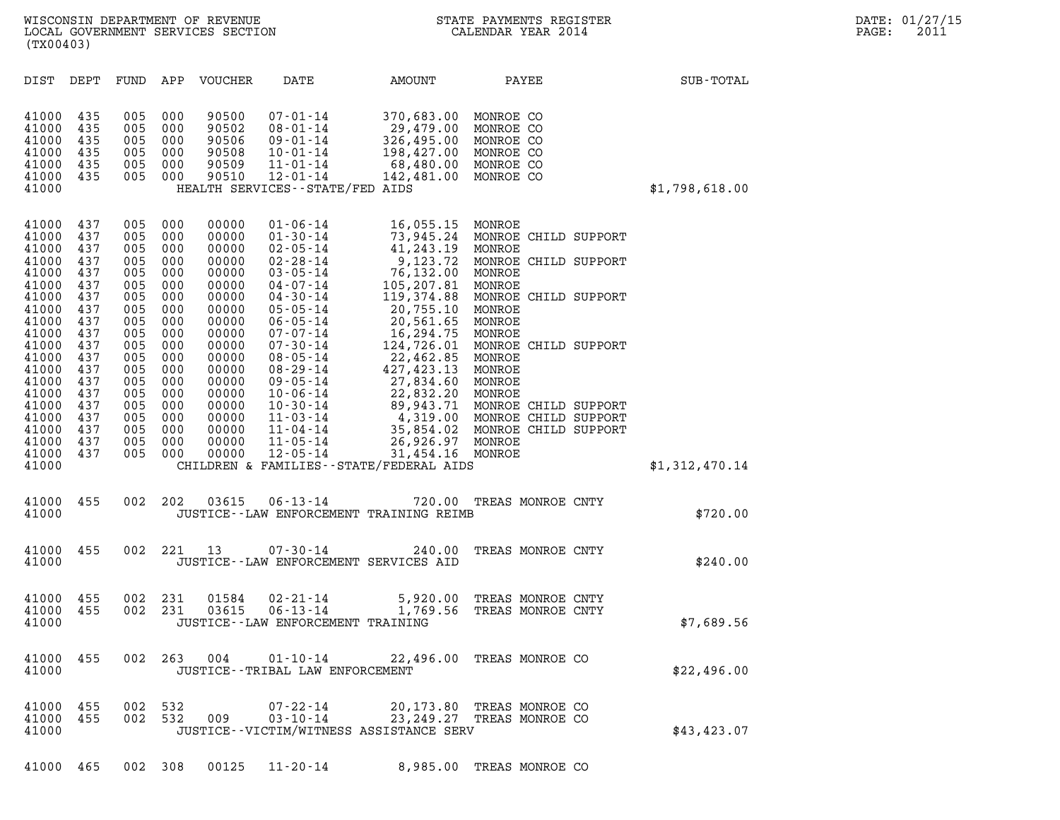WISCONSIN DEPARTMENT OF REVENUE
LOCAL GOVERNMENT SERVICES SECTION
(TX00403)

STATE PAYMENTS REGISTER
CALENDAR YEAR 2014

DATE: 01/27/15

| DIST | DEPT | FUND | APP | VOUCHER | DATE | AMOUNT | PAYEE | SUB-TOTAL |
|---|---|---|---|---|---|---|---|---|
| 41000 | 435 | 005 | 000 | 90500 | 07-01-14 | 370,683.00 | MONROE CO | |
| 41000 | 435 | 005 | 000 | 90502 | 08-01-14 | 29,479.00 | MONROE CO | |
| 41000 | 435 | 005 | 000 | 90506 | 09-01-14 | 326,495.00 | MONROE CO | |
| 41000 | 435 | 005 | 000 | 90508 | 10-01-14 | 198,427.00 | MONROE CO | |
| 41000 | 435 | 005 | 000 | 90509 | 11-01-14 | 68,480.00 | MONROE CO | |
| 41000 | 435 | 005 | 000 | 90510 | 12-01-14 | 142,481.00 | MONROE CO | |
| 41000 | | | | | HEALTH SERVICES--STATE/FED AIDS | | | $1,798,618.00 |
| 41000 | 437 | 005 | 000 | 00000 | 01-06-14 | 16,055.15 | MONROE | |
| 41000 | 437 | 005 | 000 | 00000 | 01-30-14 | 73,945.24 | MONROE CHILD SUPPORT | |
| 41000 | 437 | 005 | 000 | 00000 | 02-05-14 | 41,243.19 | MONROE | |
| 41000 | 437 | 005 | 000 | 00000 | 02-28-14 | 9,123.72 | MONROE CHILD SUPPORT | |
| 41000 | 437 | 005 | 000 | 00000 | 03-05-14 | 76,132.00 | MONROE | |
| 41000 | 437 | 005 | 000 | 00000 | 04-07-14 | 105,207.81 | MONROE | |
| 41000 | 437 | 005 | 000 | 00000 | 04-30-14 | 119,374.88 | MONROE CHILD SUPPORT | |
| 41000 | 437 | 005 | 000 | 00000 | 05-05-14 | 20,755.10 | MONROE | |
| 41000 | 437 | 005 | 000 | 00000 | 06-05-14 | 20,561.65 | MONROE | |
| 41000 | 437 | 005 | 000 | 00000 | 07-07-14 | 16,294.75 | MONROE | |
| 41000 | 437 | 005 | 000 | 00000 | 07-30-14 | 124,726.01 | MONROE CHILD SUPPORT | |
| 41000 | 437 | 005 | 000 | 00000 | 08-05-14 | 22,462.85 | MONROE | |
| 41000 | 437 | 005 | 000 | 00000 | 08-29-14 | 427,423.13 | MONROE | |
| 41000 | 437 | 005 | 000 | 00000 | 09-05-14 | 27,834.60 | MONROE | |
| 41000 | 437 | 005 | 000 | 00000 | 10-06-14 | 22,832.20 | MONROE | |
| 41000 | 437 | 005 | 000 | 00000 | 10-30-14 | 89,943.71 | MONROE CHILD SUPPORT | |
| 41000 | 437 | 005 | 000 | 00000 | 11-03-14 | 4,319.00 | MONROE CHILD SUPPORT | |
| 41000 | 437 | 005 | 000 | 00000 | 11-04-14 | 35,854.02 | MONROE CHILD SUPPORT | |
| 41000 | 437 | 005 | 000 | 00000 | 11-05-14 | 26,926.97 | MONROE | |
| 41000 | 437 | 005 | 000 | 00000 | 12-05-14 | 31,454.16 | MONROE | |
| 41000 | | | | | CHILDREN & FAMILIES--STATE/FEDERAL AIDS | | | $1,312,470.14 |
| 41000 | 455 | 002 | 202 | 03615 | 06-13-14 | 720.00 | TREAS MONROE CNTY | |
| 41000 | | | | | JUSTICE--LAW ENFORCEMENT TRAINING REIMB | | | $720.00 |
| 41000 | 455 | 002 | 221 | 13 | 07-30-14 | 240.00 | TREAS MONROE CNTY | |
| 41000 | | | | | JUSTICE--LAW ENFORCEMENT SERVICES AID | | | $240.00 |
| 41000 | 455 | 002 | 231 | 01584 | 02-21-14 | 5,920.00 | TREAS MONROE CNTY | |
| 41000 | 455 | 002 | 231 | 03615 | 06-13-14 | 1,769.56 | TREAS MONROE CNTY | |
| 41000 | | | | | JUSTICE--LAW ENFORCEMENT TRAINING | | | $7,689.56 |
| 41000 | 455 | 002 | 263 | 004 | 01-10-14 | 22,496.00 | TREAS MONROE CO | |
| 41000 | | | | | JUSTICE--TRIBAL LAW ENFORCEMENT | | | $22,496.00 |
| 41000 | 455 | 002 | 532 | | 07-22-14 | 20,173.80 | TREAS MONROE CO | |
| 41000 | 455 | 002 | 532 | 009 | 03-10-14 | 23,249.27 | TREAS MONROE CO | |
| 41000 | | | | | JUSTICE--VICTIM/WITNESS ASSISTANCE SERV | | | $43,423.07 |
| 41000 | 465 | 002 | 308 | 00125 | 11-20-14 | 8,985.00 | TREAS MONROE CO | |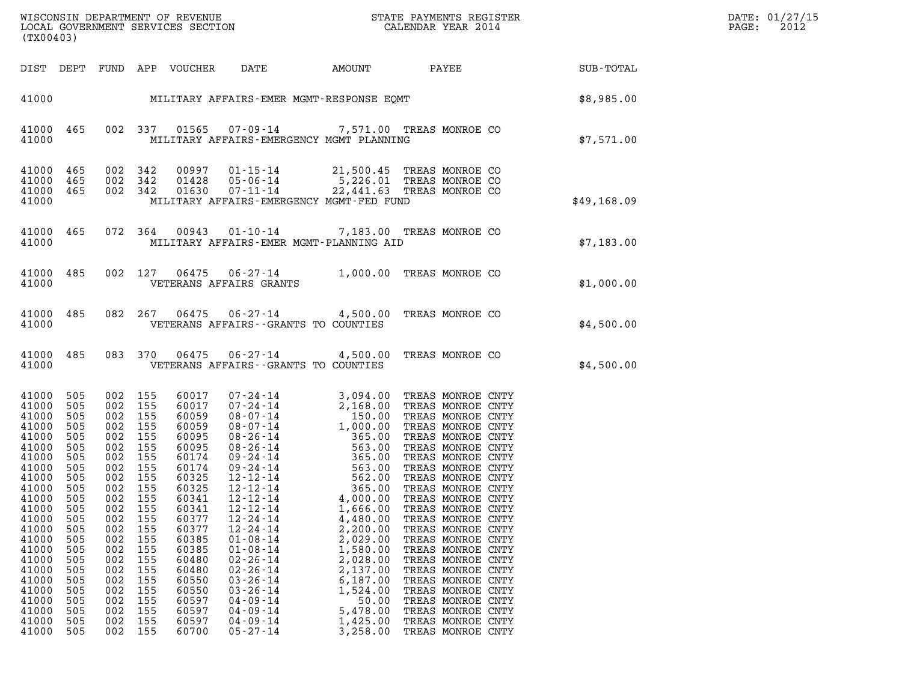| DIST | DEPT | FUND | APP | VOUCHER | DATE | AMOUNT | PAYEE | SUB-TOTAL |
|---|---|---|---|---|---|---|---|---|
| 41000 | | | | | MILITARY AFFAIRS-EMER MGMT-RESPONSE EQMT | | | $8,985.00 |
| 41000 | 465 | 002 | 337 | 01565 | 07-09-14 | 7,571.00 | TREAS MONROE CO | |
| 41000 | | | | | MILITARY AFFAIRS-EMERGENCY MGMT PLANNING | | | $7,571.00 |
| 41000 | 465 | 002 | 342 | 00997 | 01-15-14 | 21,500.45 | TREAS MONROE CO | |
| 41000 | 465 | 002 | 342 | 01428 | 05-06-14 | 5,226.01 | TREAS MONROE CO | |
| 41000 | 465 | 002 | 342 | 01630 | 07-11-14 | 22,441.63 | TREAS MONROE CO | |
| 41000 | | | | | MILITARY AFFAIRS-EMERGENCY MGMT-FED FUND | | | $49,168.09 |
| 41000 | 465 | 072 | 364 | 00943 | 01-10-14 | 7,183.00 | TREAS MONROE CO | |
| 41000 | | | | | MILITARY AFFAIRS-EMER MGMT-PLANNING AID | | | $7,183.00 |
| 41000 | 485 | 002 | 127 | 06475 | 06-27-14 | 1,000.00 | TREAS MONROE CO | |
| 41000 | | | | | VETERANS AFFAIRS GRANTS | | | $1,000.00 |
| 41000 | 485 | 082 | 267 | 06475 | 06-27-14 | 4,500.00 | TREAS MONROE CO | |
| 41000 | | | | | VETERANS AFFAIRS--GRANTS TO COUNTIES | | | $4,500.00 |
| 41000 | 485 | 083 | 370 | 06475 | 06-27-14 | 4,500.00 | TREAS MONROE CO | |
| 41000 | | | | | VETERANS AFFAIRS--GRANTS TO COUNTIES | | | $4,500.00 |
| 41000 | 505 | 002 | 155 | 60017 | 07-24-14 | 3,094.00 | TREAS MONROE CNTY | |
| 41000 | 505 | 002 | 155 | 60017 | 07-24-14 | 2,168.00 | TREAS MONROE CNTY | |
| 41000 | 505 | 002 | 155 | 60059 | 08-07-14 | 150.00 | TREAS MONROE CNTY | |
| 41000 | 505 | 002 | 155 | 60059 | 08-07-14 | 1,000.00 | TREAS MONROE CNTY | |
| 41000 | 505 | 002 | 155 | 60095 | 08-26-14 | 365.00 | TREAS MONROE CNTY | |
| 41000 | 505 | 002 | 155 | 60095 | 08-26-14 | 563.00 | TREAS MONROE CNTY | |
| 41000 | 505 | 002 | 155 | 60174 | 09-24-14 | 365.00 | TREAS MONROE CNTY | |
| 41000 | 505 | 002 | 155 | 60174 | 09-24-14 | 563.00 | TREAS MONROE CNTY | |
| 41000 | 505 | 002 | 155 | 60325 | 12-12-14 | 562.00 | TREAS MONROE CNTY | |
| 41000 | 505 | 002 | 155 | 60325 | 12-12-14 | 365.00 | TREAS MONROE CNTY | |
| 41000 | 505 | 002 | 155 | 60341 | 12-12-14 | 4,000.00 | TREAS MONROE CNTY | |
| 41000 | 505 | 002 | 155 | 60341 | 12-12-14 | 1,666.00 | TREAS MONROE CNTY | |
| 41000 | 505 | 002 | 155 | 60377 | 12-24-14 | 4,480.00 | TREAS MONROE CNTY | |
| 41000 | 505 | 002 | 155 | 60377 | 12-24-14 | 2,200.00 | TREAS MONROE CNTY | |
| 41000 | 505 | 002 | 155 | 60385 | 01-08-14 | 2,029.00 | TREAS MONROE CNTY | |
| 41000 | 505 | 002 | 155 | 60385 | 01-08-14 | 1,580.00 | TREAS MONROE CNTY | |
| 41000 | 505 | 002 | 155 | 60480 | 02-26-14 | 2,028.00 | TREAS MONROE CNTY | |
| 41000 | 505 | 002 | 155 | 60480 | 02-26-14 | 2,137.00 | TREAS MONROE CNTY | |
| 41000 | 505 | 002 | 155 | 60550 | 03-26-14 | 6,187.00 | TREAS MONROE CNTY | |
| 41000 | 505 | 002 | 155 | 60550 | 03-26-14 | 1,524.00 | TREAS MONROE CNTY | |
| 41000 | 505 | 002 | 155 | 60597 | 04-09-14 | 50.00 | TREAS MONROE CNTY | |
| 41000 | 505 | 002 | 155 | 60597 | 04-09-14 | 5,478.00 | TREAS MONROE CNTY | |
| 41000 | 505 | 002 | 155 | 60597 | 04-09-14 | 1,425.00 | TREAS MONROE CNTY | |
| 41000 | 505 | 002 | 155 | 60700 | 05-27-14 | 3,258.00 | TREAS MONROE CNTY | |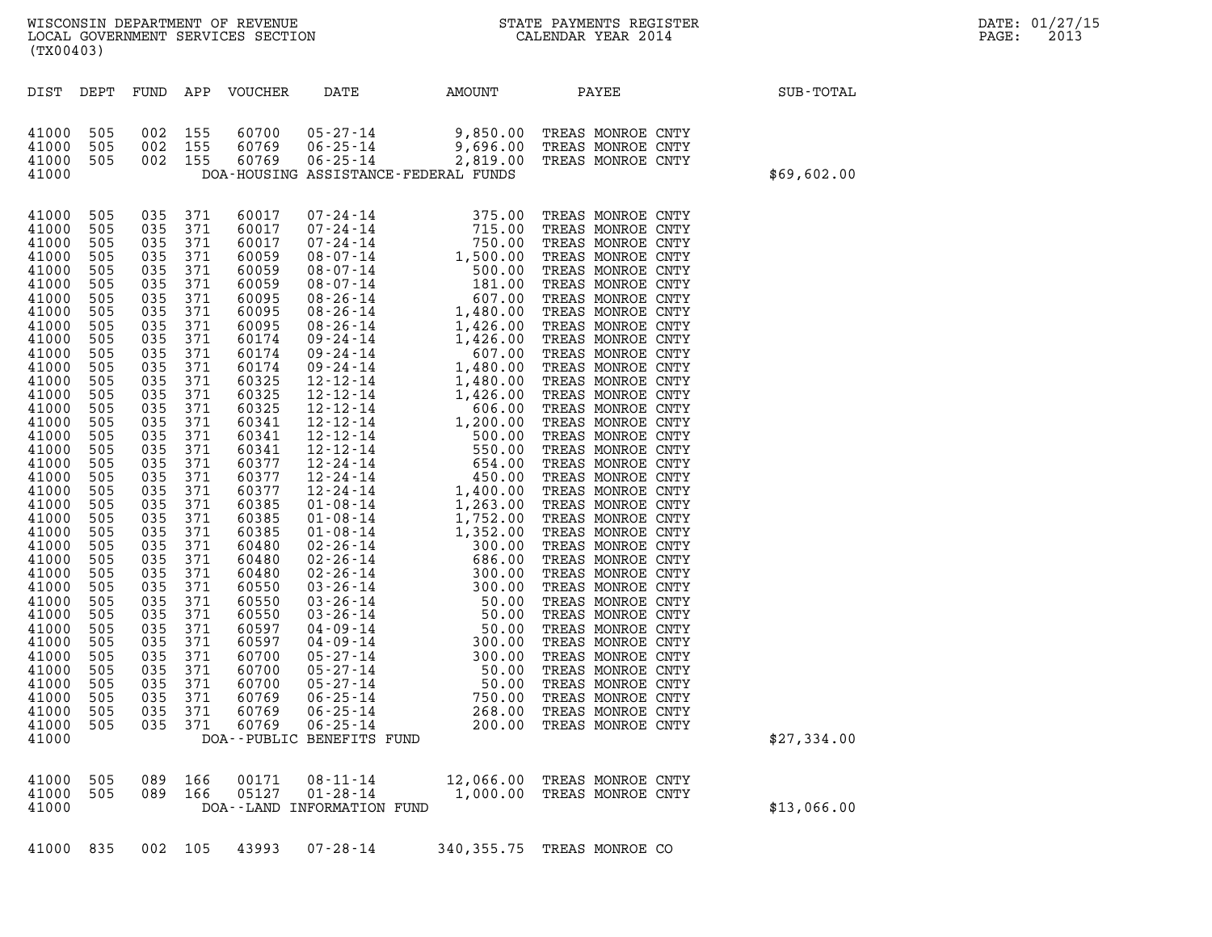| DIST | DEPT | FUND | APP | VOUCHER | DATE | AMOUNT | PAYEE | SUB-TOTAL |
|---|---|---|---|---|---|---|---|---|
| 41000 | 505 | 002 | 155 | 60700 | 05-27-14 | 9,850.00 | TREAS MONROE CNTY | |
| 41000 | 505 | 002 | 155 | 60769 | 06-25-14 | 9,696.00 | TREAS MONROE CNTY | |
| 41000 | 505 | 002 | 155 | 60769 | 06-25-14 | 2,819.00 | TREAS MONROE CNTY | |
| 41000 | | | | | DOA-HOUSING ASSISTANCE-FEDERAL FUNDS | | | $69,602.00 |
| 41000 | 505 | 035 | 371 | 60017 | 07-24-14 | 375.00 | TREAS MONROE CNTY | |
| 41000 | 505 | 035 | 371 | 60017 | 07-24-14 | 715.00 | TREAS MONROE CNTY | |
| 41000 | 505 | 035 | 371 | 60017 | 07-24-14 | 750.00 | TREAS MONROE CNTY | |
| 41000 | 505 | 035 | 371 | 60059 | 08-07-14 | 1,500.00 | TREAS MONROE CNTY | |
| 41000 | 505 | 035 | 371 | 60059 | 08-07-14 | 500.00 | TREAS MONROE CNTY | |
| 41000 | 505 | 035 | 371 | 60059 | 08-07-14 | 181.00 | TREAS MONROE CNTY | |
| 41000 | 505 | 035 | 371 | 60095 | 08-26-14 | 607.00 | TREAS MONROE CNTY | |
| 41000 | 505 | 035 | 371 | 60095 | 08-26-14 | 1,480.00 | TREAS MONROE CNTY | |
| 41000 | 505 | 035 | 371 | 60095 | 08-26-14 | 1,426.00 | TREAS MONROE CNTY | |
| 41000 | 505 | 035 | 371 | 60174 | 09-24-14 | 1,426.00 | TREAS MONROE CNTY | |
| 41000 | 505 | 035 | 371 | 60174 | 09-24-14 | 607.00 | TREAS MONROE CNTY | |
| 41000 | 505 | 035 | 371 | 60174 | 09-24-14 | 1,480.00 | TREAS MONROE CNTY | |
| 41000 | 505 | 035 | 371 | 60325 | 12-12-14 | 1,480.00 | TREAS MONROE CNTY | |
| 41000 | 505 | 035 | 371 | 60325 | 12-12-14 | 1,426.00 | TREAS MONROE CNTY | |
| 41000 | 505 | 035 | 371 | 60325 | 12-12-14 | 606.00 | TREAS MONROE CNTY | |
| 41000 | 505 | 035 | 371 | 60341 | 12-12-14 | 1,200.00 | TREAS MONROE CNTY | |
| 41000 | 505 | 035 | 371 | 60341 | 12-12-14 | 500.00 | TREAS MONROE CNTY | |
| 41000 | 505 | 035 | 371 | 60341 | 12-12-14 | 550.00 | TREAS MONROE CNTY | |
| 41000 | 505 | 035 | 371 | 60377 | 12-24-14 | 654.00 | TREAS MONROE CNTY | |
| 41000 | 505 | 035 | 371 | 60377 | 12-24-14 | 450.00 | TREAS MONROE CNTY | |
| 41000 | 505 | 035 | 371 | 60377 | 12-24-14 | 1,400.00 | TREAS MONROE CNTY | |
| 41000 | 505 | 035 | 371 | 60385 | 01-08-14 | 1,263.00 | TREAS MONROE CNTY | |
| 41000 | 505 | 035 | 371 | 60385 | 01-08-14 | 1,752.00 | TREAS MONROE CNTY | |
| 41000 | 505 | 035 | 371 | 60385 | 01-08-14 | 1,352.00 | TREAS MONROE CNTY | |
| 41000 | 505 | 035 | 371 | 60480 | 02-26-14 | 300.00 | TREAS MONROE CNTY | |
| 41000 | 505 | 035 | 371 | 60480 | 02-26-14 | 686.00 | TREAS MONROE CNTY | |
| 41000 | 505 | 035 | 371 | 60480 | 02-26-14 | 300.00 | TREAS MONROE CNTY | |
| 41000 | 505 | 035 | 371 | 60550 | 03-26-14 | 300.00 | TREAS MONROE CNTY | |
| 41000 | 505 | 035 | 371 | 60550 | 03-26-14 | 50.00 | TREAS MONROE CNTY | |
| 41000 | 505 | 035 | 371 | 60550 | 03-26-14 | 50.00 | TREAS MONROE CNTY | |
| 41000 | 505 | 035 | 371 | 60597 | 04-09-14 | 50.00 | TREAS MONROE CNTY | |
| 41000 | 505 | 035 | 371 | 60597 | 04-09-14 | 300.00 | TREAS MONROE CNTY | |
| 41000 | 505 | 035 | 371 | 60700 | 05-27-14 | 300.00 | TREAS MONROE CNTY | |
| 41000 | 505 | 035 | 371 | 60700 | 05-27-14 | 50.00 | TREAS MONROE CNTY | |
| 41000 | 505 | 035 | 371 | 60700 | 05-27-14 | 50.00 | TREAS MONROE CNTY | |
| 41000 | 505 | 035 | 371 | 60769 | 06-25-14 | 750.00 | TREAS MONROE CNTY | |
| 41000 | 505 | 035 | 371 | 60769 | 06-25-14 | 268.00 | TREAS MONROE CNTY | |
| 41000 | 505 | 035 | 371 | 60769 | 06-25-14 | 200.00 | TREAS MONROE CNTY | |
| 41000 | | | | | DOA--PUBLIC BENEFITS FUND | | | $27,334.00 |
| 41000 | 505 | 089 | 166 | 00171 | 08-11-14 | 12,066.00 | TREAS MONROE CNTY | |
| 41000 | 505 | 089 | 166 | 05127 | 01-28-14 | 1,000.00 | TREAS MONROE CNTY | |
| 41000 | | | | | DOA--LAND INFORMATION FUND | | | $13,066.00 |
| 41000 | 835 | 002 | 105 | 43993 | 07-28-14 | 340,355.75 | TREAS MONROE CO | |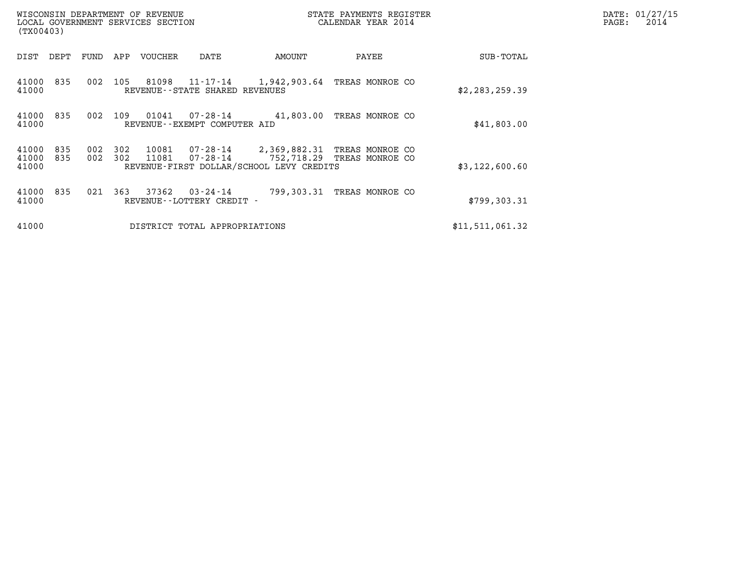WISCONSIN DEPARTMENT OF REVENUE
LOCAL GOVERNMENT SERVICES SECTION
(TX00403)

STATE PAYMENTS REGISTER
CALENDAR YEAR 2014

DATE: 01/27/15
PAGE: 2014

| DIST | DEPT | FUND | APP | VOUCHER | DATE | AMOUNT | PAYEE | SUB-TOTAL |
|---|---|---|---|---|---|---|---|---|
| 41000 | 835 | 002 | 105 | 81098 | 11-17-14 | 1,942,903.64 | TREAS MONROE CO | |
| 41000 | | | | REVENUE--STATE SHARED REVENUES | | | | $2,283,259.39 |
| 41000 | 835 | 002 | 109 | 01041 | 07-28-14 | 41,803.00 | TREAS MONROE CO | |
| 41000 | | | | REVENUE--EXEMPT COMPUTER AID | | | | $41,803.00 |
| 41000 | 835 | 002 | 302 | 10081 | 07-28-14 | 2,369,882.31 | TREAS MONROE CO | |
| 41000 | 835 | 002 | 302 | 11081 | 07-28-14 | 752,718.29 | TREAS MONROE CO | |
| 41000 | | | | REVENUE-FIRST DOLLAR/SCHOOL LEVY CREDITS | | | | $3,122,600.60 |
| 41000 | 835 | 021 | 363 | 37362 | 03-24-14 | 799,303.31 | TREAS MONROE CO | |
| 41000 | | | | REVENUE--LOTTERY CREDIT - | | | | $799,303.31 |
| 41000 | | | | DISTRICT TOTAL APPROPRIATIONS | | | | $11,511,061.32 |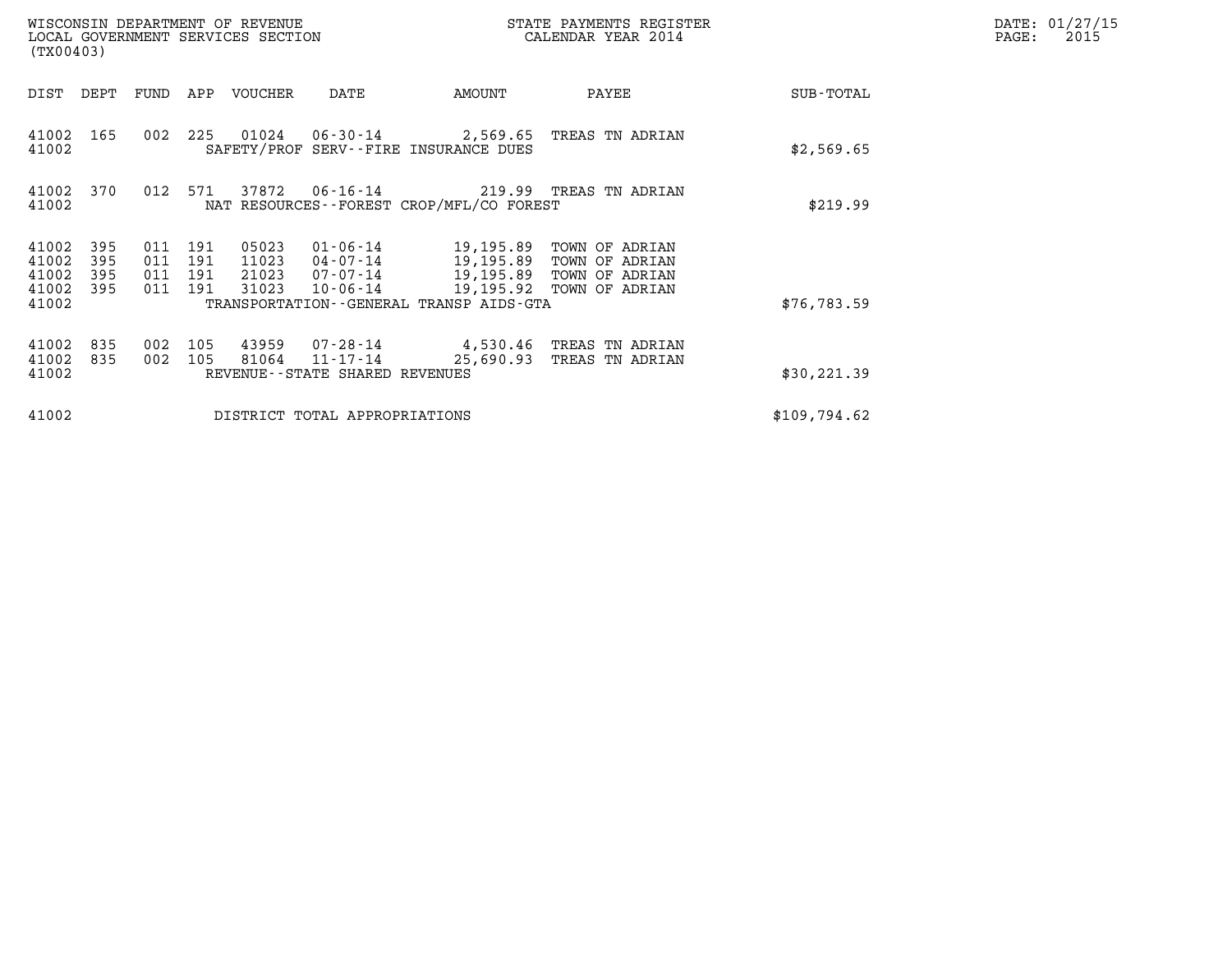WISCONSIN DEPARTMENT OF REVENUE
LOCAL GOVERNMENT SERVICES SECTION
(TX00403)

STATE PAYMENTS REGISTER
CALENDAR YEAR 2014

DATE: 01/27/15

| DIST | DEPT | FUND | APP | VOUCHER | DATE | AMOUNT | PAYEE | SUB-TOTAL |
|---|---|---|---|---|---|---|---|---|
| 41002 | 165 | 002 | 225 | 01024 | 06-30-14 | 2,569.65 | TREAS TN ADRIAN | |
| 41002 | | | | SAFETY/PROF SERV--FIRE INSURANCE DUES | | | | $2,569.65 |
| 41002 | 370 | 012 | 571 | 37872 | 06-16-14 | 219.99 | TREAS TN ADRIAN | |
| 41002 | | | | NAT RESOURCES--FOREST CROP/MFL/CO FOREST | | | | $219.99 |
| 41002 | 395 | 011 | 191 | 05023 | 01-06-14 | 19,195.89 | TOWN OF ADRIAN | |
| 41002 | 395 | 011 | 191 | 11023 | 04-07-14 | 19,195.89 | TOWN OF ADRIAN | |
| 41002 | 395 | 011 | 191 | 21023 | 07-07-14 | 19,195.89 | TOWN OF ADRIAN | |
| 41002 | 395 | 011 | 191 | 31023 | 10-06-14 | 19,195.92 | TOWN OF ADRIAN | |
| 41002 | | | | TRANSPORTATION--GENERAL TRANSP AIDS-GTA | | | | $76,783.59 |
| 41002 | 835 | 002 | 105 | 43959 | 07-28-14 | 4,530.46 | TREAS TN ADRIAN | |
| 41002 | 835 | 002 | 105 | 81064 | 11-17-14 | 25,690.93 | TREAS TN ADRIAN | |
| 41002 | | | | REVENUE--STATE SHARED REVENUES | | | | $30,221.39 |
| 41002 | | | | DISTRICT TOTAL APPROPRIATIONS | | | | $109,794.62 |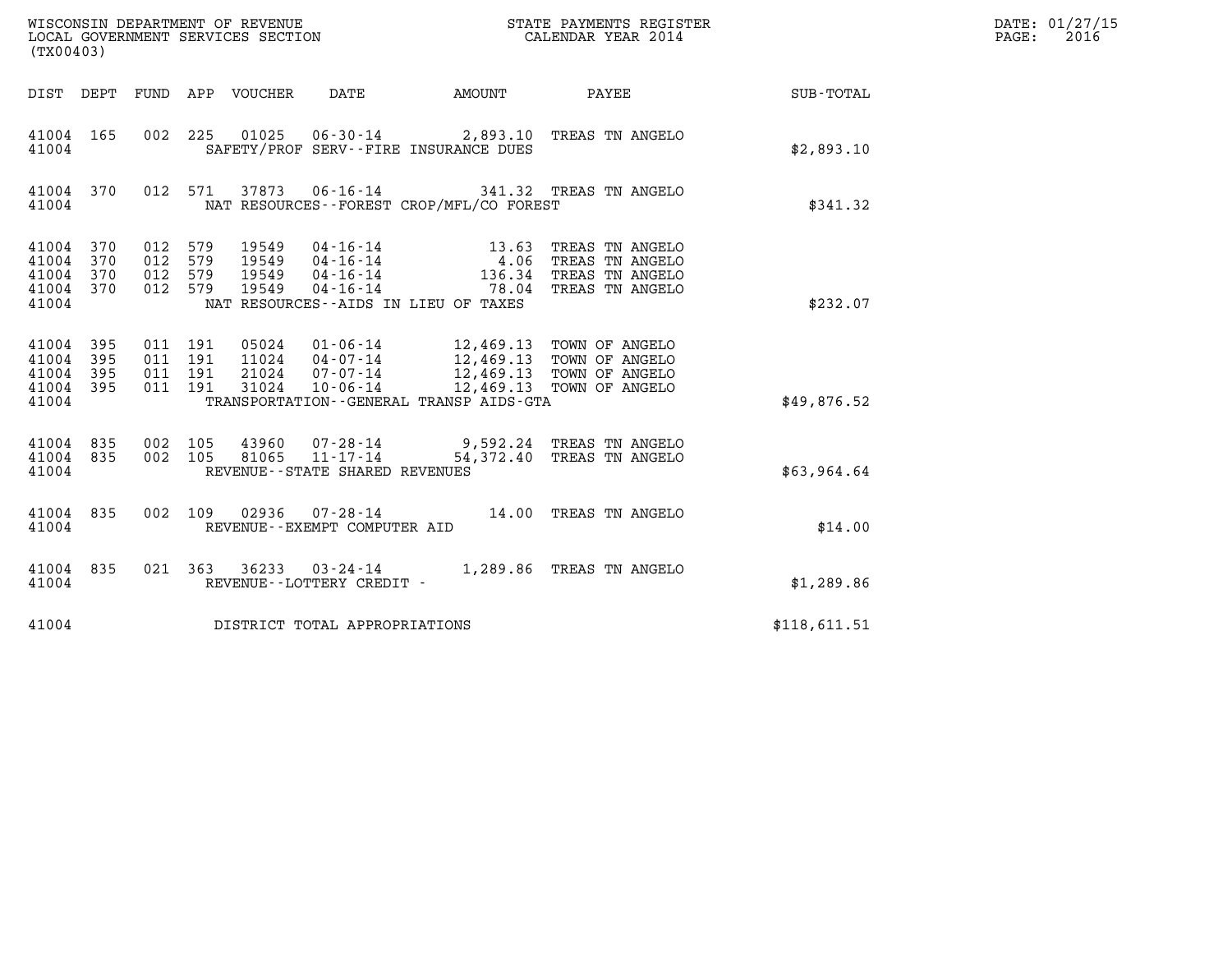WISCONSIN DEPARTMENT OF REVENUE
LOCAL GOVERNMENT SERVICES SECTION
(TX00403)

STATE PAYMENTS REGISTER
CALENDAR YEAR 2014

DATE: 01/27/15
PAGE: 2016

| DIST | DEPT | FUND | APP | VOUCHER | DATE | AMOUNT | PAYEE | SUB-TOTAL |
|---|---|---|---|---|---|---|---|---|
| 41004 | 165 | 002 | 225 | 01025 | 06-30-14 | 2,893.10 | TREAS TN ANGELO | |
| 41004 | | | | | SAFETY/PROF SERV--FIRE INSURANCE DUES | | | $2,893.10 |
| 41004 | 370 | 012 | 571 | 37873 | 06-16-14 | 341.32 | TREAS TN ANGELO | |
| 41004 | | | | | NAT RESOURCES--FOREST CROP/MFL/CO FOREST | | | $341.32 |
| 41004 | 370 | 012 | 579 | 19549 | 04-16-14 | 13.63 | TREAS TN ANGELO | |
| 41004 | 370 | 012 | 579 | 19549 | 04-16-14 | 4.06 | TREAS TN ANGELO | |
| 41004 | 370 | 012 | 579 | 19549 | 04-16-14 | 136.34 | TREAS TN ANGELO | |
| 41004 | 370 | 012 | 579 | 19549 | 04-16-14 | 78.04 | TREAS TN ANGELO | |
| 41004 | | | | | NAT RESOURCES--AIDS IN LIEU OF TAXES | | | $232.07 |
| 41004 | 395 | 011 | 191 | 05024 | 01-06-14 | 12,469.13 | TOWN OF ANGELO | |
| 41004 | 395 | 011 | 191 | 11024 | 04-07-14 | 12,469.13 | TOWN OF ANGELO | |
| 41004 | 395 | 011 | 191 | 21024 | 07-07-14 | 12,469.13 | TOWN OF ANGELO | |
| 41004 | 395 | 011 | 191 | 31024 | 10-06-14 | 12,469.13 | TOWN OF ANGELO | |
| 41004 | | | | | TRANSPORTATION--GENERAL TRANSP AIDS-GTA | | | $49,876.52 |
| 41004 | 835 | 002 | 105 | 43960 | 07-28-14 | 9,592.24 | TREAS TN ANGELO | |
| 41004 | 835 | 002 | 105 | 81065 | 11-17-14 | 54,372.40 | TREAS TN ANGELO | |
| 41004 | | | | | REVENUE--STATE SHARED REVENUES | | | $63,964.64 |
| 41004 | 835 | 002 | 109 | 02936 | 07-28-14 | 14.00 | TREAS TN ANGELO | |
| 41004 | | | | | REVENUE--EXEMPT COMPUTER AID | | | $14.00 |
| 41004 | 835 | 021 | 363 | 36233 | 03-24-14 | 1,289.86 | TREAS TN ANGELO | |
| 41004 | | | | | REVENUE--LOTTERY CREDIT - | | | $1,289.86 |
| 41004 | | | | | DISTRICT TOTAL APPROPRIATIONS | | | $118,611.51 |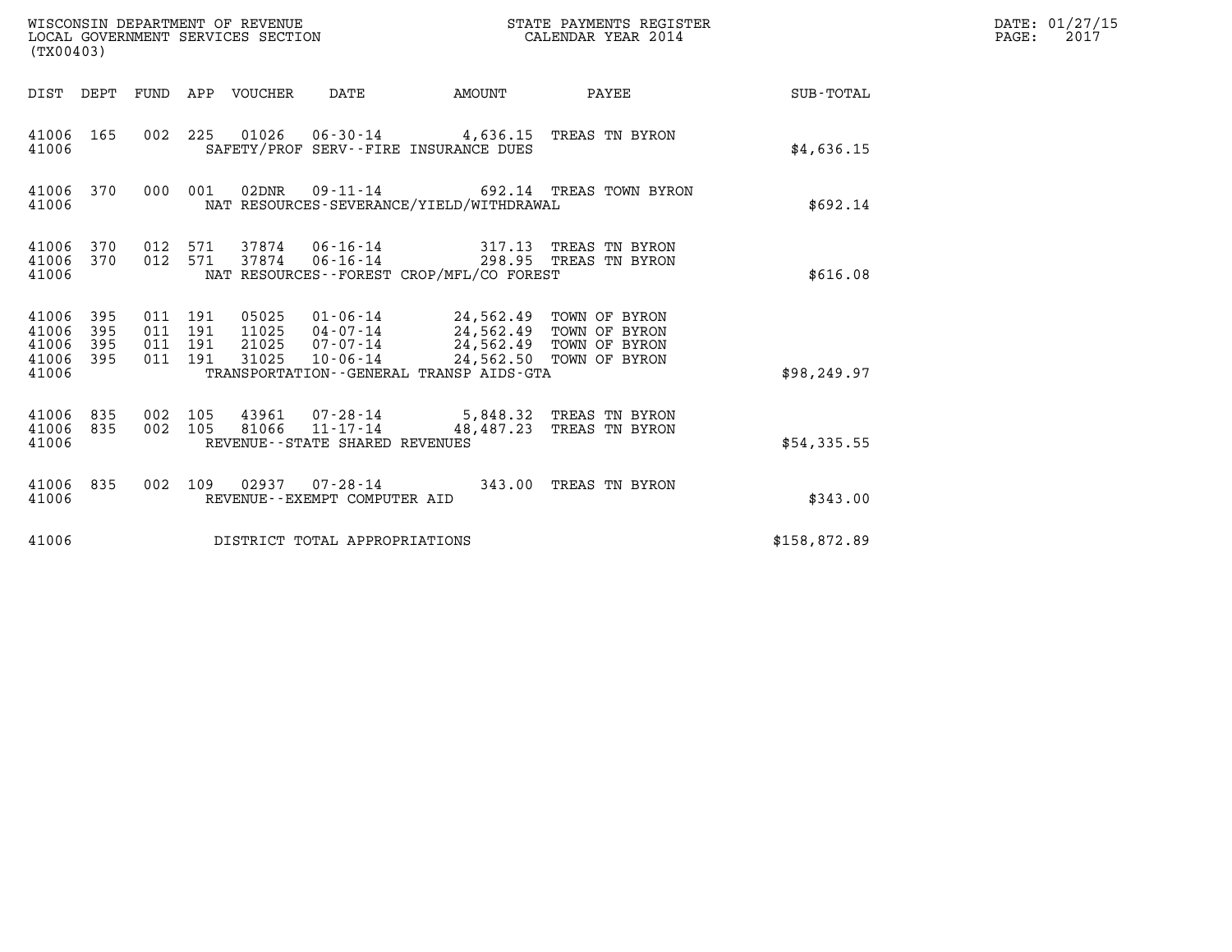WISCONSIN DEPARTMENT OF REVENUE
LOCAL GOVERNMENT SERVICES SECTION
(TX00403)

STATE PAYMENTS REGISTER
CALENDAR YEAR 2014

DATE: 01/27/15
PAGE: 2017

| DIST | DEPT | FUND | APP | VOUCHER | DATE | AMOUNT | PAYEE | SUB-TOTAL |
|---|---|---|---|---|---|---|---|---|
| 41006 | 165 | 002 | 225 | 01026 | 06-30-14 | 4,636.15 | TREAS TN BYRON | |
| 41006 | | | | SAFETY/PROF SERV--FIRE INSURANCE DUES | | | | $4,636.15 |
| 41006 | 370 | 000 | 001 | 02DNR | 09-11-14 | 692.14 | TREAS TOWN BYRON | |
| 41006 | | | | NAT RESOURCES-SEVERANCE/YIELD/WITHDRAWAL | | | | $692.14 |
| 41006 | 370 | 012 | 571 | 37874 | 06-16-14 | 317.13 | TREAS TN BYRON | |
| 41006 | 370 | 012 | 571 | 37874 | 06-16-14 | 298.95 | TREAS TN BYRON | |
| 41006 | | | | NAT RESOURCES--FOREST CROP/MFL/CO FOREST | | | | $616.08 |
| 41006 | 395 | 011 | 191 | 05025 | 01-06-14 | 24,562.49 | TOWN OF BYRON | |
| 41006 | 395 | 011 | 191 | 11025 | 04-07-14 | 24,562.49 | TOWN OF BYRON | |
| 41006 | 395 | 011 | 191 | 21025 | 07-07-14 | 24,562.49 | TOWN OF BYRON | |
| 41006 | 395 | 011 | 191 | 31025 | 10-06-14 | 24,562.50 | TOWN OF BYRON | |
| 41006 | | | | TRANSPORTATION--GENERAL TRANSP AIDS-GTA | | | | $98,249.97 |
| 41006 | 835 | 002 | 105 | 43961 | 07-28-14 | 5,848.32 | TREAS TN BYRON | |
| 41006 | 835 | 002 | 105 | 81066 | 11-17-14 | 48,487.23 | TREAS TN BYRON | |
| 41006 | | | | REVENUE--STATE SHARED REVENUES | | | | $54,335.55 |
| 41006 | 835 | 002 | 109 | 02937 | 07-28-14 | 343.00 | TREAS TN BYRON | |
| 41006 | | | | REVENUE--EXEMPT COMPUTER AID | | | | $343.00 |
| 41006 | | | | DISTRICT TOTAL APPROPRIATIONS | | | | $158,872.89 |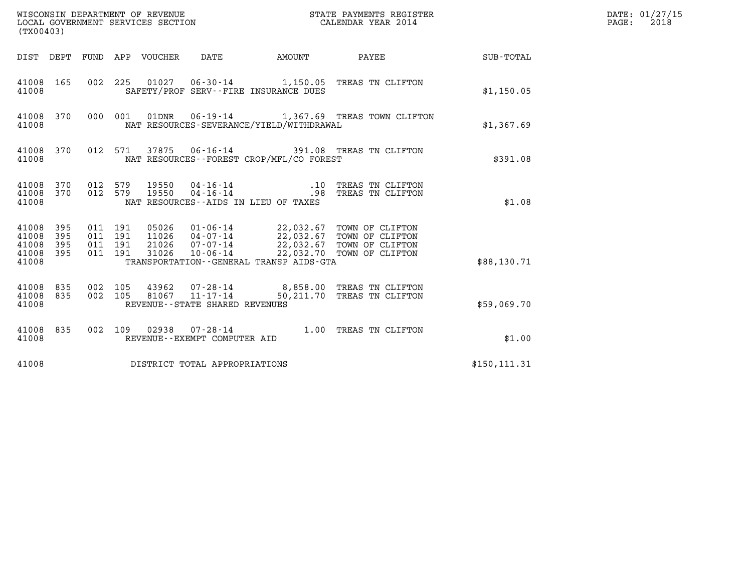WISCONSIN DEPARTMENT OF REVENUE
LOCAL GOVERNMENT SERVICES SECTION
(TX00403)

STATE PAYMENTS REGISTER
CALENDAR YEAR 2014

| DIST | DEPT | FUND | APP | VOUCHER | DATE | AMOUNT | PAYEE | SUB-TOTAL |
|---|---|---|---|---|---|---|---|---|
| 41008 | 165 | 002 | 225 | 01027 | 06-30-14 | 1,150.05 | TREAS TN CLIFTON | |
| 41008 | | | | SAFETY/PROF SERV--FIRE INSURANCE DUES | | | | $1,150.05 |
| 41008 | 370 | 000 | 001 | 01DNR | 06-19-14 | 1,367.69 | TREAS TOWN CLIFTON | |
| 41008 | | | | NAT RESOURCES-SEVERANCE/YIELD/WITHDRAWAL | | | | $1,367.69 |
| 41008 | 370 | 012 | 571 | 37875 | 06-16-14 | 391.08 | TREAS TN CLIFTON | |
| 41008 | | | | NAT RESOURCES--FOREST CROP/MFL/CO FOREST | | | | $391.08 |
| 41008 | 370 | 012 | 579 | 19550 | 04-16-14 | .10 | TREAS TN CLIFTON | |
| 41008 | 370 | 012 | 579 | 19550 | 04-16-14 | .98 | TREAS TN CLIFTON | |
| 41008 | | | | NAT RESOURCES--AIDS IN LIEU OF TAXES | | | | $1.08 |
| 41008 | 395 | 011 | 191 | 05026 | 01-06-14 | 22,032.67 | TOWN OF CLIFTON | |
| 41008 | 395 | 011 | 191 | 11026 | 04-07-14 | 22,032.67 | TOWN OF CLIFTON | |
| 41008 | 395 | 011 | 191 | 21026 | 07-07-14 | 22,032.67 | TOWN OF CLIFTON | |
| 41008 | 395 | 011 | 191 | 31026 | 10-06-14 | 22,032.70 | TOWN OF CLIFTON | |
| 41008 | | | | TRANSPORTATION--GENERAL TRANSP AIDS-GTA | | | | $88,130.71 |
| 41008 | 835 | 002 | 105 | 43962 | 07-28-14 | 8,858.00 | TREAS TN CLIFTON | |
| 41008 | 835 | 002 | 105 | 81067 | 11-17-14 | 50,211.70 | TREAS TN CLIFTON | |
| 41008 | | | | REVENUE--STATE SHARED REVENUES | | | | $59,069.70 |
| 41008 | 835 | 002 | 109 | 02938 | 07-28-14 | 1.00 | TREAS TN CLIFTON | |
| 41008 | | | | REVENUE--EXEMPT COMPUTER AID | | | | $1.00 |
| 41008 | | | | DISTRICT TOTAL APPROPRIATIONS | | | | $150,111.31 |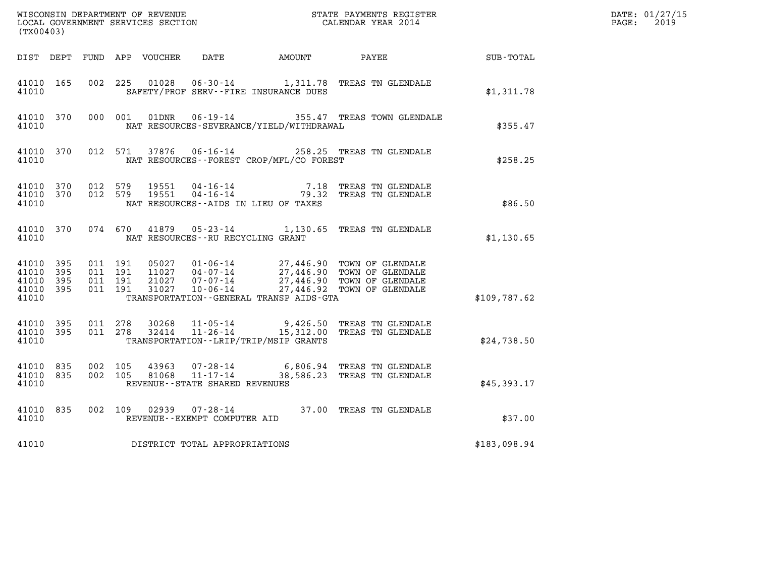WISCONSIN DEPARTMENT OF REVENUE
LOCAL GOVERNMENT SERVICES SECTION
(TX00403)

STATE PAYMENTS REGISTER
CALENDAR YEAR 2014

DATE: 01/27/15
PAGE: 2019

| DIST | DEPT | FUND | APP | VOUCHER | DATE | AMOUNT | PAYEE | SUB-TOTAL |
|---|---|---|---|---|---|---|---|---|
| 41010 | 165 | 002 | 225 | 01028 | 06-30-14 | 1,311.78 | TREAS TN GLENDALE | |
| 41010 | | | | SAFETY/PROF SERV--FIRE INSURANCE DUES | | | | $1,311.78 |
| 41010 | 370 | 000 | 001 | 01DNR | 06-19-14 | 355.47 | TREAS TOWN GLENDALE | |
| 41010 | | | | NAT RESOURCES-SEVERANCE/YIELD/WITHDRAWAL | | | | $355.47 |
| 41010 | 370 | 012 | 571 | 37876 | 06-16-14 | 258.25 | TREAS TN GLENDALE | |
| 41010 | | | | NAT RESOURCES--FOREST CROP/MFL/CO FOREST | | | | $258.25 |
| 41010 | 370 | 012 | 579 | 19551 | 04-16-14 | 7.18 | TREAS TN GLENDALE | |
| 41010 | 370 | 012 | 579 | 19551 | 04-16-14 | 79.32 | TREAS TN GLENDALE | |
| 41010 | | | | NAT RESOURCES--AIDS IN LIEU OF TAXES | | | | $86.50 |
| 41010 | 370 | 074 | 670 | 41879 | 05-23-14 | 1,130.65 | TREAS TN GLENDALE | |
| 41010 | | | | NAT RESOURCES--RU RECYCLING GRANT | | | | $1,130.65 |
| 41010 | 395 | 011 | 191 | 05027 | 01-06-14 | 27,446.90 | TOWN OF GLENDALE | |
| 41010 | 395 | 011 | 191 | 11027 | 04-07-14 | 27,446.90 | TOWN OF GLENDALE | |
| 41010 | 395 | 011 | 191 | 21027 | 07-07-14 | 27,446.90 | TOWN OF GLENDALE | |
| 41010 | 395 | 011 | 191 | 31027 | 10-06-14 | 27,446.92 | TOWN OF GLENDALE | |
| 41010 | | | | TRANSPORTATION--GENERAL TRANSP AIDS-GTA | | | | $109,787.62 |
| 41010 | 395 | 011 | 278 | 30268 | 11-05-14 | 9,426.50 | TREAS TN GLENDALE | |
| 41010 | 395 | 011 | 278 | 32414 | 11-26-14 | 15,312.00 | TREAS TN GLENDALE | |
| 41010 | | | | TRANSPORTATION--LRIP/TRIP/MSIP GRANTS | | | | $24,738.50 |
| 41010 | 835 | 002 | 105 | 43963 | 07-28-14 | 6,806.94 | TREAS TN GLENDALE | |
| 41010 | 835 | 002 | 105 | 81068 | 11-17-14 | 38,586.23 | TREAS TN GLENDALE | |
| 41010 | | | | REVENUE--STATE SHARED REVENUES | | | | $45,393.17 |
| 41010 | 835 | 002 | 109 | 02939 | 07-28-14 | 37.00 | TREAS TN GLENDALE | |
| 41010 | | | | REVENUE--EXEMPT COMPUTER AID | | | | $37.00 |
| 41010 | | | | DISTRICT TOTAL APPROPRIATIONS | | | | $183,098.94 |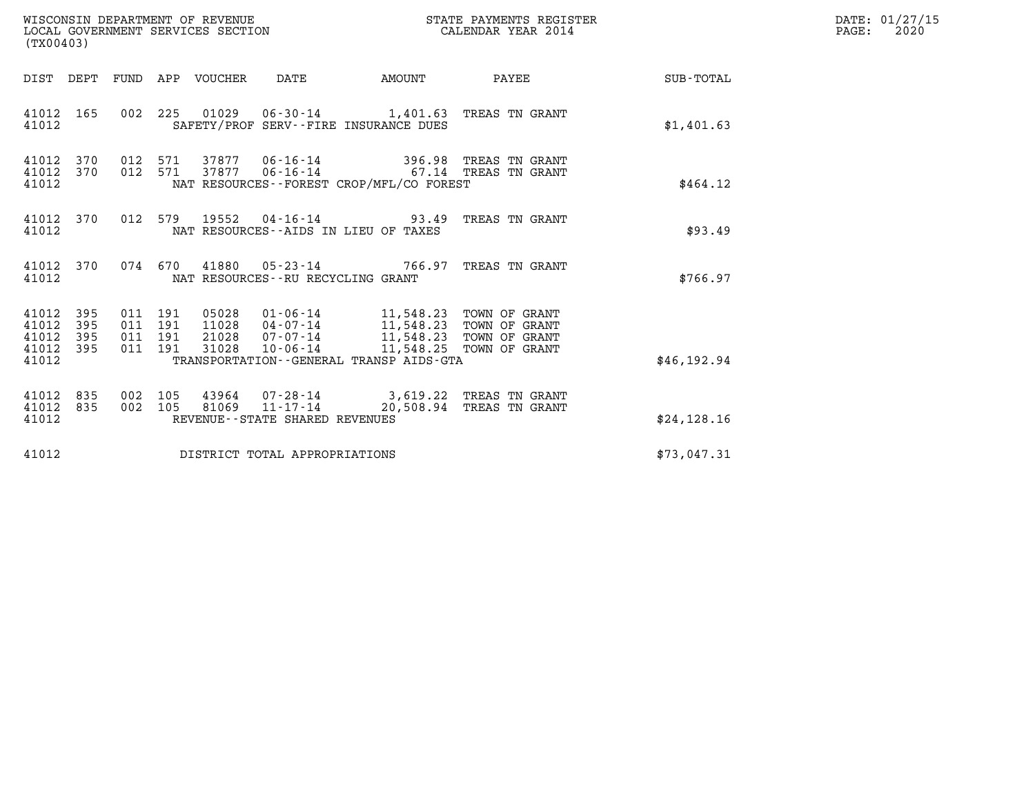WISCONSIN DEPARTMENT OF REVENUE
LOCAL GOVERNMENT SERVICES SECTION
(TX00403)

STATE PAYMENTS REGISTER
CALENDAR YEAR 2014

DATE: 01/27/15
PAGE: 2020

| DIST | DEPT | FUND | APP | VOUCHER | DATE | AMOUNT | PAYEE | SUB-TOTAL |
|---|---|---|---|---|---|---|---|---|
| 41012 | 165 | 002 | 225 | 01029 | 06-30-14 | 1,401.63 | TREAS TN GRANT | |
| 41012 | | | | | SAFETY/PROF SERV--FIRE INSURANCE DUES | | | $1,401.63 |
| 41012 | 370 | 012 | 571 | 37877 | 06-16-14 | 396.98 | TREAS TN GRANT | |
| 41012 | 370 | 012 | 571 | 37877 | 06-16-14 | 67.14 | TREAS TN GRANT | |
| 41012 | | | | | NAT RESOURCES--FOREST CROP/MFL/CO FOREST | | | $464.12 |
| 41012 | 370 | 012 | 579 | 19552 | 04-16-14 | 93.49 | TREAS TN GRANT | |
| 41012 | | | | | NAT RESOURCES--AIDS IN LIEU OF TAXES | | | $93.49 |
| 41012 | 370 | 074 | 670 | 41880 | 05-23-14 | 766.97 | TREAS TN GRANT | |
| 41012 | | | | | NAT RESOURCES--RU RECYCLING GRANT | | | $766.97 |
| 41012 | 395 | 011 | 191 | 05028 | 01-06-14 | 11,548.23 | TOWN OF GRANT | |
| 41012 | 395 | 011 | 191 | 11028 | 04-07-14 | 11,548.23 | TOWN OF GRANT | |
| 41012 | 395 | 011 | 191 | 21028 | 07-07-14 | 11,548.23 | TOWN OF GRANT | |
| 41012 | 395 | 011 | 191 | 31028 | 10-06-14 | 11,548.25 | TOWN OF GRANT | |
| 41012 | | | | | TRANSPORTATION--GENERAL TRANSP AIDS-GTA | | | $46,192.94 |
| 41012 | 835 | 002 | 105 | 43964 | 07-28-14 | 3,619.22 | TREAS TN GRANT | |
| 41012 | 835 | 002 | 105 | 81069 | 11-17-14 | 20,508.94 | TREAS TN GRANT | |
| 41012 | | | | | REVENUE--STATE SHARED REVENUES | | | $24,128.16 |
| 41012 | | | | | DISTRICT TOTAL APPROPRIATIONS | | | $73,047.31 |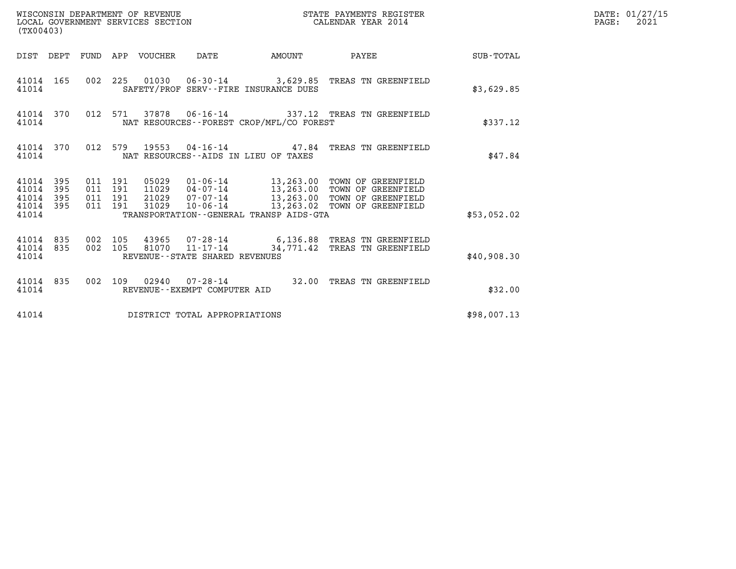WISCONSIN DEPARTMENT OF REVENUE
LOCAL GOVERNMENT SERVICES SECTION
(TX00403)

STATE PAYMENTS REGISTER
CALENDAR YEAR 2014

DATE: 01/27/15
PAGE: 2021

| DIST | DEPT | FUND | APP | VOUCHER | DATE | AMOUNT | PAYEE | SUB-TOTAL |
|---|---|---|---|---|---|---|---|---|
| 41014 | 165 | 002 | 225 | 01030 | 06-30-14 | 3,629.85 | TREAS TN GREENFIELD | |
| 41014 | | | | SAFETY/PROF SERV--FIRE INSURANCE DUES | | | | $3,629.85 |
| 41014 | 370 | 012 | 571 | 37878 | 06-16-14 | 337.12 | TREAS TN GREENFIELD | |
| 41014 | | | | NAT RESOURCES--FOREST CROP/MFL/CO FOREST | | | | $337.12 |
| 41014 | 370 | 012 | 579 | 19553 | 04-16-14 | 47.84 | TREAS TN GREENFIELD | |
| 41014 | | | | NAT RESOURCES--AIDS IN LIEU OF TAXES | | | | $47.84 |
| 41014 | 395 | 011 | 191 | 05029 | 01-06-14 | 13,263.00 | TOWN OF GREENFIELD | |
| 41014 | 395 | 011 | 191 | 11029 | 04-07-14 | 13,263.00 | TOWN OF GREENFIELD | |
| 41014 | 395 | 011 | 191 | 21029 | 07-07-14 | 13,263.00 | TOWN OF GREENFIELD | |
| 41014 | 395 | 011 | 191 | 31029 | 10-06-14 | 13,263.02 | TOWN OF GREENFIELD | |
| 41014 | | | | TRANSPORTATION--GENERAL TRANSP AIDS-GTA | | | | $53,052.02 |
| 41014 | 835 | 002 | 105 | 43965 | 07-28-14 | 6,136.88 | TREAS TN GREENFIELD | |
| 41014 | 835 | 002 | 105 | 81070 | 11-17-14 | 34,771.42 | TREAS TN GREENFIELD | |
| 41014 | | | | REVENUE--STATE SHARED REVENUES | | | | $40,908.30 |
| 41014 | 835 | 002 | 109 | 02940 | 07-28-14 | 32.00 | TREAS TN GREENFIELD | |
| 41014 | | | | REVENUE--EXEMPT COMPUTER AID | | | | $32.00 |
| 41014 | | | | DISTRICT TOTAL APPROPRIATIONS | | | | $98,007.13 |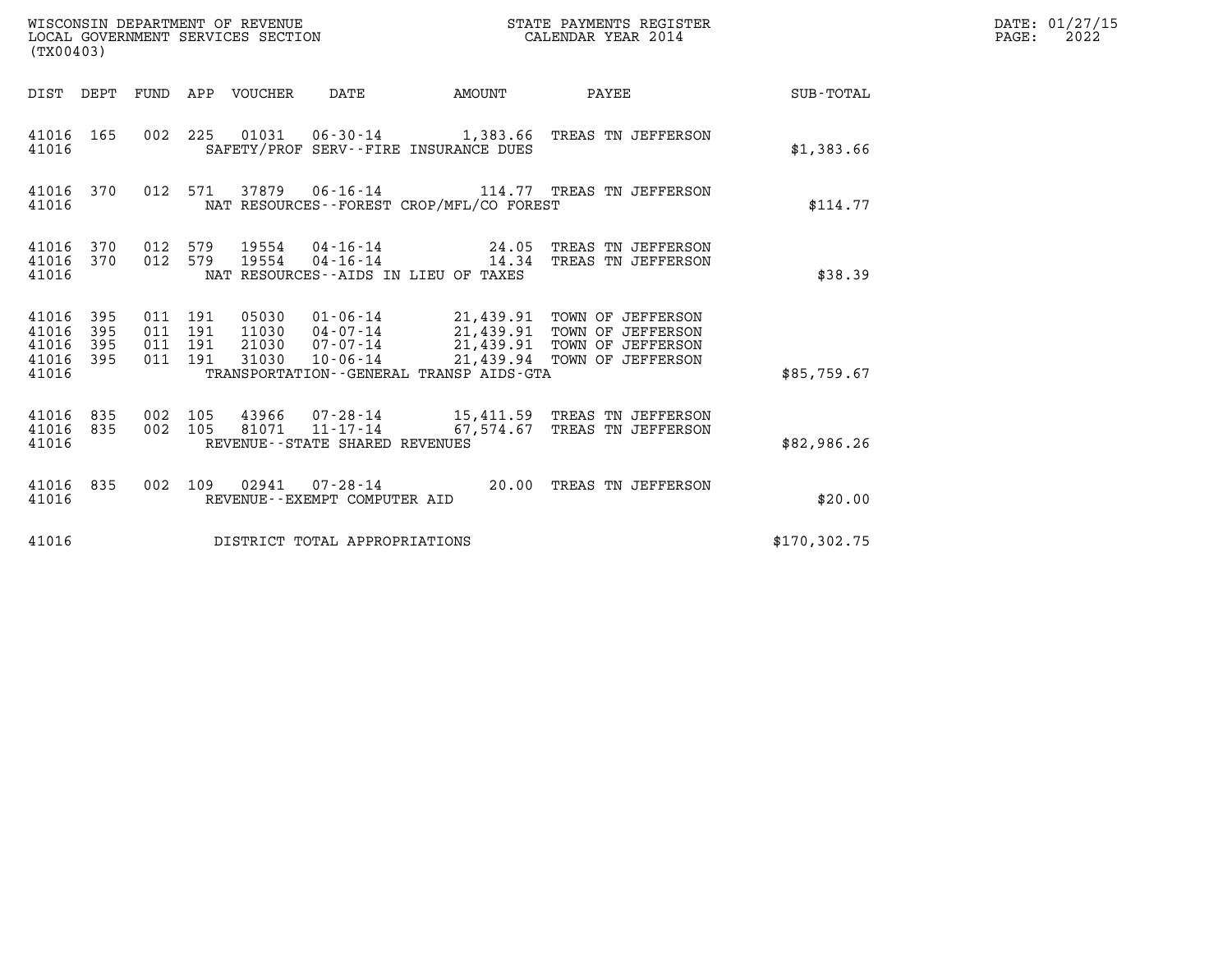WISCONSIN DEPARTMENT OF REVENUE
LOCAL GOVERNMENT SERVICES SECTION
(TX00403)

STATE PAYMENTS REGISTER
CALENDAR YEAR 2014

DATE: 01/27/15
PAGE: 2022

| DIST | DEPT | FUND | APP | VOUCHER | DATE | AMOUNT | PAYEE | SUB-TOTAL |
|---|---|---|---|---|---|---|---|---|
| 41016 | 165 | 002 | 225 | 01031 | 06-30-14 | 1,383.66 | TREAS TN JEFFERSON | |
| 41016 | | | | | SAFETY/PROF SERV--FIRE INSURANCE DUES | | | $1,383.66 |
| 41016 | 370 | 012 | 571 | 37879 | 06-16-14 | 114.77 | TREAS TN JEFFERSON | |
| 41016 | | | | | NAT RESOURCES--FOREST CROP/MFL/CO FOREST | | | $114.77 |
| 41016 | 370 | 012 | 579 | 19554 | 04-16-14 | 24.05 | TREAS TN JEFFERSON | |
| 41016 | 370 | 012 | 579 | 19554 | 04-16-14 | 14.34 | TREAS TN JEFFERSON | |
| 41016 | | | | | NAT RESOURCES--AIDS IN LIEU OF TAXES | | | $38.39 |
| 41016 | 395 | 011 | 191 | 05030 | 01-06-14 | 21,439.91 | TOWN OF JEFFERSON | |
| 41016 | 395 | 011 | 191 | 11030 | 04-07-14 | 21,439.91 | TOWN OF JEFFERSON | |
| 41016 | 395 | 011 | 191 | 21030 | 07-07-14 | 21,439.91 | TOWN OF JEFFERSON | |
| 41016 | 395 | 011 | 191 | 31030 | 10-06-14 | 21,439.94 | TOWN OF JEFFERSON | |
| 41016 | | | | | TRANSPORTATION--GENERAL TRANSP AIDS-GTA | | | $85,759.67 |
| 41016 | 835 | 002 | 105 | 43966 | 07-28-14 | 15,411.59 | TREAS TN JEFFERSON | |
| 41016 | 835 | 002 | 105 | 81071 | 11-17-14 | 67,574.67 | TREAS TN JEFFERSON | |
| 41016 | | | | | REVENUE--STATE SHARED REVENUES | | | $82,986.26 |
| 41016 | 835 | 002 | 109 | 02941 | 07-28-14 | 20.00 | TREAS TN JEFFERSON | |
| 41016 | | | | | REVENUE--EXEMPT COMPUTER AID | | | $20.00 |
| 41016 | | | | | DISTRICT TOTAL APPROPRIATIONS | | | $170,302.75 |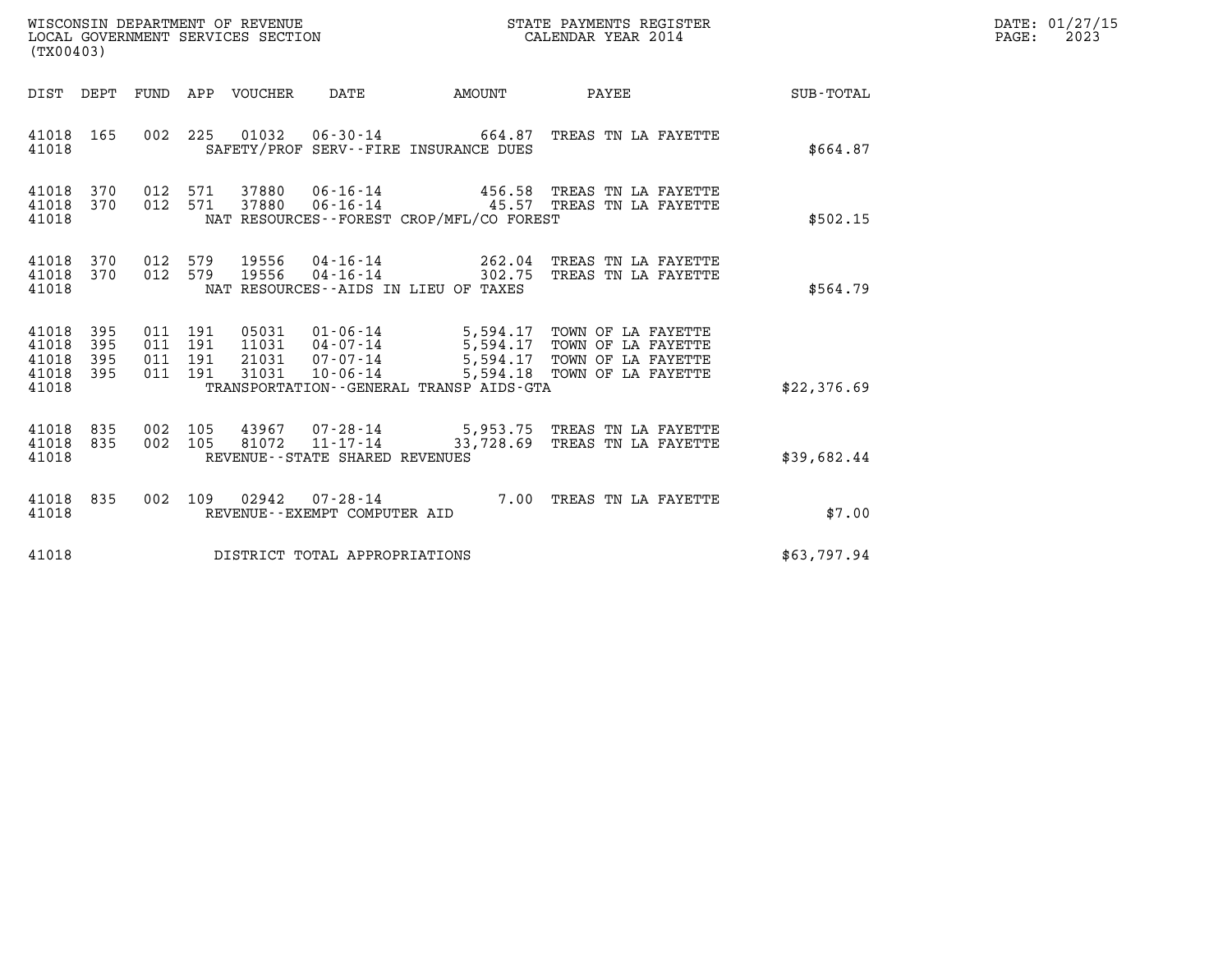WISCONSIN DEPARTMENT OF REVENUE
LOCAL GOVERNMENT SERVICES SECTION
(TX00403)

STATE PAYMENTS REGISTER
CALENDAR YEAR 2014

DATE: 01/27/15
PAGE: 2023

| DIST | DEPT | FUND | APP | VOUCHER | DATE | AMOUNT | PAYEE | SUB-TOTAL |
|---|---|---|---|---|---|---|---|---|
| 41018 | 165 | 002 | 225 | 01032 | 06-30-14 | 664.87 | TREAS TN LA FAYETTE | |
| 41018 | | | | | SAFETY/PROF SERV--FIRE INSURANCE DUES | | | $664.87 |
| 41018 | 370 | 012 | 571 | 37880 | 06-16-14 | 456.58 | TREAS TN LA FAYETTE | |
| 41018 | 370 | 012 | 571 | 37880 | 06-16-14 | 45.57 | TREAS TN LA FAYETTE | |
| 41018 | | | | | NAT RESOURCES--FOREST CROP/MFL/CO FOREST | | | $502.15 |
| 41018 | 370 | 012 | 579 | 19556 | 04-16-14 | 262.04 | TREAS TN LA FAYETTE | |
| 41018 | 370 | 012 | 579 | 19556 | 04-16-14 | 302.75 | TREAS TN LA FAYETTE | |
| 41018 | | | | | NAT RESOURCES--AIDS IN LIEU OF TAXES | | | $564.79 |
| 41018 | 395 | 011 | 191 | 05031 | 01-06-14 | 5,594.17 | TOWN OF LA FAYETTE | |
| 41018 | 395 | 011 | 191 | 11031 | 04-07-14 | 5,594.17 | TOWN OF LA FAYETTE | |
| 41018 | 395 | 011 | 191 | 21031 | 07-07-14 | 5,594.17 | TOWN OF LA FAYETTE | |
| 41018 | 395 | 011 | 191 | 31031 | 10-06-14 | 5,594.18 | TOWN OF LA FAYETTE | |
| 41018 | | | | | TRANSPORTATION--GENERAL TRANSP AIDS-GTA | | | $22,376.69 |
| 41018 | 835 | 002 | 105 | 43967 | 07-28-14 | 5,953.75 | TREAS TN LA FAYETTE | |
| 41018 | 835 | 002 | 105 | 81072 | 11-17-14 | 33,728.69 | TREAS TN LA FAYETTE | |
| 41018 | | | | | REVENUE--STATE SHARED REVENUES | | | $39,682.44 |
| 41018 | 835 | 002 | 109 | 02942 | 07-28-14 | 7.00 | TREAS TN LA FAYETTE | |
| 41018 | | | | | REVENUE--EXEMPT COMPUTER AID | | | $7.00 |
| 41018 | | | | | DISTRICT TOTAL APPROPRIATIONS | | | $63,797.94 |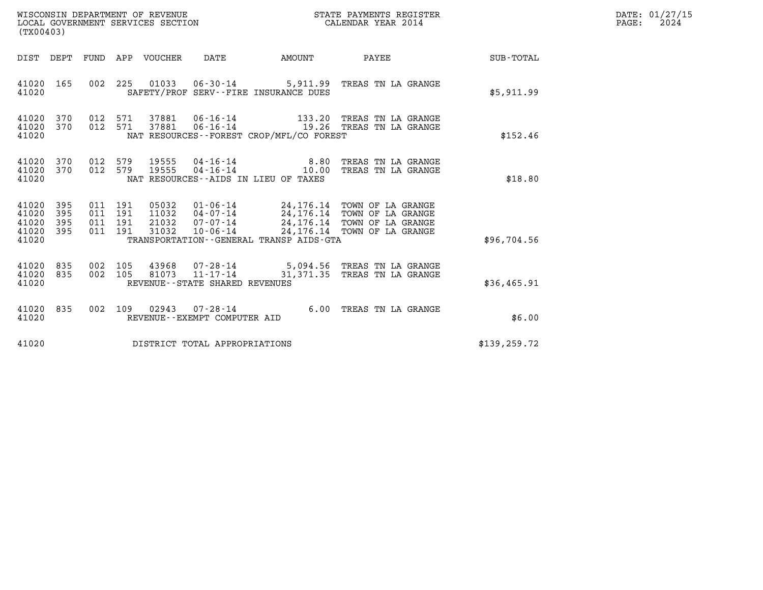WISCONSIN DEPARTMENT OF REVENUE
LOCAL GOVERNMENT SERVICES SECTION
(TX00403)

STATE PAYMENTS REGISTER
CALENDAR YEAR 2014

DATE: 01/27/15

| DIST | DEPT | FUND | APP | VOUCHER | DATE | AMOUNT | PAYEE | SUB-TOTAL |
|---|---|---|---|---|---|---|---|---|
| 41020 | 165 | 002 | 225 | 01033 | 06-30-14 | 5,911.99 | TREAS TN LA GRANGE | |
| 41020 | | | | SAFETY/PROF SERV--FIRE INSURANCE DUES | | | | $5,911.99 |
| 41020 | 370 | 012 | 571 | 37881 | 06-16-14 | 133.20 | TREAS TN LA GRANGE | |
| 41020 | 370 | 012 | 571 | 37881 | 06-16-14 | 19.26 | TREAS TN LA GRANGE | |
| 41020 | | | | NAT RESOURCES--FOREST CROP/MFL/CO FOREST | | | | $152.46 |
| 41020 | 370 | 012 | 579 | 19555 | 04-16-14 | 8.80 | TREAS TN LA GRANGE | |
| 41020 | 370 | 012 | 579 | 19555 | 04-16-14 | 10.00 | TREAS TN LA GRANGE | |
| 41020 | | | | NAT RESOURCES--AIDS IN LIEU OF TAXES | | | | $18.80 |
| 41020 | 395 | 011 | 191 | 05032 | 01-06-14 | 24,176.14 | TOWN OF LA GRANGE | |
| 41020 | 395 | 011 | 191 | 11032 | 04-07-14 | 24,176.14 | TOWN OF LA GRANGE | |
| 41020 | 395 | 011 | 191 | 21032 | 07-07-14 | 24,176.14 | TOWN OF LA GRANGE | |
| 41020 | 395 | 011 | 191 | 31032 | 10-06-14 | 24,176.14 | TOWN OF LA GRANGE | |
| 41020 | | | | TRANSPORTATION--GENERAL TRANSP AIDS-GTA | | | | $96,704.56 |
| 41020 | 835 | 002 | 105 | 43968 | 07-28-14 | 5,094.56 | TREAS TN LA GRANGE | |
| 41020 | 835 | 002 | 105 | 81073 | 11-17-14 | 31,371.35 | TREAS TN LA GRANGE | |
| 41020 | | | | REVENUE--STATE SHARED REVENUES | | | | $36,465.91 |
| 41020 | 835 | 002 | 109 | 02943 | 07-28-14 | 6.00 | TREAS TN LA GRANGE | |
| 41020 | | | | REVENUE--EXEMPT COMPUTER AID | | | | $6.00 |
| 41020 | | | | DISTRICT TOTAL APPROPRIATIONS | | | | $139,259.72 |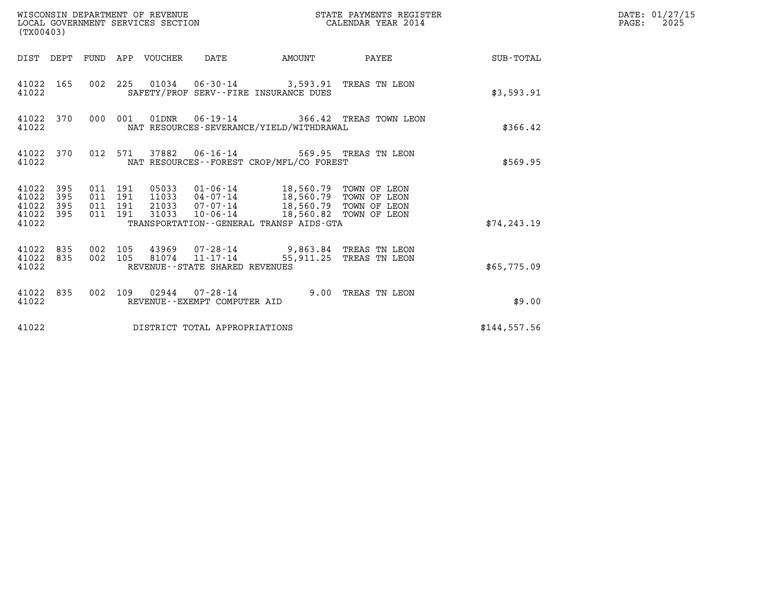WISCONSIN DEPARTMENT OF REVENUE
LOCAL GOVERNMENT SERVICES SECTION
(TX00403)

STATE PAYMENTS REGISTER
CALENDAR YEAR 2014

DATE: 01/27/15

| DIST | DEPT | FUND | APP | VOUCHER | DATE | AMOUNT | PAYEE | SUB-TOTAL |
|---|---|---|---|---|---|---|---|---|
| 41022 | 165 | 002 | 225 | 01034 | 06-30-14 | 3,593.91 | TREAS TN LEON | |
| 41022 | | | | SAFETY/PROF SERV--FIRE INSURANCE DUES | | | | $3,593.91 |
| 41022 | 370 | 000 | 001 | 01DNR | 06-19-14 | 366.42 | TREAS TOWN LEON | |
| 41022 | | | | NAT RESOURCES-SEVERANCE/YIELD/WITHDRAWAL | | | | $366.42 |
| 41022 | 370 | 012 | 571 | 37882 | 06-16-14 | 569.95 | TREAS TN LEON | |
| 41022 | | | | NAT RESOURCES--FOREST CROP/MFL/CO FOREST | | | | $569.95 |
| 41022 | 395 | 011 | 191 | 05033 | 01-06-14 | 18,560.79 | TOWN OF LEON | |
| 41022 | 395 | 011 | 191 | 11033 | 04-07-14 | 18,560.79 | TOWN OF LEON | |
| 41022 | 395 | 011 | 191 | 21033 | 07-07-14 | 18,560.79 | TOWN OF LEON | |
| 41022 | 395 | 011 | 191 | 31033 | 10-06-14 | 18,560.82 | TOWN OF LEON | |
| 41022 | | | | TRANSPORTATION--GENERAL TRANSP AIDS-GTA | | | | $74,243.19 |
| 41022 | 835 | 002 | 105 | 43969 | 07-28-14 | 9,863.84 | TREAS TN LEON | |
| 41022 | 835 | 002 | 105 | 81074 | 11-17-14 | 55,911.25 | TREAS TN LEON | |
| 41022 | | | | REVENUE--STATE SHARED REVENUES | | | | $65,775.09 |
| 41022 | 835 | 002 | 109 | 02944 | 07-28-14 | 9.00 | TREAS TN LEON | |
| 41022 | | | | REVENUE--EXEMPT COMPUTER AID | | | | $9.00 |
| 41022 | | | | DISTRICT TOTAL APPROPRIATIONS | | | | $144,557.56 |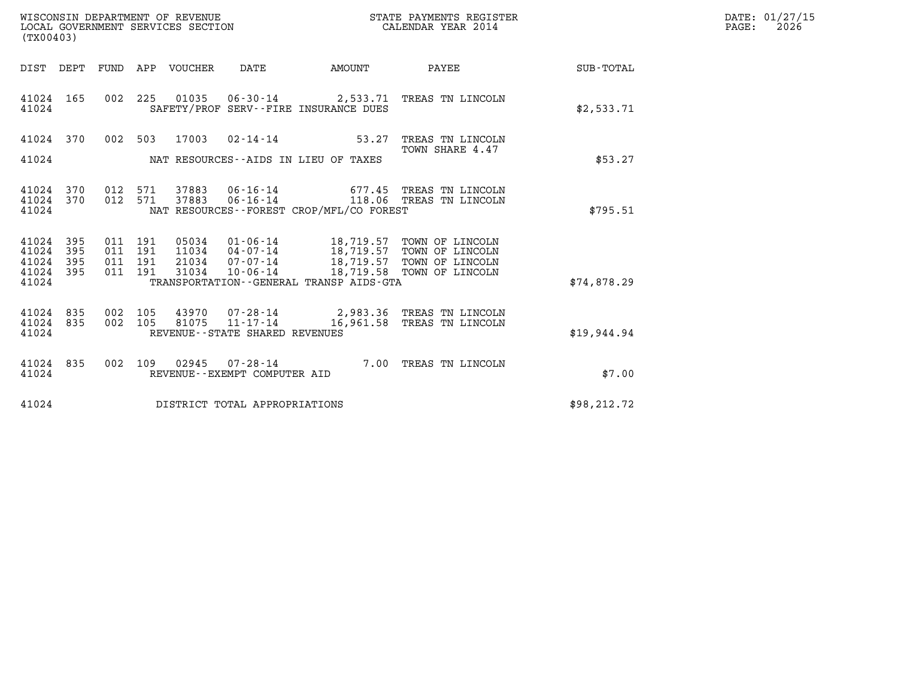WISCONSIN DEPARTMENT OF REVENUE
LOCAL GOVERNMENT SERVICES SECTION
(TX00403)

STATE PAYMENTS REGISTER
CALENDAR YEAR 2014

DATE: 01/27/15
PAGE: 2026

| DIST | DEPT | FUND | APP | VOUCHER | DATE | AMOUNT | PAYEE | SUB-TOTAL |
|---|---|---|---|---|---|---|---|---|
| 41024 | 165 | 002 | 225 | 01035 | 06-30-14 | 2,533.71 | TREAS TN LINCOLN | |
| 41024 | | | | SAFETY/PROF SERV--FIRE INSURANCE DUES | | | | $2,533.71 |
| 41024 | 370 | 002 | 503 | 17003 | 02-14-14 | 53.27 | TREAS TN LINCOLN TOWN SHARE 4.47 | |
| 41024 | | | | NAT RESOURCES--AIDS IN LIEU OF TAXES | | | | $53.27 |
| 41024 | 370 | 012 | 571 | 37883 | 06-16-14 | 677.45 | TREAS TN LINCOLN | |
| 41024 | 370 | 012 | 571 | 37883 | 06-16-14 | 118.06 | TREAS TN LINCOLN | |
| 41024 | | | | NAT RESOURCES--FOREST CROP/MFL/CO FOREST | | | | $795.51 |
| 41024 | 395 | 011 | 191 | 05034 | 01-06-14 | 18,719.57 | TOWN OF LINCOLN | |
| 41024 | 395 | 011 | 191 | 11034 | 04-07-14 | 18,719.57 | TOWN OF LINCOLN | |
| 41024 | 395 | 011 | 191 | 21034 | 07-07-14 | 18,719.57 | TOWN OF LINCOLN | |
| 41024 | 395 | 011 | 191 | 31034 | 10-06-14 | 18,719.58 | TOWN OF LINCOLN | |
| 41024 | | | | TRANSPORTATION--GENERAL TRANSP AIDS-GTA | | | | $74,878.29 |
| 41024 | 835 | 002 | 105 | 43970 | 07-28-14 | 2,983.36 | TREAS TN LINCOLN | |
| 41024 | 835 | 002 | 105 | 81075 | 11-17-14 | 16,961.58 | TREAS TN LINCOLN | |
| 41024 | | | | REVENUE--STATE SHARED REVENUES | | | | $19,944.94 |
| 41024 | 835 | 002 | 109 | 02945 | 07-28-14 | 7.00 | TREAS TN LINCOLN | |
| 41024 | | | | REVENUE--EXEMPT COMPUTER AID | | | | $7.00 |
| 41024 | | | | DISTRICT TOTAL APPROPRIATIONS | | | | $98,212.72 |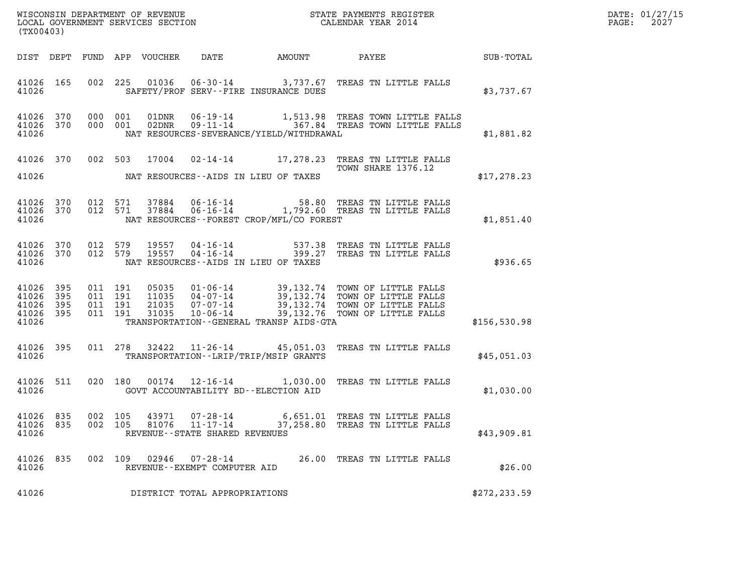WISCONSIN DEPARTMENT OF REVENUE
LOCAL GOVERNMENT SERVICES SECTION
(TX00403)

STATE PAYMENTS REGISTER
CALENDAR YEAR 2014

DATE: 01/27/15
PAGE: 2027

| DIST | DEPT | FUND | APP | VOUCHER | DATE | AMOUNT | PAYEE | SUB-TOTAL |
|---|---|---|---|---|---|---|---|---|
| 41026 | 165 | 002 | 225 | 01036 | 06-30-14 | 3,737.67 | TREAS TN LITTLE FALLS | |
| 41026 | | | | | SAFETY/PROF SERV--FIRE INSURANCE DUES | | | $3,737.67 |
| 41026 | 370 | 000 | 001 | 01DNR | 06-19-14 | 1,513.98 | TREAS TOWN LITTLE FALLS | |
| 41026 | 370 | 000 | 001 | 02DNR | 09-11-14 | 367.84 | TREAS TOWN LITTLE FALLS | |
| 41026 | | | | | NAT RESOURCES-SEVERANCE/YIELD/WITHDRAWAL | | | $1,881.82 |
| 41026 | 370 | 002 | 503 | 17004 | 02-14-14 | 17,278.23 | TREAS TN LITTLE FALLS TOWN SHARE 1376.12 | |
| 41026 | | | | | NAT RESOURCES--AIDS IN LIEU OF TAXES | | | $17,278.23 |
| 41026 | 370 | 012 | 571 | 37884 | 06-16-14 | 58.80 | TREAS TN LITTLE FALLS | |
| 41026 | 370 | 012 | 571 | 37884 | 06-16-14 | 1,792.60 | TREAS TN LITTLE FALLS | |
| 41026 | | | | | NAT RESOURCES--FOREST CROP/MFL/CO FOREST | | | $1,851.40 |
| 41026 | 370 | 012 | 579 | 19557 | 04-16-14 | 537.38 | TREAS TN LITTLE FALLS | |
| 41026 | 370 | 012 | 579 | 19557 | 04-16-14 | 399.27 | TREAS TN LITTLE FALLS | |
| 41026 | | | | | NAT RESOURCES--AIDS IN LIEU OF TAXES | | | $936.65 |
| 41026 | 395 | 011 | 191 | 05035 | 01-06-14 | 39,132.74 | TOWN OF LITTLE FALLS | |
| 41026 | 395 | 011 | 191 | 11035 | 04-07-14 | 39,132.74 | TOWN OF LITTLE FALLS | |
| 41026 | 395 | 011 | 191 | 21035 | 07-07-14 | 39,132.74 | TOWN OF LITTLE FALLS | |
| 41026 | 395 | 011 | 191 | 31035 | 10-06-14 | 39,132.76 | TOWN OF LITTLE FALLS | |
| 41026 | | | | | TRANSPORTATION--GENERAL TRANSP AIDS-GTA | | | $156,530.98 |
| 41026 | 395 | 011 | 278 | 32422 | 11-26-14 | 45,051.03 | TREAS TN LITTLE FALLS | |
| 41026 | | | | | TRANSPORTATION--LRIP/TRIP/MSIP GRANTS | | | $45,051.03 |
| 41026 | 511 | 020 | 180 | 00174 | 12-16-14 | 1,030.00 | TREAS TN LITTLE FALLS | |
| 41026 | | | | | GOVT ACCOUNTABILITY BD--ELECTION AID | | | $1,030.00 |
| 41026 | 835 | 002 | 105 | 43971 | 07-28-14 | 6,651.01 | TREAS TN LITTLE FALLS | |
| 41026 | 835 | 002 | 105 | 81076 | 11-17-14 | 37,258.80 | TREAS TN LITTLE FALLS | |
| 41026 | | | | | REVENUE--STATE SHARED REVENUES | | | $43,909.81 |
| 41026 | 835 | 002 | 109 | 02946 | 07-28-14 | 26.00 | TREAS TN LITTLE FALLS | |
| 41026 | | | | | REVENUE--EXEMPT COMPUTER AID | | | $26.00 |
| 41026 | | | | | DISTRICT TOTAL APPROPRIATIONS | | | $272,233.59 |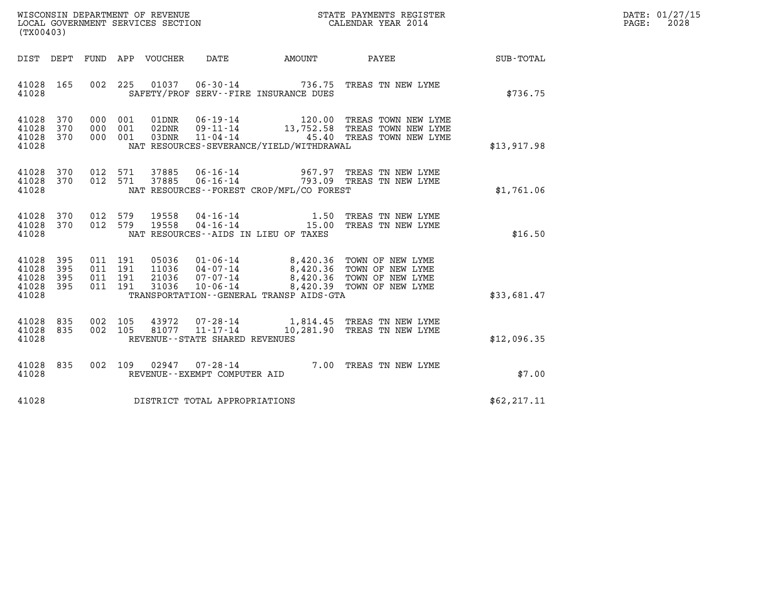WISCONSIN DEPARTMENT OF REVENUE
LOCAL GOVERNMENT SERVICES SECTION
(TX00403)

STATE PAYMENTS REGISTER
CALENDAR YEAR 2014

DATE: 01/27/15
PAGE: 2028

| DIST | DEPT | FUND | APP | VOUCHER | DATE | AMOUNT | PAYEE | SUB-TOTAL |
|---|---|---|---|---|---|---|---|---|
| 41028 | 165 | 002 | 225 | 01037 | 06-30-14 | 736.75 | TREAS TN NEW LYME | |
| 41028 | | | | | SAFETY/PROF SERV--FIRE INSURANCE DUES | | | $736.75 |
| 41028 | 370 | 000 | 001 | 01DNR | 06-19-14 | 120.00 | TREAS TOWN NEW LYME | |
| 41028 | 370 | 000 | 001 | 02DNR | 09-11-14 | 13,752.58 | TREAS TOWN NEW LYME | |
| 41028 | 370 | 000 | 001 | 03DNR | 11-04-14 | 45.40 | TREAS TOWN NEW LYME | |
| 41028 | | | | | NAT RESOURCES-SEVERANCE/YIELD/WITHDRAWAL | | | $13,917.98 |
| 41028 | 370 | 012 | 571 | 37885 | 06-16-14 | 967.97 | TREAS TN NEW LYME | |
| 41028 | 370 | 012 | 571 | 37885 | 06-16-14 | 793.09 | TREAS TN NEW LYME | |
| 41028 | | | | | NAT RESOURCES--FOREST CROP/MFL/CO FOREST | | | $1,761.06 |
| 41028 | 370 | 012 | 579 | 19558 | 04-16-14 | 1.50 | TREAS TN NEW LYME | |
| 41028 | 370 | 012 | 579 | 19558 | 04-16-14 | 15.00 | TREAS TN NEW LYME | |
| 41028 | | | | | NAT RESOURCES--AIDS IN LIEU OF TAXES | | | $16.50 |
| 41028 | 395 | 011 | 191 | 05036 | 01-06-14 | 8,420.36 | TOWN OF NEW LYME | |
| 41028 | 395 | 011 | 191 | 11036 | 04-07-14 | 8,420.36 | TOWN OF NEW LYME | |
| 41028 | 395 | 011 | 191 | 21036 | 07-07-14 | 8,420.36 | TOWN OF NEW LYME | |
| 41028 | 395 | 011 | 191 | 31036 | 10-06-14 | 8,420.39 | TOWN OF NEW LYME | |
| 41028 | | | | | TRANSPORTATION--GENERAL TRANSP AIDS-GTA | | | $33,681.47 |
| 41028 | 835 | 002 | 105 | 43972 | 07-28-14 | 1,814.45 | TREAS TN NEW LYME | |
| 41028 | 835 | 002 | 105 | 81077 | 11-17-14 | 10,281.90 | TREAS TN NEW LYME | |
| 41028 | | | | | REVENUE--STATE SHARED REVENUES | | | $12,096.35 |
| 41028 | 835 | 002 | 109 | 02947 | 07-28-14 | 7.00 | TREAS TN NEW LYME | |
| 41028 | | | | | REVENUE--EXEMPT COMPUTER AID | | | $7.00 |
| 41028 | | | | | DISTRICT TOTAL APPROPRIATIONS | | | $62,217.11 |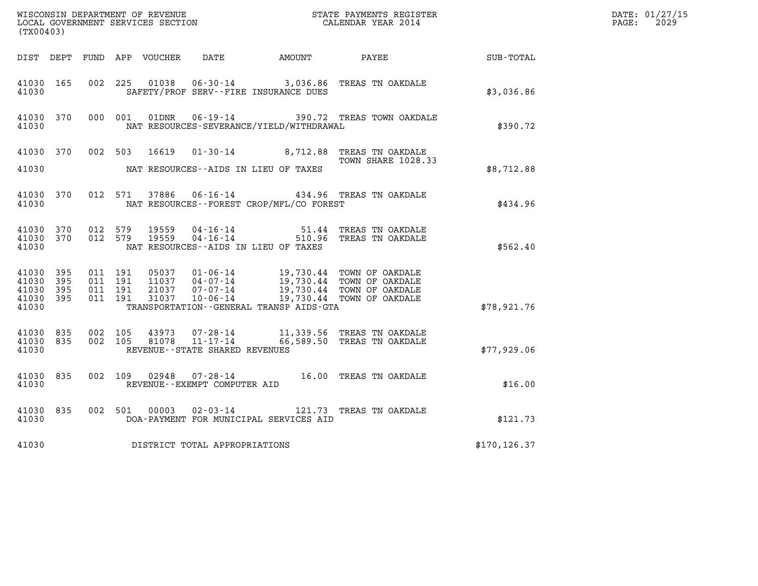WISCONSIN DEPARTMENT OF REVENUE
LOCAL GOVERNMENT SERVICES SECTION
(TX00403)

STATE PAYMENTS REGISTER
CALENDAR YEAR 2014

DATE: 01/27/15
PAGE: 2029

| DIST | DEPT | FUND | APP | VOUCHER | DATE | AMOUNT | PAYEE | SUB-TOTAL |
|---|---|---|---|---|---|---|---|---|
| 41030 | 165 | 002 | 225 | 01038 | 06-30-14 | 3,036.86 | TREAS TN OAKDALE | |
| 41030 | | | | SAFETY/PROF SERV--FIRE INSURANCE DUES | | | | $3,036.86 |
| 41030 | 370 | 000 | 001 | 01DNR | 06-19-14 | 390.72 | TREAS TOWN OAKDALE | |
| 41030 | | | | NAT RESOURCES-SEVERANCE/YIELD/WITHDRAWAL | | | | $390.72 |
| 41030 | 370 | 002 | 503 | 16619 | 01-30-14 | 8,712.88 | TREAS TN OAKDALE TOWN SHARE 1028.33 | |
| 41030 | | | | NAT RESOURCES--AIDS IN LIEU OF TAXES | | | | $8,712.88 |
| 41030 | 370 | 012 | 571 | 37886 | 06-16-14 | 434.96 | TREAS TN OAKDALE | |
| 41030 | | | | NAT RESOURCES--FOREST CROP/MFL/CO FOREST | | | | $434.96 |
| 41030 | 370 | 012 | 579 | 19559 | 04-16-14 | 51.44 | TREAS TN OAKDALE | |
| 41030 | 370 | 012 | 579 | 19559 | 04-16-14 | 510.96 | TREAS TN OAKDALE | |
| 41030 | | | | NAT RESOURCES--AIDS IN LIEU OF TAXES | | | | $562.40 |
| 41030 | 395 | 011 | 191 | 05037 | 01-06-14 | 19,730.44 | TOWN OF OAKDALE | |
| 41030 | 395 | 011 | 191 | 11037 | 04-07-14 | 19,730.44 | TOWN OF OAKDALE | |
| 41030 | 395 | 011 | 191 | 21037 | 07-07-14 | 19,730.44 | TOWN OF OAKDALE | |
| 41030 | 395 | 011 | 191 | 31037 | 10-06-14 | 19,730.44 | TOWN OF OAKDALE | |
| 41030 | | | | TRANSPORTATION--GENERAL TRANSP AIDS-GTA | | | | $78,921.76 |
| 41030 | 835 | 002 | 105 | 43973 | 07-28-14 | 11,339.56 | TREAS TN OAKDALE | |
| 41030 | 835 | 002 | 105 | 81078 | 11-17-14 | 66,589.50 | TREAS TN OAKDALE | |
| 41030 | | | | REVENUE--STATE SHARED REVENUES | | | | $77,929.06 |
| 41030 | 835 | 002 | 109 | 02948 | 07-28-14 | 16.00 | TREAS TN OAKDALE | |
| 41030 | | | | REVENUE--EXEMPT COMPUTER AID | | | | $16.00 |
| 41030 | 835 | 002 | 501 | 00003 | 02-03-14 | 121.73 | TREAS TN OAKDALE | |
| 41030 | | | | DOA-PAYMENT FOR MUNICIPAL SERVICES AID | | | | $121.73 |
| 41030 | | | | DISTRICT TOTAL APPROPRIATIONS | | | | $170,126.37 |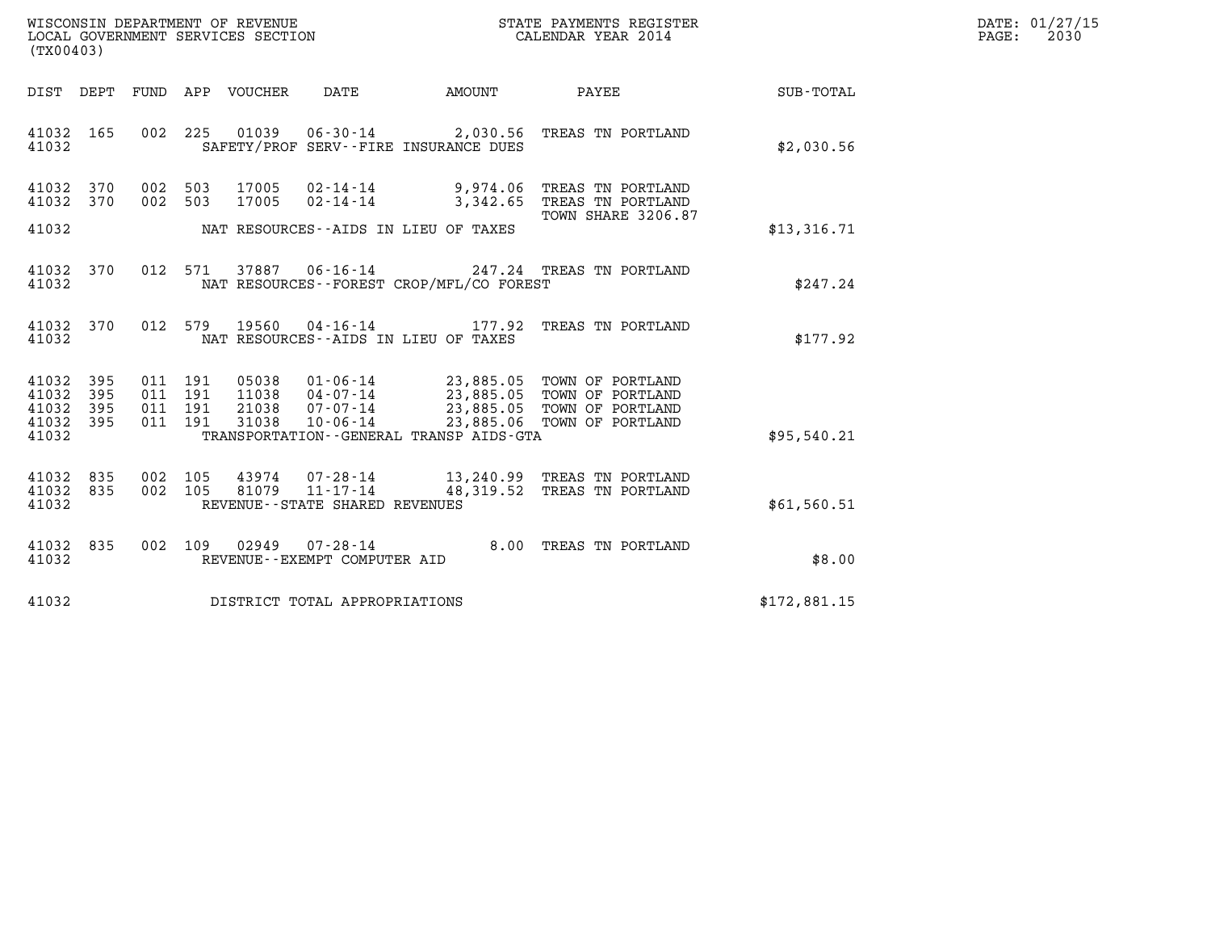WISCONSIN DEPARTMENT OF REVENUE
LOCAL GOVERNMENT SERVICES SECTION
(TX00403)

STATE PAYMENTS REGISTER
CALENDAR YEAR 2014

DATE: 01/27/15
PAGE: 2030

| DIST | DEPT | FUND | APP | VOUCHER | DATE | AMOUNT | PAYEE | SUB-TOTAL |
|---|---|---|---|---|---|---|---|---|
| 41032 | 165 | 002 | 225 | 01039 | 06-30-14 | 2,030.56 | TREAS TN PORTLAND | |
| 41032 | | | | | SAFETY/PROF SERV--FIRE INSURANCE DUES | | | $2,030.56 |
| 41032 | 370 | 002 | 503 | 17005 | 02-14-14 | 9,974.06 | TREAS TN PORTLAND | |
| 41032 | 370 | 002 | 503 | 17005 | 02-14-14 | 3,342.65 | TREAS TN PORTLAND TOWN SHARE 3206.87 | |
| 41032 | | | | | NAT RESOURCES--AIDS IN LIEU OF TAXES | | | $13,316.71 |
| 41032 | 370 | 012 | 571 | 37887 | 06-16-14 | 247.24 | TREAS TN PORTLAND | |
| 41032 | | | | | NAT RESOURCES--FOREST CROP/MFL/CO FOREST | | | $247.24 |
| 41032 | 370 | 012 | 579 | 19560 | 04-16-14 | 177.92 | TREAS TN PORTLAND | |
| 41032 | | | | | NAT RESOURCES--AIDS IN LIEU OF TAXES | | | $177.92 |
| 41032 | 395 | 011 | 191 | 05038 | 01-06-14 | 23,885.05 | TOWN OF PORTLAND | |
| 41032 | 395 | 011 | 191 | 11038 | 04-07-14 | 23,885.05 | TOWN OF PORTLAND | |
| 41032 | 395 | 011 | 191 | 21038 | 07-07-14 | 23,885.05 | TOWN OF PORTLAND | |
| 41032 | 395 | 011 | 191 | 31038 | 10-06-14 | 23,885.06 | TOWN OF PORTLAND | |
| 41032 | | | | | TRANSPORTATION--GENERAL TRANSP AIDS-GTA | | | $95,540.21 |
| 41032 | 835 | 002 | 105 | 43974 | 07-28-14 | 13,240.99 | TREAS TN PORTLAND | |
| 41032 | 835 | 002 | 105 | 81079 | 11-17-14 | 48,319.52 | TREAS TN PORTLAND | |
| 41032 | | | | | REVENUE--STATE SHARED REVENUES | | | $61,560.51 |
| 41032 | 835 | 002 | 109 | 02949 | 07-28-14 | 8.00 | TREAS TN PORTLAND | |
| 41032 | | | | | REVENUE--EXEMPT COMPUTER AID | | | $8.00 |
| 41032 | | | | | DISTRICT TOTAL APPROPRIATIONS | | | $172,881.15 |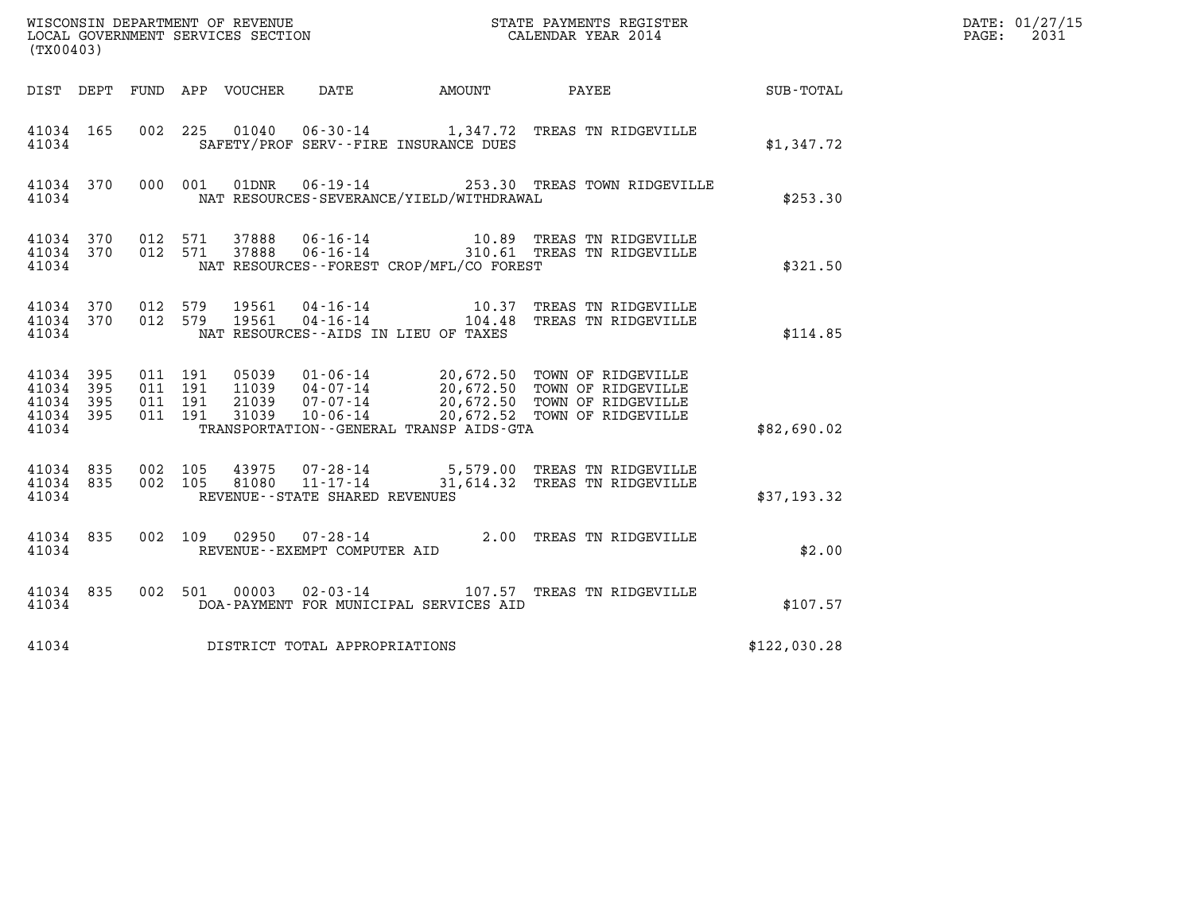WISCONSIN DEPARTMENT OF REVENUE
LOCAL GOVERNMENT SERVICES SECTION
(TX00403)

STATE PAYMENTS REGISTER
CALENDAR YEAR 2014

DATE: 01/27/15
PAGE: 2031

| DIST | DEPT | FUND | APP | VOUCHER | DATE | AMOUNT | PAYEE | SUB-TOTAL |
|---|---|---|---|---|---|---|---|---|
| 41034 | 165 | 002 | 225 | 01040 | 06-30-14 | 1,347.72 | TREAS TN RIDGEVILLE | |
| 41034 | | | | | SAFETY/PROF SERV--FIRE INSURANCE DUES | | | $1,347.72 |
| 41034 | 370 | 000 | 001 | 01DNR | 06-19-14 | 253.30 | TREAS TOWN RIDGEVILLE | |
| 41034 | | | | | NAT RESOURCES-SEVERANCE/YIELD/WITHDRAWAL | | | $253.30 |
| 41034 | 370 | 012 | 571 | 37888 | 06-16-14 | 10.89 | TREAS TN RIDGEVILLE | |
| 41034 | 370 | 012 | 571 | 37888 | 06-16-14 | 310.61 | TREAS TN RIDGEVILLE | |
| 41034 | | | | | NAT RESOURCES--FOREST CROP/MFL/CO FOREST | | | $321.50 |
| 41034 | 370 | 012 | 579 | 19561 | 04-16-14 | 10.37 | TREAS TN RIDGEVILLE | |
| 41034 | 370 | 012 | 579 | 19561 | 04-16-14 | 104.48 | TREAS TN RIDGEVILLE | |
| 41034 | | | | | NAT RESOURCES--AIDS IN LIEU OF TAXES | | | $114.85 |
| 41034 | 395 | 011 | 191 | 05039 | 01-06-14 | 20,672.50 | TOWN OF RIDGEVILLE | |
| 41034 | 395 | 011 | 191 | 11039 | 04-07-14 | 20,672.50 | TOWN OF RIDGEVILLE | |
| 41034 | 395 | 011 | 191 | 21039 | 07-07-14 | 20,672.50 | TOWN OF RIDGEVILLE | |
| 41034 | 395 | 011 | 191 | 31039 | 10-06-14 | 20,672.52 | TOWN OF RIDGEVILLE | |
| 41034 | | | | | TRANSPORTATION--GENERAL TRANSP AIDS-GTA | | | $82,690.02 |
| 41034 | 835 | 002 | 105 | 43975 | 07-28-14 | 5,579.00 | TREAS TN RIDGEVILLE | |
| 41034 | 835 | 002 | 105 | 81080 | 11-17-14 | 31,614.32 | TREAS TN RIDGEVILLE | |
| 41034 | | | | | REVENUE--STATE SHARED REVENUES | | | $37,193.32 |
| 41034 | 835 | 002 | 109 | 02950 | 07-28-14 | 2.00 | TREAS TN RIDGEVILLE | |
| 41034 | | | | | REVENUE--EXEMPT COMPUTER AID | | | $2.00 |
| 41034 | 835 | 002 | 501 | 00003 | 02-03-14 | 107.57 | TREAS TN RIDGEVILLE | |
| 41034 | | | | | DOA-PAYMENT FOR MUNICIPAL SERVICES AID | | | $107.57 |
| 41034 | | | | | DISTRICT TOTAL APPROPRIATIONS | | | $122,030.28 |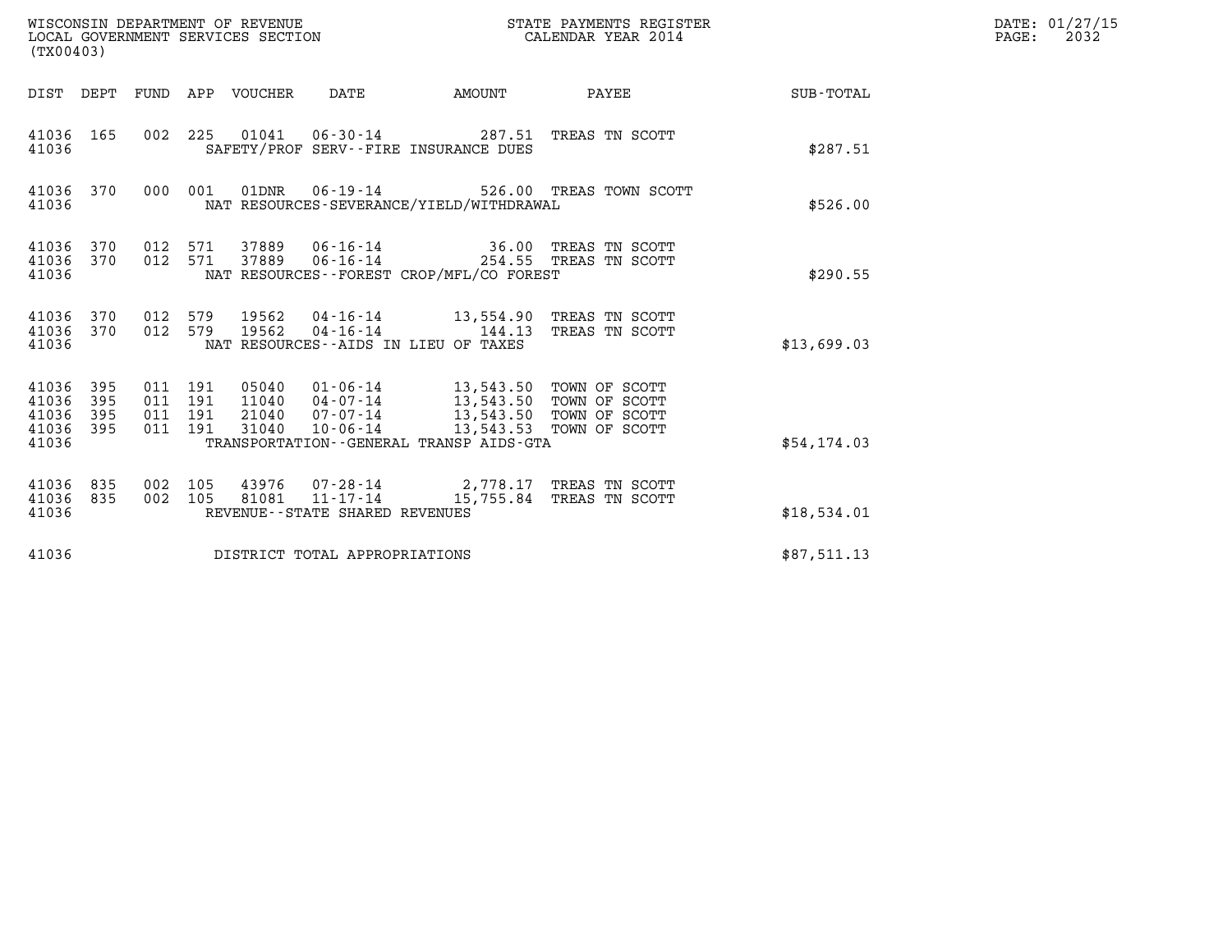WISCONSIN DEPARTMENT OF REVENUE
LOCAL GOVERNMENT SERVICES SECTION
(TX00403)

STATE PAYMENTS REGISTER
CALENDAR YEAR 2014

DATE: 01/27/15

| DIST | DEPT | FUND | APP | VOUCHER | DATE | AMOUNT | PAYEE | SUB-TOTAL |
|---|---|---|---|---|---|---|---|---|
| 41036 | 165 | 002 | 225 | 01041 | 06-30-14 | 287.51 | TREAS TN SCOTT | |
| 41036 | | | | SAFETY/PROF SERV--FIRE INSURANCE DUES | | | | $287.51 |
| 41036 | 370 | 000 | 001 | 01DNR | 06-19-14 | 526.00 | TREAS TOWN SCOTT | |
| 41036 | | | | NAT RESOURCES-SEVERANCE/YIELD/WITHDRAWAL | | | | $526.00 |
| 41036 | 370 | 012 | 571 | 37889 | 06-16-14 | 36.00 | TREAS TN SCOTT | |
| 41036 | 370 | 012 | 571 | 37889 | 06-16-14 | 254.55 | TREAS TN SCOTT | |
| 41036 | | | | NAT RESOURCES--FOREST CROP/MFL/CO FOREST | | | | $290.55 |
| 41036 | 370 | 012 | 579 | 19562 | 04-16-14 | 13,554.90 | TREAS TN SCOTT | |
| 41036 | 370 | 012 | 579 | 19562 | 04-16-14 | 144.13 | TREAS TN SCOTT | |
| 41036 | | | | NAT RESOURCES--AIDS IN LIEU OF TAXES | | | | $13,699.03 |
| 41036 | 395 | 011 | 191 | 05040 | 01-06-14 | 13,543.50 | TOWN OF SCOTT | |
| 41036 | 395 | 011 | 191 | 11040 | 04-07-14 | 13,543.50 | TOWN OF SCOTT | |
| 41036 | 395 | 011 | 191 | 21040 | 07-07-14 | 13,543.50 | TOWN OF SCOTT | |
| 41036 | 395 | 011 | 191 | 31040 | 10-06-14 | 13,543.53 | TOWN OF SCOTT | |
| 41036 | | | | TRANSPORTATION--GENERAL TRANSP AIDS-GTA | | | | $54,174.03 |
| 41036 | 835 | 002 | 105 | 43976 | 07-28-14 | 2,778.17 | TREAS TN SCOTT | |
| 41036 | 835 | 002 | 105 | 81081 | 11-17-14 | 15,755.84 | TREAS TN SCOTT | |
| 41036 | | | | REVENUE--STATE SHARED REVENUES | | | | $18,534.01 |
| 41036 | | | | DISTRICT TOTAL APPROPRIATIONS | | | | $87,511.13 |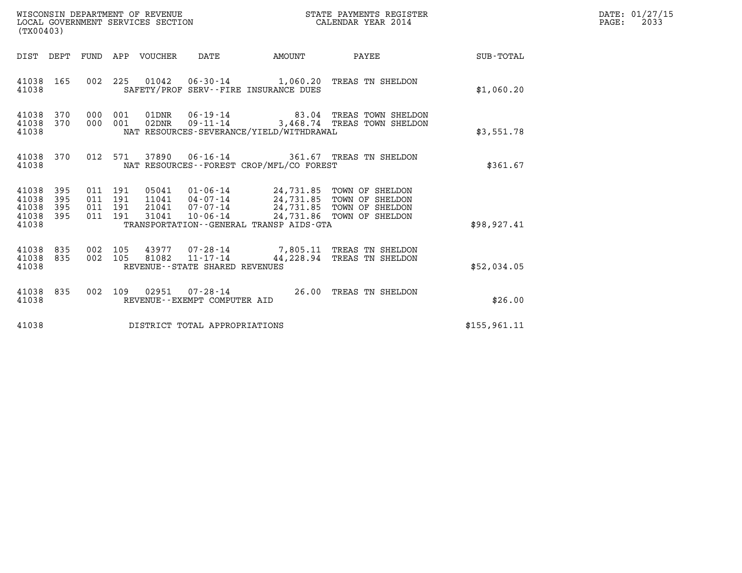WISCONSIN DEPARTMENT OF REVENUE
LOCAL GOVERNMENT SERVICES SECTION
(TX00403)

STATE PAYMENTS REGISTER
CALENDAR YEAR 2014

DATE: 01/27/15

| DIST | DEPT | FUND | APP | VOUCHER | DATE | AMOUNT | PAYEE | SUB-TOTAL |
|---|---|---|---|---|---|---|---|---|
| 41038 | 165 | 002 | 225 | 01042 | 06-30-14 | 1,060.20 | TREAS TN SHELDON | |
| 41038 | | | | | SAFETY/PROF SERV--FIRE INSURANCE DUES | | | $1,060.20 |
| 41038 | 370 | 000 | 001 | 01DNR | 06-19-14 | 83.04 | TREAS TOWN SHELDON | |
| 41038 | 370 | 000 | 001 | 02DNR | 09-11-14 | 3,468.74 | TREAS TOWN SHELDON | |
| 41038 | | | | | NAT RESOURCES-SEVERANCE/YIELD/WITHDRAWAL | | | $3,551.78 |
| 41038 | 370 | 012 | 571 | 37890 | 06-16-14 | 361.67 | TREAS TN SHELDON | |
| 41038 | | | | | NAT RESOURCES--FOREST CROP/MFL/CO FOREST | | | $361.67 |
| 41038 | 395 | 011 | 191 | 05041 | 01-06-14 | 24,731.85 | TOWN OF SHELDON | |
| 41038 | 395 | 011 | 191 | 11041 | 04-07-14 | 24,731.85 | TOWN OF SHELDON | |
| 41038 | 395 | 011 | 191 | 21041 | 07-07-14 | 24,731.85 | TOWN OF SHELDON | |
| 41038 | 395 | 011 | 191 | 31041 | 10-06-14 | 24,731.86 | TOWN OF SHELDON | |
| 41038 | | | | | TRANSPORTATION--GENERAL TRANSP AIDS-GTA | | | $98,927.41 |
| 41038 | 835 | 002 | 105 | 43977 | 07-28-14 | 7,805.11 | TREAS TN SHELDON | |
| 41038 | 835 | 002 | 105 | 81082 | 11-17-14 | 44,228.94 | TREAS TN SHELDON | |
| 41038 | | | | | REVENUE--STATE SHARED REVENUES | | | $52,034.05 |
| 41038 | 835 | 002 | 109 | 02951 | 07-28-14 | 26.00 | TREAS TN SHELDON | |
| 41038 | | | | | REVENUE--EXEMPT COMPUTER AID | | | $26.00 |
| 41038 | | | | | DISTRICT TOTAL APPROPRIATIONS | | | $155,961.11 |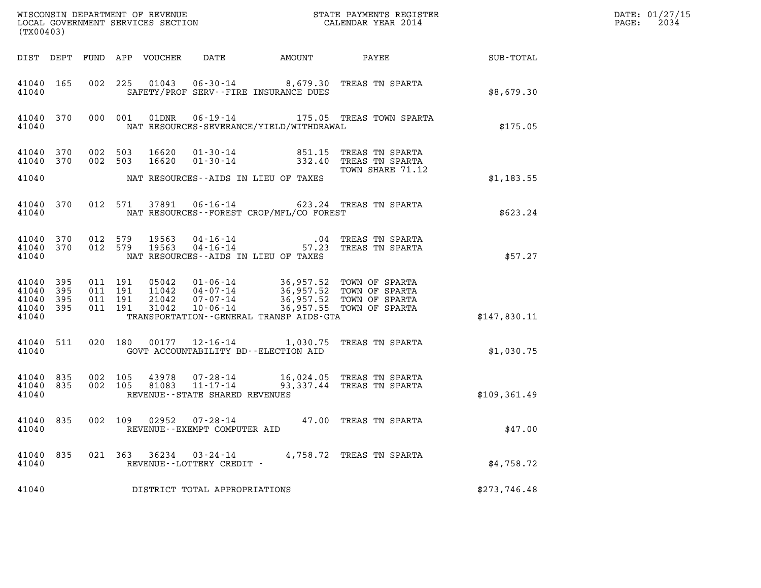WISCONSIN DEPARTMENT OF REVENUE
LOCAL GOVERNMENT SERVICES SECTION
(TX00403)

STATE PAYMENTS REGISTER
CALENDAR YEAR 2014

DATE: 01/27/15
PAGE: 2034

| DIST | DEPT | FUND | APP | VOUCHER | DATE | AMOUNT | PAYEE | SUB-TOTAL |
|---|---|---|---|---|---|---|---|---|
| 41040 | 165 | 002 | 225 | 01043 | 06-30-14 | 8,679.30 | TREAS TN SPARTA | |
| 41040 | | | | | SAFETY/PROF SERV--FIRE INSURANCE DUES | | | $8,679.30 |
| 41040 | 370 | 000 | 001 | 01DNR | 06-19-14 | 175.05 | TREAS TOWN SPARTA | |
| 41040 | | | | | NAT RESOURCES-SEVERANCE/YIELD/WITHDRAWAL | | | $175.05 |
| 41040 | 370 | 002 | 503 | 16620 | 01-30-14 | 851.15 | TREAS TN SPARTA | |
| 41040 | 370 | 002 | 503 | 16620 | 01-30-14 | 332.40 | TREAS TN SPARTA TOWN SHARE 71.12 | |
| 41040 | | | | | NAT RESOURCES--AIDS IN LIEU OF TAXES | | | $1,183.55 |
| 41040 | 370 | 012 | 571 | 37891 | 06-16-14 | 623.24 | TREAS TN SPARTA | |
| 41040 | | | | | NAT RESOURCES--FOREST CROP/MFL/CO FOREST | | | $623.24 |
| 41040 | 370 | 012 | 579 | 19563 | 04-16-14 | .04 | TREAS TN SPARTA | |
| 41040 | 370 | 012 | 579 | 19563 | 04-16-14 | 57.23 | TREAS TN SPARTA | |
| 41040 | | | | | NAT RESOURCES--AIDS IN LIEU OF TAXES | | | $57.27 |
| 41040 | 395 | 011 | 191 | 05042 | 01-06-14 | 36,957.52 | TOWN OF SPARTA | |
| 41040 | 395 | 011 | 191 | 11042 | 04-07-14 | 36,957.52 | TOWN OF SPARTA | |
| 41040 | 395 | 011 | 191 | 21042 | 07-07-14 | 36,957.52 | TOWN OF SPARTA | |
| 41040 | 395 | 011 | 191 | 31042 | 10-06-14 | 36,957.55 | TOWN OF SPARTA | |
| 41040 | | | | | TRANSPORTATION--GENERAL TRANSP AIDS-GTA | | | $147,830.11 |
| 41040 | 511 | 020 | 180 | 00177 | 12-16-14 | 1,030.75 | TREAS TN SPARTA | |
| 41040 | | | | | GOVT ACCOUNTABILITY BD--ELECTION AID | | | $1,030.75 |
| 41040 | 835 | 002 | 105 | 43978 | 07-28-14 | 16,024.05 | TREAS TN SPARTA | |
| 41040 | 835 | 002 | 105 | 81083 | 11-17-14 | 93,337.44 | TREAS TN SPARTA | |
| 41040 | | | | | REVENUE--STATE SHARED REVENUES | | | $109,361.49 |
| 41040 | 835 | 002 | 109 | 02952 | 07-28-14 | 47.00 | TREAS TN SPARTA | |
| 41040 | | | | | REVENUE--EXEMPT COMPUTER AID | | | $47.00 |
| 41040 | 835 | 021 | 363 | 36234 | 03-24-14 | 4,758.72 | TREAS TN SPARTA | |
| 41040 | | | | | REVENUE--LOTTERY CREDIT - | | | $4,758.72 |
| 41040 | | | | | DISTRICT TOTAL APPROPRIATIONS | | | $273,746.48 |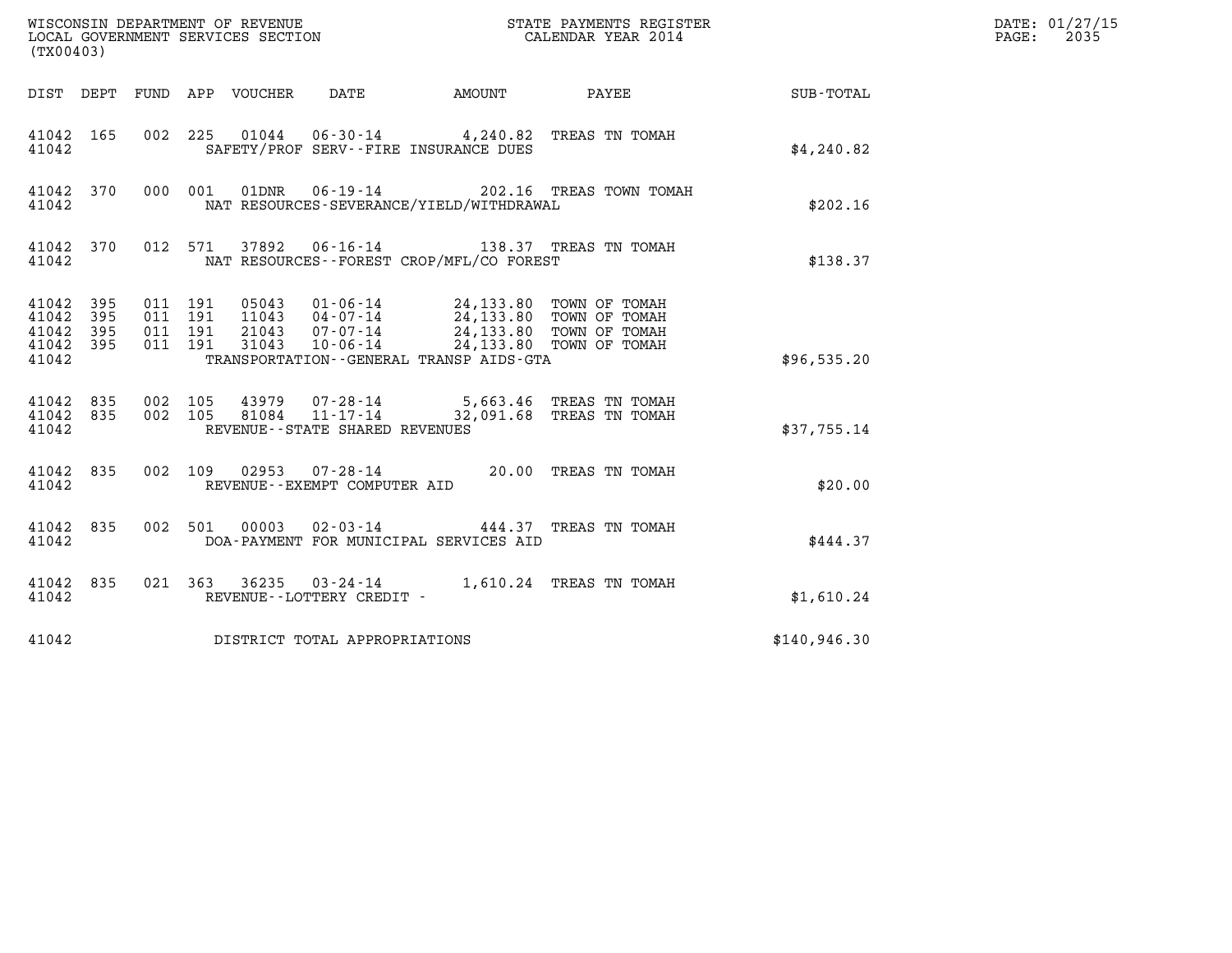WISCONSIN DEPARTMENT OF REVENUE
LOCAL GOVERNMENT SERVICES SECTION
(TX00403)

STATE PAYMENTS REGISTER
CALENDAR YEAR 2014

DATE: 01/27/15
PAGE: 2035

| DIST | DEPT | FUND | APP | VOUCHER | DATE | AMOUNT | PAYEE | SUB-TOTAL |
|---|---|---|---|---|---|---|---|---|
| 41042 | 165 | 002 | 225 | 01044 | 06-30-14 | 4,240.82 | TREAS TN TOMAH | |
| 41042 | | | | SAFETY/PROF SERV--FIRE INSURANCE DUES | | | | $4,240.82 |
| 41042 | 370 | 000 | 001 | 01DNR | 06-19-14 | 202.16 | TREAS TOWN TOMAH | |
| 41042 | | | | NAT RESOURCES-SEVERANCE/YIELD/WITHDRAWAL | | | | $202.16 |
| 41042 | 370 | 012 | 571 | 37892 | 06-16-14 | 138.37 | TREAS TN TOMAH | |
| 41042 | | | | NAT RESOURCES--FOREST CROP/MFL/CO FOREST | | | | $138.37 |
| 41042 | 395 | 011 | 191 | 05043 | 01-06-14 | 24,133.80 | TOWN OF TOMAH | |
| 41042 | 395 | 011 | 191 | 11043 | 04-07-14 | 24,133.80 | TOWN OF TOMAH | |
| 41042 | 395 | 011 | 191 | 21043 | 07-07-14 | 24,133.80 | TOWN OF TOMAH | |
| 41042 | 395 | 011 | 191 | 31043 | 10-06-14 | 24,133.80 | TOWN OF TOMAH | |
| 41042 | | | | TRANSPORTATION--GENERAL TRANSP AIDS-GTA | | | | $96,535.20 |
| 41042 | 835 | 002 | 105 | 43979 | 07-28-14 | 5,663.46 | TREAS TN TOMAH | |
| 41042 | 835 | 002 | 105 | 81084 | 11-17-14 | 32,091.68 | TREAS TN TOMAH | |
| 41042 | | | | REVENUE--STATE SHARED REVENUES | | | | $37,755.14 |
| 41042 | 835 | 002 | 109 | 02953 | 07-28-14 | 20.00 | TREAS TN TOMAH | |
| 41042 | | | | REVENUE--EXEMPT COMPUTER AID | | | | $20.00 |
| 41042 | 835 | 002 | 501 | 00003 | 02-03-14 | 444.37 | TREAS TN TOMAH | |
| 41042 | | | | DOA-PAYMENT FOR MUNICIPAL SERVICES AID | | | | $444.37 |
| 41042 | 835 | 021 | 363 | 36235 | 03-24-14 | 1,610.24 | TREAS TN TOMAH | |
| 41042 | | | | REVENUE--LOTTERY CREDIT - | | | | $1,610.24 |
| 41042 | | | | DISTRICT TOTAL APPROPRIATIONS | | | | $140,946.30 |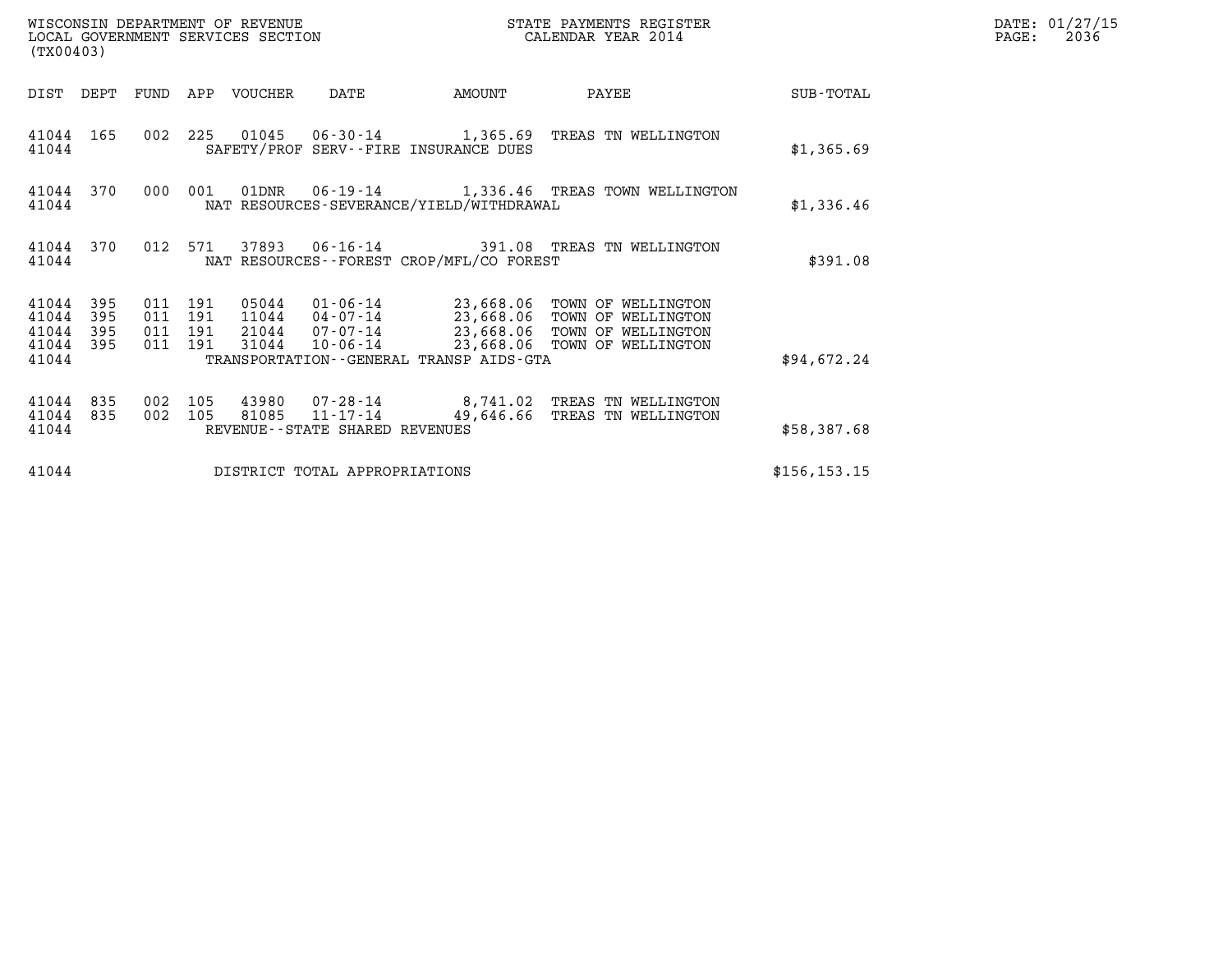WISCONSIN DEPARTMENT OF REVENUE
LOCAL GOVERNMENT SERVICES SECTION
(TX00403)

STATE PAYMENTS REGISTER
CALENDAR YEAR 2014

| DIST | DEPT | FUND | APP | VOUCHER | DATE | AMOUNT | PAYEE | SUB-TOTAL |
|---|---|---|---|---|---|---|---|---|
| 41044 | 165 | 002 | 225 | 01045 | 06-30-14 | 1,365.69 | TREAS TN WELLINGTON | |
| 41044 | | | | SAFETY/PROF SERV--FIRE INSURANCE DUES | | | | $1,365.69 |
| 41044 | 370 | 000 | 001 | 01DNR | 06-19-14 | 1,336.46 | TREAS TOWN WELLINGTON | |
| 41044 | | | | NAT RESOURCES-SEVERANCE/YIELD/WITHDRAWAL | | | | $1,336.46 |
| 41044 | 370 | 012 | 571 | 37893 | 06-16-14 | 391.08 | TREAS TN WELLINGTON | |
| 41044 | | | | NAT RESOURCES--FOREST CROP/MFL/CO FOREST | | | | $391.08 |
| 41044 | 395 | 011 | 191 | 05044 | 01-06-14 | 23,668.06 | TOWN OF WELLINGTON | |
| 41044 | 395 | 011 | 191 | 11044 | 04-07-14 | 23,668.06 | TOWN OF WELLINGTON | |
| 41044 | 395 | 011 | 191 | 21044 | 07-07-14 | 23,668.06 | TOWN OF WELLINGTON | |
| 41044 | 395 | 011 | 191 | 31044 | 10-06-14 | 23,668.06 | TOWN OF WELLINGTON | |
| 41044 | | | | TRANSPORTATION--GENERAL TRANSP AIDS-GTA | | | | $94,672.24 |
| 41044 | 835 | 002 | 105 | 43980 | 07-28-14 | 8,741.02 | TREAS TN WELLINGTON | |
| 41044 | 835 | 002 | 105 | 81085 | 11-17-14 | 49,646.66 | TREAS TN WELLINGTON | |
| 41044 | | | | REVENUE--STATE SHARED REVENUES | | | | $58,387.68 |
| 41044 | | | | DISTRICT TOTAL APPROPRIATIONS | | | | $156,153.15 |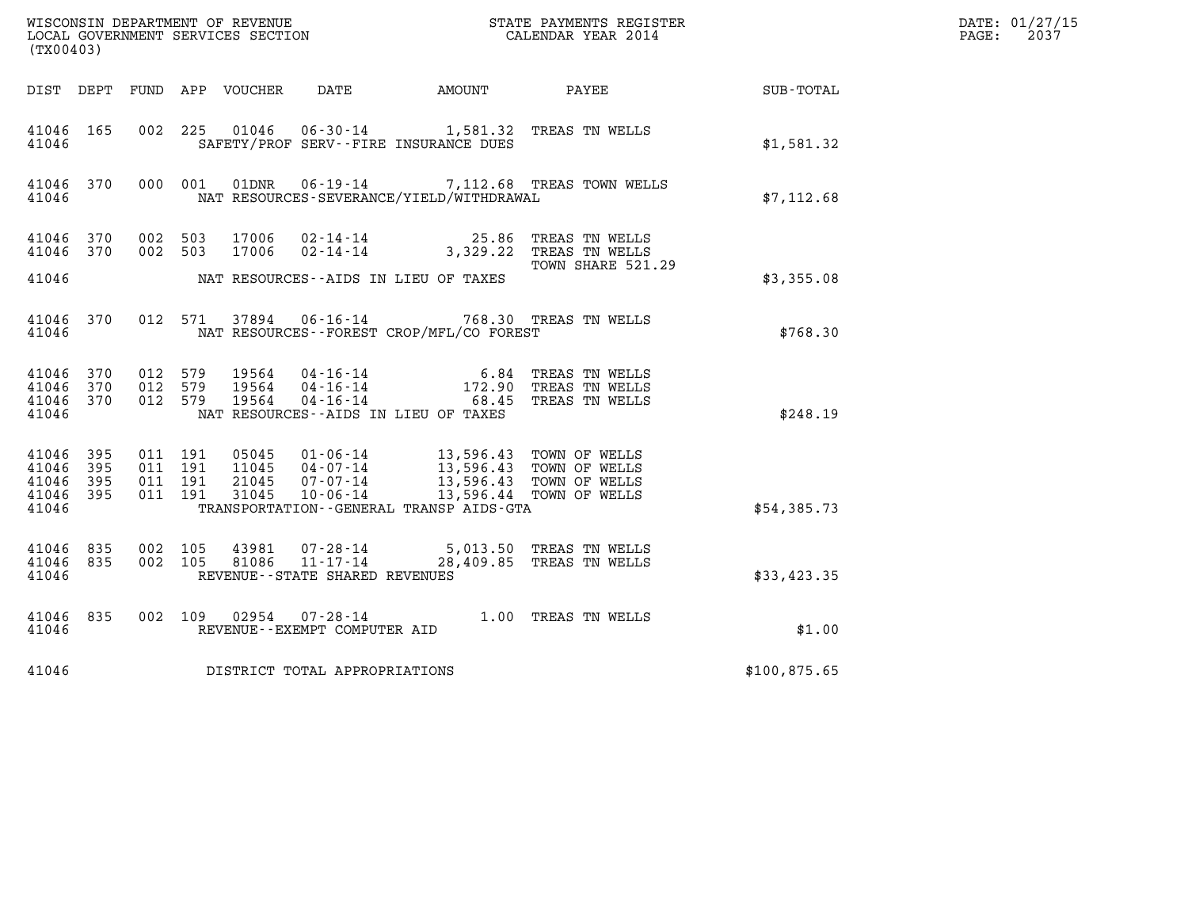WISCONSIN DEPARTMENT OF REVENUE
LOCAL GOVERNMENT SERVICES SECTION
(TX00403)

STATE PAYMENTS REGISTER
CALENDAR YEAR 2014

DATE: 01/27/15
PAGE: 2037

| DIST | DEPT | FUND | APP | VOUCHER | DATE | AMOUNT | PAYEE | SUB-TOTAL |
|---|---|---|---|---|---|---|---|---|
| 41046 | 165 | 002 | 225 | 01046 | 06-30-14 | 1,581.32 | TREAS TN WELLS | |
| 41046 | | | | | SAFETY/PROF SERV--FIRE INSURANCE DUES | | | $1,581.32 |
| 41046 | 370 | 000 | 001 | 01DNR | 06-19-14 | 7,112.68 | TREAS TOWN WELLS | |
| 41046 | | | | | NAT RESOURCES-SEVERANCE/YIELD/WITHDRAWAL | | | $7,112.68 |
| 41046 | 370 | 002 | 503 | 17006 | 02-14-14 | 25.86 | TREAS TN WELLS | |
| 41046 | 370 | 002 | 503 | 17006 | 02-14-14 | 3,329.22 | TREAS TN WELLS TOWN SHARE 521.29 | |
| 41046 | | | | | NAT RESOURCES--AIDS IN LIEU OF TAXES | | | $3,355.08 |
| 41046 | 370 | 012 | 571 | 37894 | 06-16-14 | 768.30 | TREAS TN WELLS | |
| 41046 | | | | | NAT RESOURCES--FOREST CROP/MFL/CO FOREST | | | $768.30 |
| 41046 | 370 | 012 | 579 | 19564 | 04-16-14 | 6.84 | TREAS TN WELLS | |
| 41046 | 370 | 012 | 579 | 19564 | 04-16-14 | 172.90 | TREAS TN WELLS | |
| 41046 | 370 | 012 | 579 | 19564 | 04-16-14 | 68.45 | TREAS TN WELLS | |
| 41046 | | | | | NAT RESOURCES--AIDS IN LIEU OF TAXES | | | $248.19 |
| 41046 | 395 | 011 | 191 | 05045 | 01-06-14 | 13,596.43 | TOWN OF WELLS | |
| 41046 | 395 | 011 | 191 | 11045 | 04-07-14 | 13,596.43 | TOWN OF WELLS | |
| 41046 | 395 | 011 | 191 | 21045 | 07-07-14 | 13,596.43 | TOWN OF WELLS | |
| 41046 | 395 | 011 | 191 | 31045 | 10-06-14 | 13,596.44 | TOWN OF WELLS | |
| 41046 | | | | | TRANSPORTATION--GENERAL TRANSP AIDS-GTA | | | $54,385.73 |
| 41046 | 835 | 002 | 105 | 43981 | 07-28-14 | 5,013.50 | TREAS TN WELLS | |
| 41046 | 835 | 002 | 105 | 81086 | 11-17-14 | 28,409.85 | TREAS TN WELLS | |
| 41046 | | | | | REVENUE--STATE SHARED REVENUES | | | $33,423.35 |
| 41046 | 835 | 002 | 109 | 02954 | 07-28-14 | 1.00 | TREAS TN WELLS | |
| 41046 | | | | | REVENUE--EXEMPT COMPUTER AID | | | $1.00 |
| 41046 | | | | | DISTRICT TOTAL APPROPRIATIONS | | | $100,875.65 |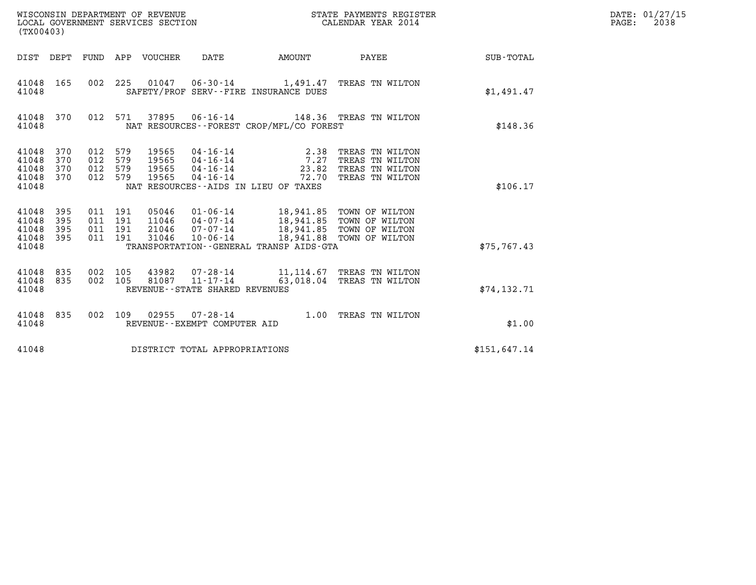WISCONSIN DEPARTMENT OF REVENUE
LOCAL GOVERNMENT SERVICES SECTION
(TX00403)

STATE PAYMENTS REGISTER
CALENDAR YEAR 2014

DATE: 01/27/15
PAGE: 2038

| DIST | DEPT | FUND | APP | VOUCHER | DATE | AMOUNT | PAYEE | SUB-TOTAL |
|---|---|---|---|---|---|---|---|---|
| 41048 | 165 | 002 | 225 | 01047 | 06-30-14 | 1,491.47 | TREAS TN WILTON | |
| 41048 | | | | | SAFETY/PROF SERV--FIRE INSURANCE DUES | | | $1,491.47 |
| 41048 | 370 | 012 | 571 | 37895 | 06-16-14 | 148.36 | TREAS TN WILTON | |
| 41048 | | | | | NAT RESOURCES--FOREST CROP/MFL/CO FOREST | | | $148.36 |
| 41048 | 370 | 012 | 579 | 19565 | 04-16-14 | 2.38 | TREAS TN WILTON | |
| 41048 | 370 | 012 | 579 | 19565 | 04-16-14 | 7.27 | TREAS TN WILTON | |
| 41048 | 370 | 012 | 579 | 19565 | 04-16-14 | 23.82 | TREAS TN WILTON | |
| 41048 | 370 | 012 | 579 | 19565 | 04-16-14 | 72.70 | TREAS TN WILTON | |
| 41048 | | | | | NAT RESOURCES--AIDS IN LIEU OF TAXES | | | $106.17 |
| 41048 | 395 | 011 | 191 | 05046 | 01-06-14 | 18,941.85 | TOWN OF WILTON | |
| 41048 | 395 | 011 | 191 | 11046 | 04-07-14 | 18,941.85 | TOWN OF WILTON | |
| 41048 | 395 | 011 | 191 | 21046 | 07-07-14 | 18,941.85 | TOWN OF WILTON | |
| 41048 | 395 | 011 | 191 | 31046 | 10-06-14 | 18,941.88 | TOWN OF WILTON | |
| 41048 | | | | | TRANSPORTATION--GENERAL TRANSP AIDS-GTA | | | $75,767.43 |
| 41048 | 835 | 002 | 105 | 43982 | 07-28-14 | 11,114.67 | TREAS TN WILTON | |
| 41048 | 835 | 002 | 105 | 81087 | 11-17-14 | 63,018.04 | TREAS TN WILTON | |
| 41048 | | | | | REVENUE--STATE SHARED REVENUES | | | $74,132.71 |
| 41048 | 835 | 002 | 109 | 02955 | 07-28-14 | 1.00 | TREAS TN WILTON | |
| 41048 | | | | | REVENUE--EXEMPT COMPUTER AID | | | $1.00 |
| 41048 | | | | | DISTRICT TOTAL APPROPRIATIONS | | | $151,647.14 |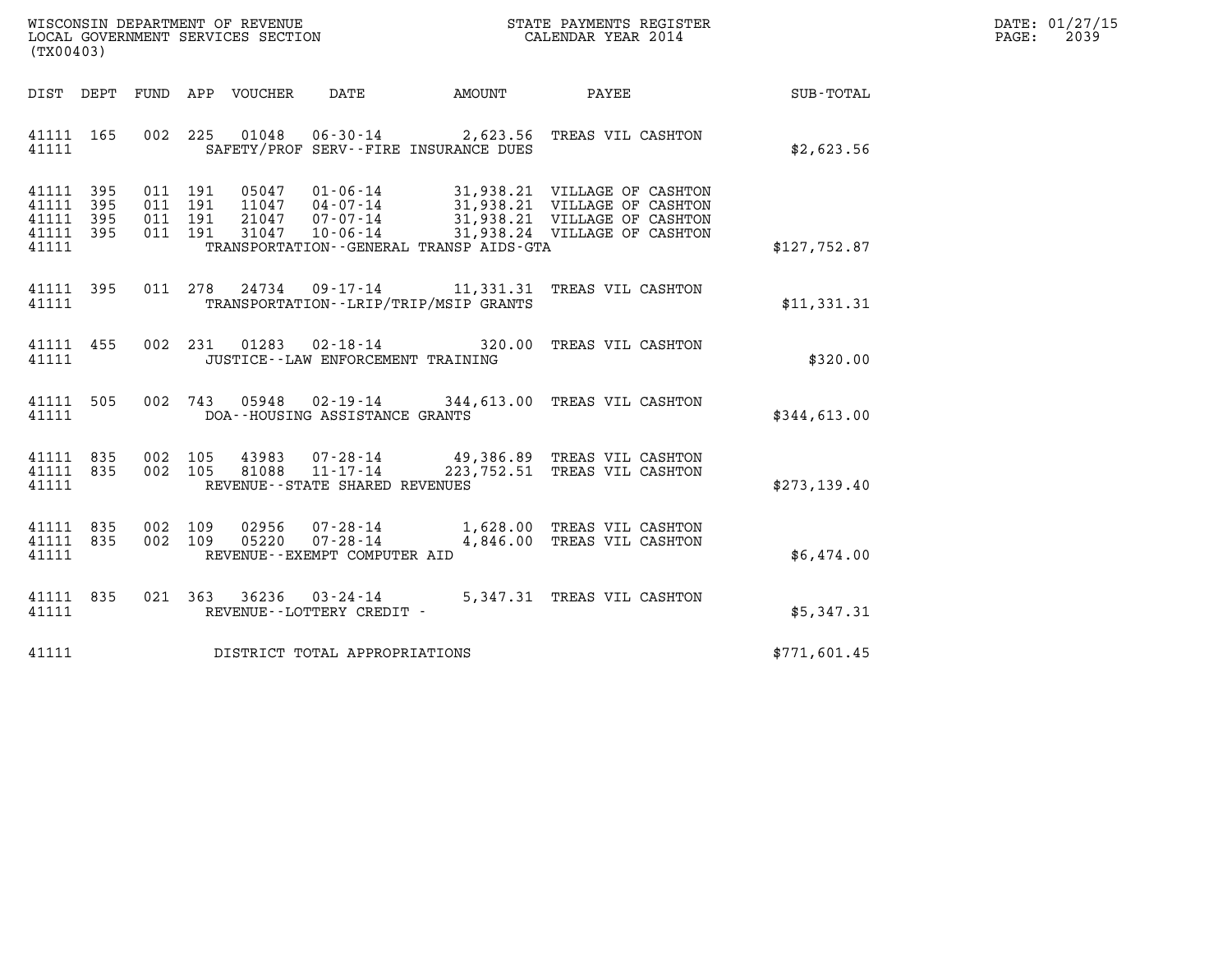WISCONSIN DEPARTMENT OF REVENUE
LOCAL GOVERNMENT SERVICES SECTION
(TX00403)

STATE PAYMENTS REGISTER
CALENDAR YEAR 2014

DATE: 01/27/15
PAGE: 2039

| DIST | DEPT | FUND | APP | VOUCHER | DATE | AMOUNT | PAYEE | SUB-TOTAL |
|---|---|---|---|---|---|---|---|---|
| 41111 | 165 | 002 | 225 | 01048 | 06-30-14 | 2,623.56 | TREAS VIL CASHTON | |
| 41111 | | | | SAFETY/PROF SERV--FIRE INSURANCE DUES | | | | $2,623.56 |
| 41111 | 395 | 011 | 191 | 05047 | 01-06-14 | 31,938.21 | VILLAGE OF CASHTON | |
| 41111 | 395 | 011 | 191 | 11047 | 04-07-14 | 31,938.21 | VILLAGE OF CASHTON | |
| 41111 | 395 | 011 | 191 | 21047 | 07-07-14 | 31,938.21 | VILLAGE OF CASHTON | |
| 41111 | 395 | 011 | 191 | 31047 | 10-06-14 | 31,938.24 | VILLAGE OF CASHTON | |
| 41111 | | | | TRANSPORTATION--GENERAL TRANSP AIDS-GTA | | | | $127,752.87 |
| 41111 | 395 | 011 | 278 | 24734 | 09-17-14 | 11,331.31 | TREAS VIL CASHTON | |
| 41111 | | | | TRANSPORTATION--LRIP/TRIP/MSIP GRANTS | | | | $11,331.31 |
| 41111 | 455 | 002 | 231 | 01283 | 02-18-14 | 320.00 | TREAS VIL CASHTON | |
| 41111 | | | | JUSTICE--LAW ENFORCEMENT TRAINING | | | | $320.00 |
| 41111 | 505 | 002 | 743 | 05948 | 02-19-14 | 344,613.00 | TREAS VIL CASHTON | |
| 41111 | | | | DOA--HOUSING ASSISTANCE GRANTS | | | | $344,613.00 |
| 41111 | 835 | 002 | 105 | 43983 | 07-28-14 | 49,386.89 | TREAS VIL CASHTON | |
| 41111 | 835 | 002 | 105 | 81088 | 11-17-14 | 223,752.51 | TREAS VIL CASHTON | |
| 41111 | | | | REVENUE--STATE SHARED REVENUES | | | | $273,139.40 |
| 41111 | 835 | 002 | 109 | 02956 | 07-28-14 | 1,628.00 | TREAS VIL CASHTON | |
| 41111 | 835 | 002 | 109 | 05220 | 07-28-14 | 4,846.00 | TREAS VIL CASHTON | |
| 41111 | | | | REVENUE--EXEMPT COMPUTER AID | | | | $6,474.00 |
| 41111 | 835 | 021 | 363 | 36236 | 03-24-14 | 5,347.31 | TREAS VIL CASHTON | |
| 41111 | | | | REVENUE--LOTTERY CREDIT - | | | | $5,347.31 |
| 41111 | | | | DISTRICT TOTAL APPROPRIATIONS | | | | $771,601.45 |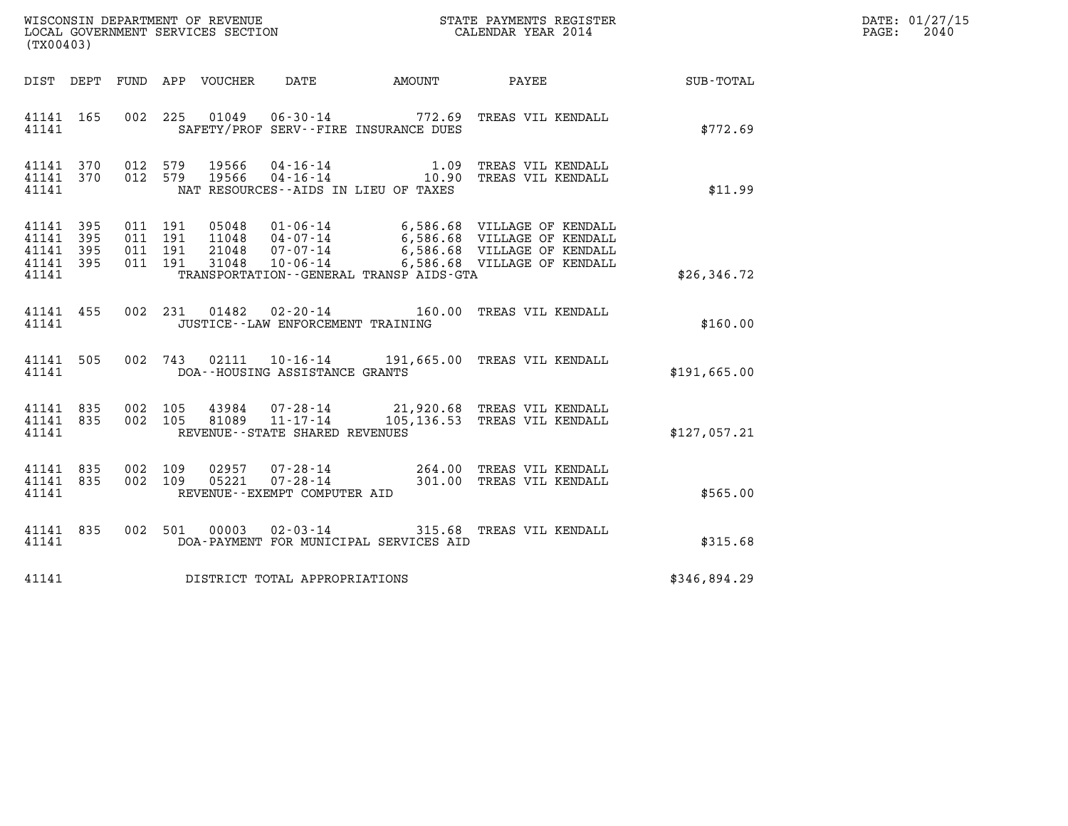WISCONSIN DEPARTMENT OF REVENUE
LOCAL GOVERNMENT SERVICES SECTION
(TX00403)

STATE PAYMENTS REGISTER
CALENDAR YEAR 2014

DATE: 01/27/15
PAGE: 2040

| DIST | DEPT | FUND | APP | VOUCHER | DATE | AMOUNT | PAYEE | SUB-TOTAL |
|---|---|---|---|---|---|---|---|---|
| 41141 | 165 | 002 | 225 | 01049 | 06-30-14 | 772.69 | TREAS VIL KENDALL | |
| 41141 | | | | | SAFETY/PROF SERV--FIRE INSURANCE DUES | | | $772.69 |
| 41141 | 370 | 012 | 579 | 19566 | 04-16-14 | 1.09 | TREAS VIL KENDALL | |
| 41141 | 370 | 012 | 579 | 19566 | 04-16-14 | 10.90 | TREAS VIL KENDALL | |
| 41141 | | | | | NAT RESOURCES--AIDS IN LIEU OF TAXES | | | $11.99 |
| 41141 | 395 | 011 | 191 | 05048 | 01-06-14 | 6,586.68 | VILLAGE OF KENDALL | |
| 41141 | 395 | 011 | 191 | 11048 | 04-07-14 | 6,586.68 | VILLAGE OF KENDALL | |
| 41141 | 395 | 011 | 191 | 21048 | 07-07-14 | 6,586.68 | VILLAGE OF KENDALL | |
| 41141 | 395 | 011 | 191 | 31048 | 10-06-14 | 6,586.68 | VILLAGE OF KENDALL | |
| 41141 | | | | | TRANSPORTATION--GENERAL TRANSP AIDS-GTA | | | $26,346.72 |
| 41141 | 455 | 002 | 231 | 01482 | 02-20-14 | 160.00 | TREAS VIL KENDALL | |
| 41141 | | | | | JUSTICE--LAW ENFORCEMENT TRAINING | | | $160.00 |
| 41141 | 505 | 002 | 743 | 02111 | 10-16-14 | 191,665.00 | TREAS VIL KENDALL | |
| 41141 | | | | | DOA--HOUSING ASSISTANCE GRANTS | | | $191,665.00 |
| 41141 | 835 | 002 | 105 | 43984 | 07-28-14 | 21,920.68 | TREAS VIL KENDALL | |
| 41141 | 835 | 002 | 105 | 81089 | 11-17-14 | 105,136.53 | TREAS VIL KENDALL | |
| 41141 | | | | | REVENUE--STATE SHARED REVENUES | | | $127,057.21 |
| 41141 | 835 | 002 | 109 | 02957 | 07-28-14 | 264.00 | TREAS VIL KENDALL | |
| 41141 | 835 | 002 | 109 | 05221 | 07-28-14 | 301.00 | TREAS VIL KENDALL | |
| 41141 | | | | | REVENUE--EXEMPT COMPUTER AID | | | $565.00 |
| 41141 | 835 | 002 | 501 | 00003 | 02-03-14 | 315.68 | TREAS VIL KENDALL | |
| 41141 | | | | | DOA-PAYMENT FOR MUNICIPAL SERVICES AID | | | $315.68 |
| 41141 | | | | | DISTRICT TOTAL APPROPRIATIONS | | | $346,894.29 |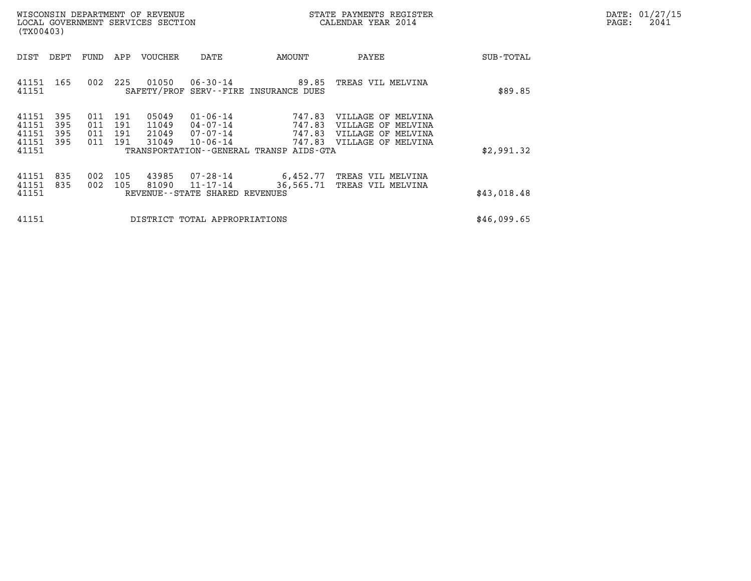| DIST | DEPT | FUND | APP | VOUCHER | DATE | AMOUNT | PAYEE | SUB-TOTAL |
|---|---|---|---|---|---|---|---|---|
| 41151 | 165 | 002 | 225 | 01050 | 06-30-14 | 89.85 | TREAS VIL MELVINA | |
| 41151 | | | | SAFETY/PROF SERV--FIRE INSURANCE DUES | | | | $89.85 |
| 41151 | 395 | 011 | 191 | 05049 | 01-06-14 | 747.83 | VILLAGE OF MELVINA | |
| 41151 | 395 | 011 | 191 | 11049 | 04-07-14 | 747.83 | VILLAGE OF MELVINA | |
| 41151 | 395 | 011 | 191 | 21049 | 07-07-14 | 747.83 | VILLAGE OF MELVINA | |
| 41151 | 395 | 011 | 191 | 31049 | 10-06-14 | 747.83 | VILLAGE OF MELVINA | |
| 41151 | | | | TRANSPORTATION--GENERAL TRANSP AIDS-GTA | | | | $2,991.32 |
| 41151 | 835 | 002 | 105 | 43985 | 07-28-14 | 6,452.77 | TREAS VIL MELVINA | |
| 41151 | 835 | 002 | 105 | 81090 | 11-17-14 | 36,565.71 | TREAS VIL MELVINA | |
| 41151 | | | | REVENUE--STATE SHARED REVENUES | | | | $43,018.48 |
| 41151 | | | | DISTRICT TOTAL APPROPRIATIONS | | | | $46,099.65 |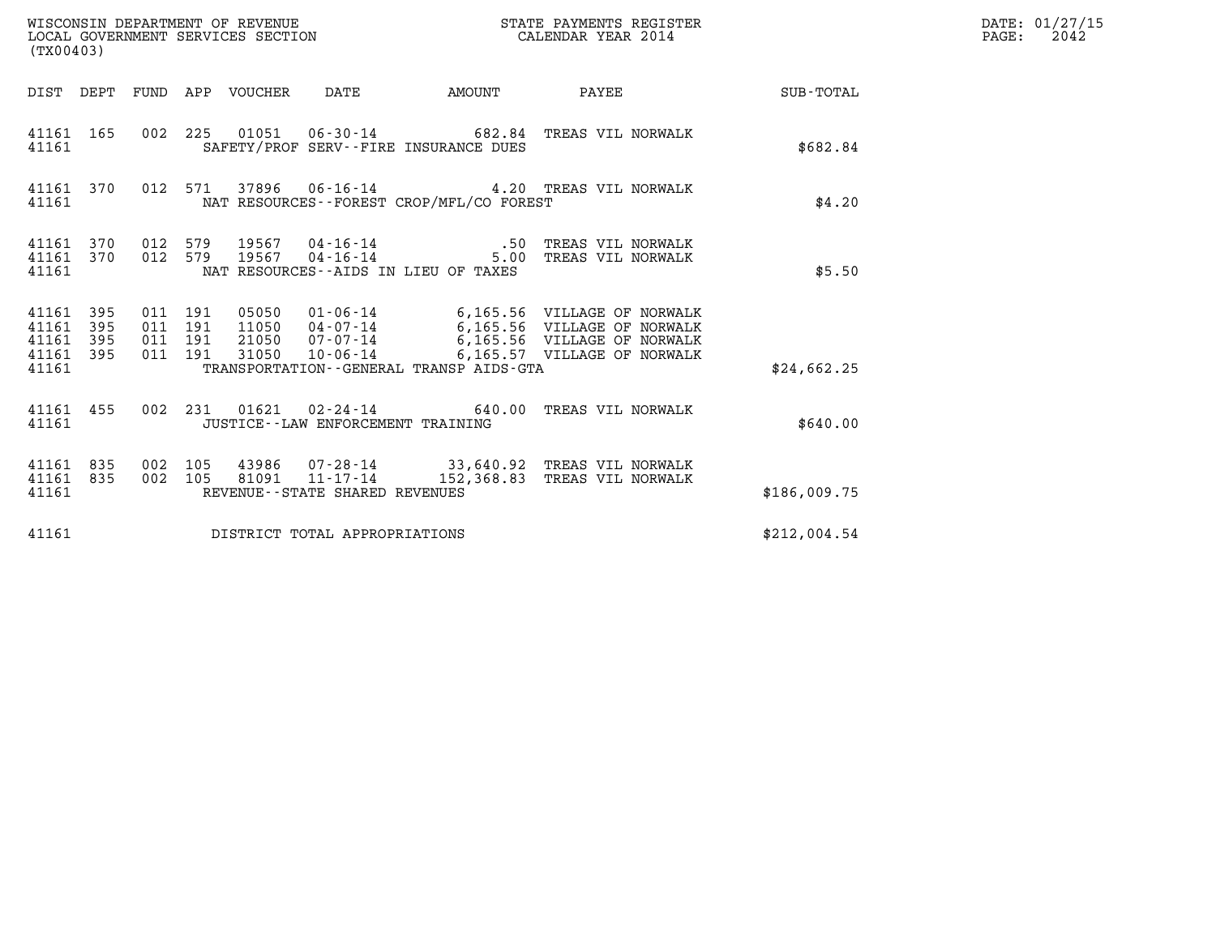WISCONSIN DEPARTMENT OF REVENUE
LOCAL GOVERNMENT SERVICES SECTION
(TX00403)

STATE PAYMENTS REGISTER
CALENDAR YEAR 2014

DATE: 01/27/15
PAGE: 2042

| DIST | DEPT | FUND | APP | VOUCHER | DATE | AMOUNT | PAYEE | SUB-TOTAL |
|---|---|---|---|---|---|---|---|---|
| 41161 | 165 | 002 | 225 | 01051 | 06-30-14 | 682.84 | TREAS VIL NORWALK | |
| 41161 | | | | | SAFETY/PROF SERV--FIRE INSURANCE DUES | | | $682.84 |
| 41161 | 370 | 012 | 571 | 37896 | 06-16-14 | 4.20 | TREAS VIL NORWALK | |
| 41161 | | | | | NAT RESOURCES--FOREST CROP/MFL/CO FOREST | | | $4.20 |
| 41161 | 370 | 012 | 579 | 19567 | 04-16-14 | .50 | TREAS VIL NORWALK | |
| 41161 | 370 | 012 | 579 | 19567 | 04-16-14 | 5.00 | TREAS VIL NORWALK | |
| 41161 | | | | | NAT RESOURCES--AIDS IN LIEU OF TAXES | | | $5.50 |
| 41161 | 395 | 011 | 191 | 05050 | 01-06-14 | 6,165.56 | VILLAGE OF NORWALK | |
| 41161 | 395 | 011 | 191 | 11050 | 04-07-14 | 6,165.56 | VILLAGE OF NORWALK | |
| 41161 | 395 | 011 | 191 | 21050 | 07-07-14 | 6,165.56 | VILLAGE OF NORWALK | |
| 41161 | 395 | 011 | 191 | 31050 | 10-06-14 | 6,165.57 | VILLAGE OF NORWALK | |
| 41161 | | | | | TRANSPORTATION--GENERAL TRANSP AIDS-GTA | | | $24,662.25 |
| 41161 | 455 | 002 | 231 | 01621 | 02-24-14 | 640.00 | TREAS VIL NORWALK | |
| 41161 | | | | | JUSTICE--LAW ENFORCEMENT TRAINING | | | $640.00 |
| 41161 | 835 | 002 | 105 | 43986 | 07-28-14 | 33,640.92 | TREAS VIL NORWALK | |
| 41161 | 835 | 002 | 105 | 81091 | 11-17-14 | 152,368.83 | TREAS VIL NORWALK | |
| 41161 | | | | | REVENUE--STATE SHARED REVENUES | | | $186,009.75 |
| 41161 | | | | | DISTRICT TOTAL APPROPRIATIONS | | | $212,004.54 |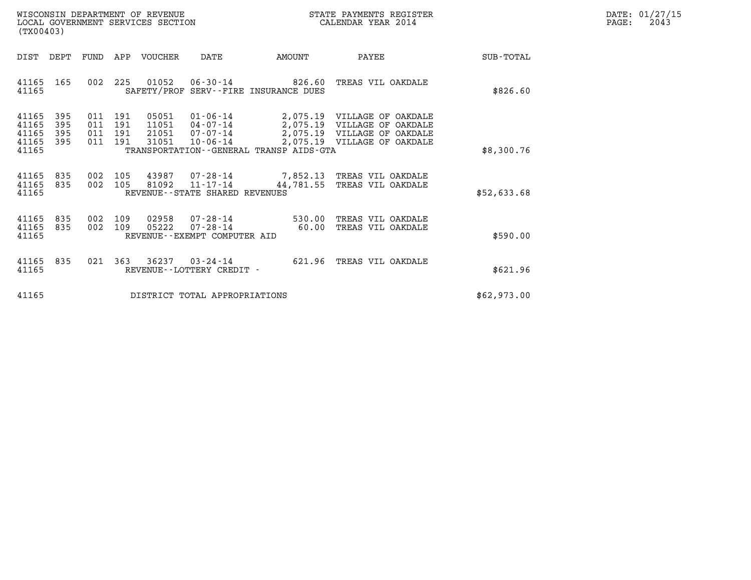WISCONSIN DEPARTMENT OF REVENUE
LOCAL GOVERNMENT SERVICES SECTION
(TX00403)

STATE PAYMENTS REGISTER
CALENDAR YEAR 2014

DATE: 01/27/15

| DIST | DEPT | FUND | APP | VOUCHER | DATE | AMOUNT | PAYEE | SUB-TOTAL |
|---|---|---|---|---|---|---|---|---|
| 41165 | 165 | 002 | 225 | 01052 | 06-30-14 | 826.60 | TREAS VIL OAKDALE | |
| 41165 | | | | | SAFETY/PROF SERV--FIRE INSURANCE DUES | | | $826.60 |
| 41165 | 395 | 011 | 191 | 05051 | 01-06-14 | 2,075.19 | VILLAGE OF OAKDALE | |
| 41165 | 395 | 011 | 191 | 11051 | 04-07-14 | 2,075.19 | VILLAGE OF OAKDALE | |
| 41165 | 395 | 011 | 191 | 21051 | 07-07-14 | 2,075.19 | VILLAGE OF OAKDALE | |
| 41165 | 395 | 011 | 191 | 31051 | 10-06-14 | 2,075.19 | VILLAGE OF OAKDALE | |
| 41165 | | | | | TRANSPORTATION--GENERAL TRANSP AIDS-GTA | | | $8,300.76 |
| 41165 | 835 | 002 | 105 | 43987 | 07-28-14 | 7,852.13 | TREAS VIL OAKDALE | |
| 41165 | 835 | 002 | 105 | 81092 | 11-17-14 | 44,781.55 | TREAS VIL OAKDALE | |
| 41165 | | | | | REVENUE--STATE SHARED REVENUES | | | $52,633.68 |
| 41165 | 835 | 002 | 109 | 02958 | 07-28-14 | 530.00 | TREAS VIL OAKDALE | |
| 41165 | 835 | 002 | 109 | 05222 | 07-28-14 | 60.00 | TREAS VIL OAKDALE | |
| 41165 | | | | | REVENUE--EXEMPT COMPUTER AID | | | $590.00 |
| 41165 | 835 | 021 | 363 | 36237 | 03-24-14 | 621.96 | TREAS VIL OAKDALE | |
| 41165 | | | | | REVENUE--LOTTERY CREDIT - | | | $621.96 |
| 41165 | | | | | DISTRICT TOTAL APPROPRIATIONS | | | $62,973.00 |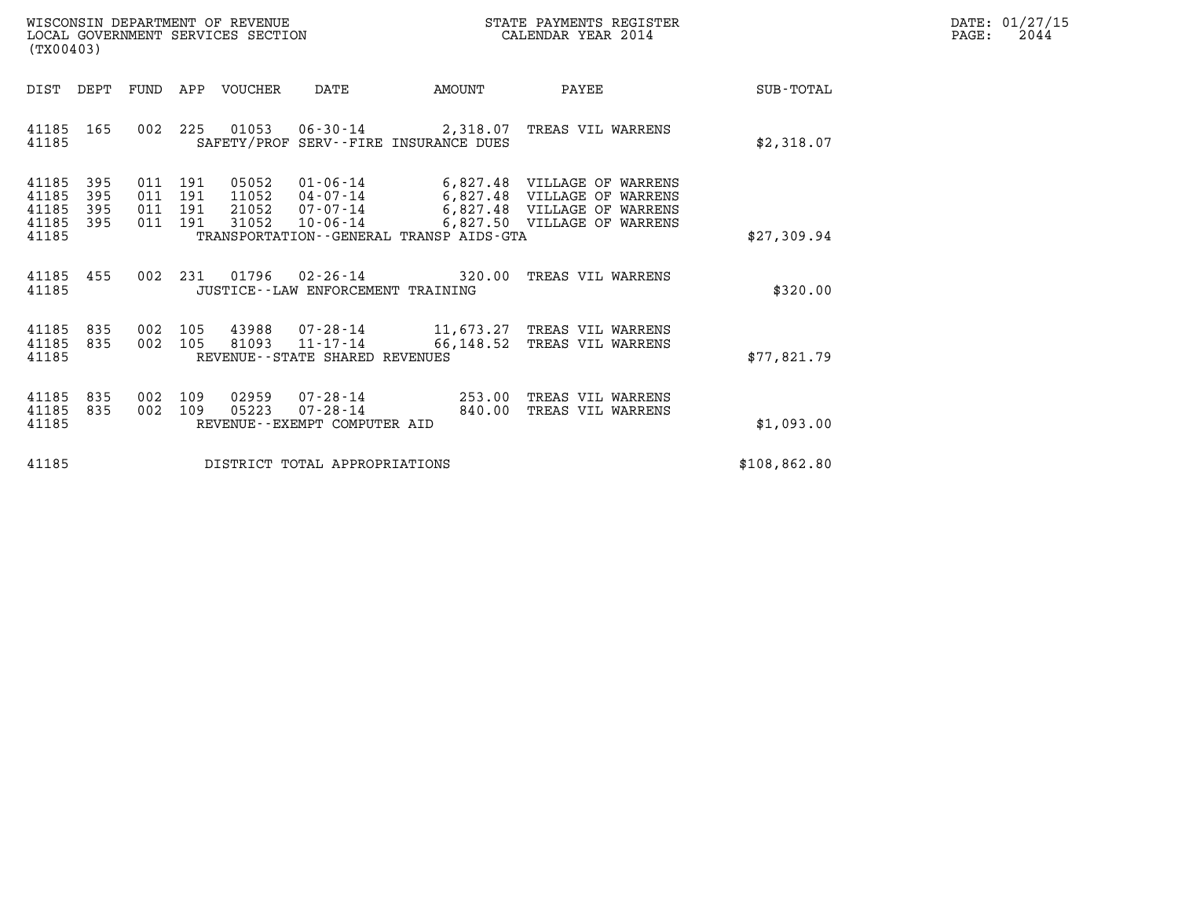WISCONSIN DEPARTMENT OF REVENUE
LOCAL GOVERNMENT SERVICES SECTION
(TX00403)

STATE PAYMENTS REGISTER
CALENDAR YEAR 2014

DATE: 01/27/15
PAGE: 2044

| DIST | DEPT | FUND | APP | VOUCHER | DATE | AMOUNT | PAYEE | SUB-TOTAL |
|---|---|---|---|---|---|---|---|---|
| 41185 | 165 | 002 | 225 | 01053 | 06-30-14 | 2,318.07 | TREAS VIL WARRENS | |
| 41185 | | | | SAFETY/PROF SERV--FIRE INSURANCE DUES | | | | $2,318.07 |
| 41185 | 395 | 011 | 191 | 05052 | 01-06-14 | 6,827.48 | VILLAGE OF WARRENS | |
| 41185 | 395 | 011 | 191 | 11052 | 04-07-14 | 6,827.48 | VILLAGE OF WARRENS | |
| 41185 | 395 | 011 | 191 | 21052 | 07-07-14 | 6,827.48 | VILLAGE OF WARRENS | |
| 41185 | 395 | 011 | 191 | 31052 | 10-06-14 | 6,827.50 | VILLAGE OF WARRENS | |
| 41185 | | | | TRANSPORTATION--GENERAL TRANSP AIDS-GTA | | | | $27,309.94 |
| 41185 | 455 | 002 | 231 | 01796 | 02-26-14 | 320.00 | TREAS VIL WARRENS | |
| 41185 | | | | JUSTICE--LAW ENFORCEMENT TRAINING | | | | $320.00 |
| 41185 | 835 | 002 | 105 | 43988 | 07-28-14 | 11,673.27 | TREAS VIL WARRENS | |
| 41185 | 835 | 002 | 105 | 81093 | 11-17-14 | 66,148.52 | TREAS VIL WARRENS | |
| 41185 | | | | REVENUE--STATE SHARED REVENUES | | | | $77,821.79 |
| 41185 | 835 | 002 | 109 | 02959 | 07-28-14 | 253.00 | TREAS VIL WARRENS | |
| 41185 | 835 | 002 | 109 | 05223 | 07-28-14 | 840.00 | TREAS VIL WARRENS | |
| 41185 | | | | REVENUE--EXEMPT COMPUTER AID | | | | $1,093.00 |
| 41185 | | | | DISTRICT TOTAL APPROPRIATIONS | | | | $108,862.80 |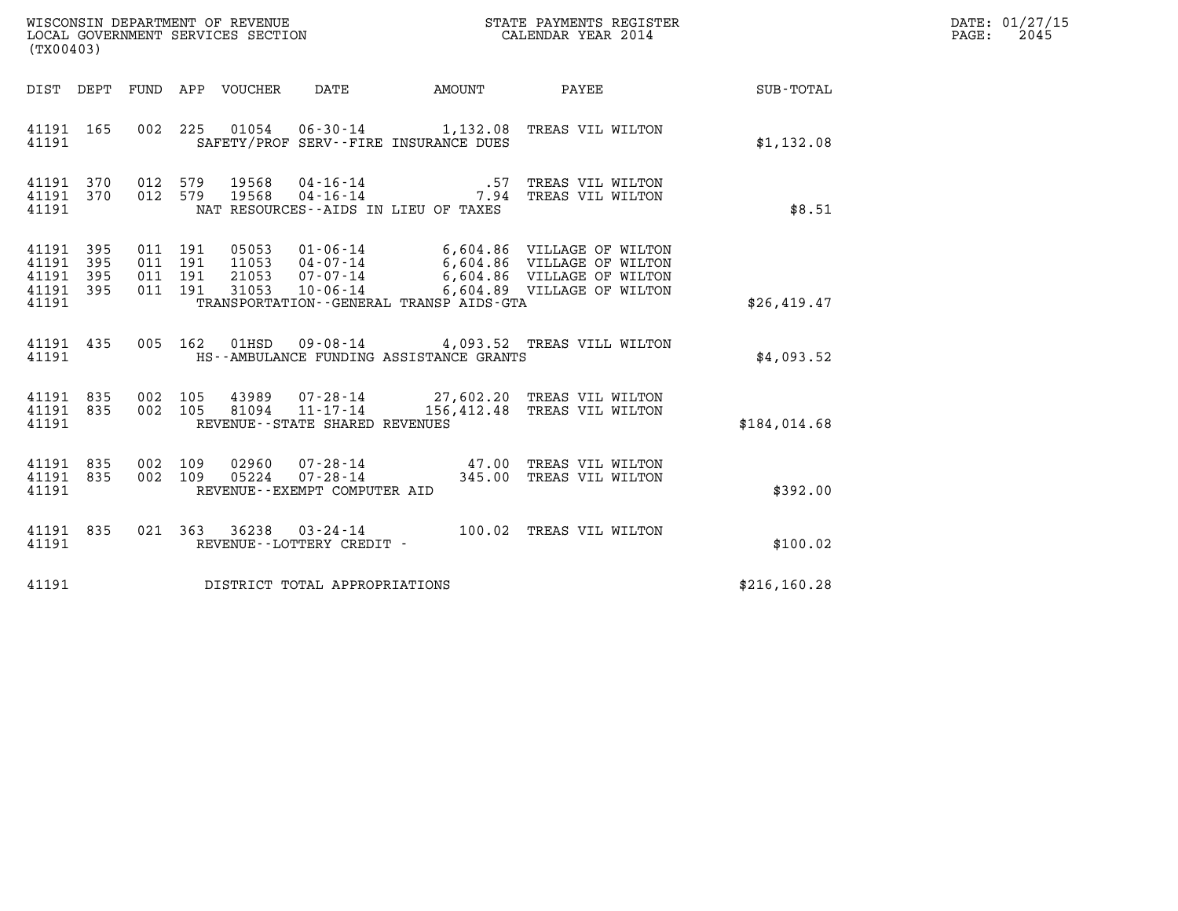WISCONSIN DEPARTMENT OF REVENUE
LOCAL GOVERNMENT SERVICES SECTION
(TX00403)

STATE PAYMENTS REGISTER
CALENDAR YEAR 2014

DATE: 01/27/15
PAGE: 2045

| DIST | DEPT | FUND | APP | VOUCHER | DATE | AMOUNT | PAYEE | SUB-TOTAL |
|---|---|---|---|---|---|---|---|---|
| 41191 | 165 | 002 | 225 | 01054 | 06-30-14 | 1,132.08 | TREAS VIL WILTON | |
| 41191 | | | | SAFETY/PROF SERV--FIRE INSURANCE DUES | | | | $1,132.08 |
| 41191 | 370 | 012 | 579 | 19568 | 04-16-14 | .57 | TREAS VIL WILTON | |
| 41191 | 370 | 012 | 579 | 19568 | 04-16-14 | 7.94 | TREAS VIL WILTON | |
| 41191 | | | | NAT RESOURCES--AIDS IN LIEU OF TAXES | | | | $8.51 |
| 41191 | 395 | 011 | 191 | 05053 | 01-06-14 | 6,604.86 | VILLAGE OF WILTON | |
| 41191 | 395 | 011 | 191 | 11053 | 04-07-14 | 6,604.86 | VILLAGE OF WILTON | |
| 41191 | 395 | 011 | 191 | 21053 | 07-07-14 | 6,604.86 | VILLAGE OF WILTON | |
| 41191 | 395 | 011 | 191 | 31053 | 10-06-14 | 6,604.89 | VILLAGE OF WILTON | |
| 41191 | | | | TRANSPORTATION--GENERAL TRANSP AIDS-GTA | | | | $26,419.47 |
| 41191 | 435 | 005 | 162 | 01HSD | 09-08-14 | 4,093.52 | TREAS VILL WILTON | |
| 41191 | | | | HS--AMBULANCE FUNDING ASSISTANCE GRANTS | | | | $4,093.52 |
| 41191 | 835 | 002 | 105 | 43989 | 07-28-14 | 27,602.20 | TREAS VIL WILTON | |
| 41191 | 835 | 002 | 105 | 81094 | 11-17-14 | 156,412.48 | TREAS VIL WILTON | |
| 41191 | | | | REVENUE--STATE SHARED REVENUES | | | | $184,014.68 |
| 41191 | 835 | 002 | 109 | 02960 | 07-28-14 | 47.00 | TREAS VIL WILTON | |
| 41191 | 835 | 002 | 109 | 05224 | 07-28-14 | 345.00 | TREAS VIL WILTON | |
| 41191 | | | | REVENUE--EXEMPT COMPUTER AID | | | | $392.00 |
| 41191 | 835 | 021 | 363 | 36238 | 03-24-14 | 100.02 | TREAS VIL WILTON | |
| 41191 | | | | REVENUE--LOTTERY CREDIT - | | | | $100.02 |
| 41191 | | | | DISTRICT TOTAL APPROPRIATIONS | | | | $216,160.28 |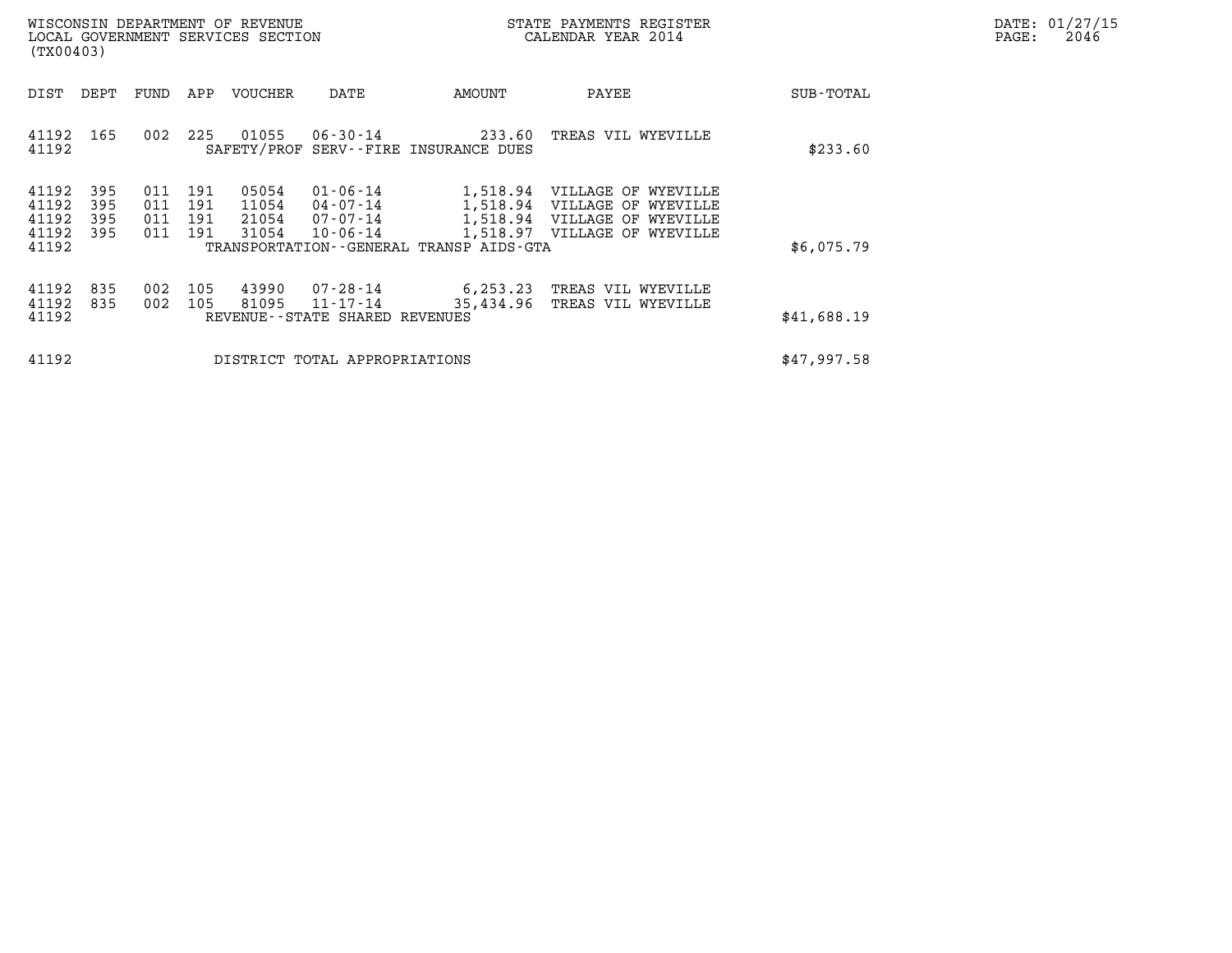WISCONSIN DEPARTMENT OF REVENUE
LOCAL GOVERNMENT SERVICES SECTION
(TX00403)

STATE PAYMENTS REGISTER
CALENDAR YEAR 2014

DATE: 01/27/15

| DIST | DEPT | FUND | APP | VOUCHER | DATE | AMOUNT | PAYEE | SUB-TOTAL |
|---|---|---|---|---|---|---|---|---|
| 41192 | 165 | 002 | 225 | 01055 | 06-30-14 | 233.60 | TREAS VIL WYEVILLE | |
| 41192 | | | | SAFETY/PROF SERV--FIRE INSURANCE DUES | | | | $233.60 |
| 41192 | 395 | 011 | 191 | 05054 | 01-06-14 | 1,518.94 | VILLAGE OF WYEVILLE | |
| 41192 | 395 | 011 | 191 | 11054 | 04-07-14 | 1,518.94 | VILLAGE OF WYEVILLE | |
| 41192 | 395 | 011 | 191 | 21054 | 07-07-14 | 1,518.94 | VILLAGE OF WYEVILLE | |
| 41192 | 395 | 011 | 191 | 31054 | 10-06-14 | 1,518.97 | VILLAGE OF WYEVILLE | |
| 41192 | | | | TRANSPORTATION--GENERAL TRANSP AIDS-GTA | | | | $6,075.79 |
| 41192 | 835 | 002 | 105 | 43990 | 07-28-14 | 6,253.23 | TREAS VIL WYEVILLE | |
| 41192 | 835 | 002 | 105 | 81095 | 11-17-14 | 35,434.96 | TREAS VIL WYEVILLE | |
| 41192 | | | | REVENUE--STATE SHARED REVENUES | | | | $41,688.19 |
| 41192 | | | | DISTRICT TOTAL APPROPRIATIONS | | | | $47,997.58 |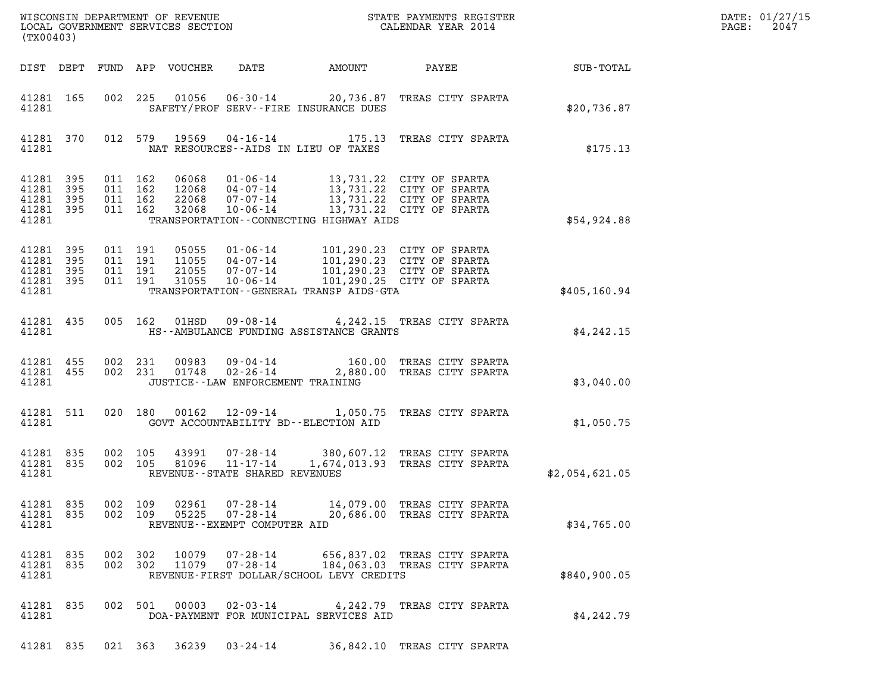WISCONSIN DEPARTMENT OF REVENUE
LOCAL GOVERNMENT SERVICES SECTION
(TX00403)

STATE PAYMENTS REGISTER
CALENDAR YEAR 2014

DATE: 01/27/15
PAGE: 2047

| DIST | DEPT | FUND | APP | VOUCHER | DATE | AMOUNT | PAYEE | SUB-TOTAL |
|---|---|---|---|---|---|---|---|---|
| 41281 | 165 | 002 | 225 | 01056 | 06-30-14 | 20,736.87 | TREAS CITY SPARTA | |
| 41281 | | | | | SAFETY/PROF SERV--FIRE INSURANCE DUES | | | $20,736.87 |
| 41281 | 370 | 012 | 579 | 19569 | 04-16-14 | 175.13 | TREAS CITY SPARTA | |
| 41281 | | | | | NAT RESOURCES--AIDS IN LIEU OF TAXES | | | $175.13 |
| 41281 | 395 | 011 | 162 | 06068 | 01-06-14 | 13,731.22 | CITY OF SPARTA | |
| 41281 | 395 | 011 | 162 | 12068 | 04-07-14 | 13,731.22 | CITY OF SPARTA | |
| 41281 | 395 | 011 | 162 | 22068 | 07-07-14 | 13,731.22 | CITY OF SPARTA | |
| 41281 | 395 | 011 | 162 | 32068 | 10-06-14 | 13,731.22 | CITY OF SPARTA | |
| 41281 | | | | | TRANSPORTATION--CONNECTING HIGHWAY AIDS | | | $54,924.88 |
| 41281 | 395 | 011 | 191 | 05055 | 01-06-14 | 101,290.23 | CITY OF SPARTA | |
| 41281 | 395 | 011 | 191 | 11055 | 04-07-14 | 101,290.23 | CITY OF SPARTA | |
| 41281 | 395 | 011 | 191 | 21055 | 07-07-14 | 101,290.23 | CITY OF SPARTA | |
| 41281 | 395 | 011 | 191 | 31055 | 10-06-14 | 101,290.25 | CITY OF SPARTA | |
| 41281 | | | | | TRANSPORTATION--GENERAL TRANSP AIDS-GTA | | | $405,160.94 |
| 41281 | 435 | 005 | 162 | 01HSD | 09-08-14 | 4,242.15 | TREAS CITY SPARTA | |
| 41281 | | | | | HS--AMBULANCE FUNDING ASSISTANCE GRANTS | | | $4,242.15 |
| 41281 | 455 | 002 | 231 | 00983 | 09-04-14 | 160.00 | TREAS CITY SPARTA | |
| 41281 | 455 | 002 | 231 | 01748 | 02-26-14 | 2,880.00 | TREAS CITY SPARTA | |
| 41281 | | | | | JUSTICE--LAW ENFORCEMENT TRAINING | | | $3,040.00 |
| 41281 | 511 | 020 | 180 | 00162 | 12-09-14 | 1,050.75 | TREAS CITY SPARTA | |
| 41281 | | | | | GOVT ACCOUNTABILITY BD--ELECTION AID | | | $1,050.75 |
| 41281 | 835 | 002 | 105 | 43991 | 07-28-14 | 380,607.12 | TREAS CITY SPARTA | |
| 41281 | 835 | 002 | 105 | 81096 | 11-17-14 | 1,674,013.93 | TREAS CITY SPARTA | |
| 41281 | | | | | REVENUE--STATE SHARED REVENUES | | | $2,054,621.05 |
| 41281 | 835 | 002 | 109 | 02961 | 07-28-14 | 14,079.00 | TREAS CITY SPARTA | |
| 41281 | 835 | 002 | 109 | 05225 | 07-28-14 | 20,686.00 | TREAS CITY SPARTA | |
| 41281 | | | | | REVENUE--EXEMPT COMPUTER AID | | | $34,765.00 |
| 41281 | 835 | 002 | 302 | 10079 | 07-28-14 | 656,837.02 | TREAS CITY SPARTA | |
| 41281 | 835 | 002 | 302 | 11079 | 07-28-14 | 184,063.03 | TREAS CITY SPARTA | |
| 41281 | | | | | REVENUE-FIRST DOLLAR/SCHOOL LEVY CREDITS | | | $840,900.05 |
| 41281 | 835 | 002 | 501 | 00003 | 02-03-14 | 4,242.79 | TREAS CITY SPARTA | |
| 41281 | | | | | DOA-PAYMENT FOR MUNICIPAL SERVICES AID | | | $4,242.79 |
| 41281 | 835 | 021 | 363 | 36239 | 03-24-14 | 36,842.10 | TREAS CITY SPARTA | |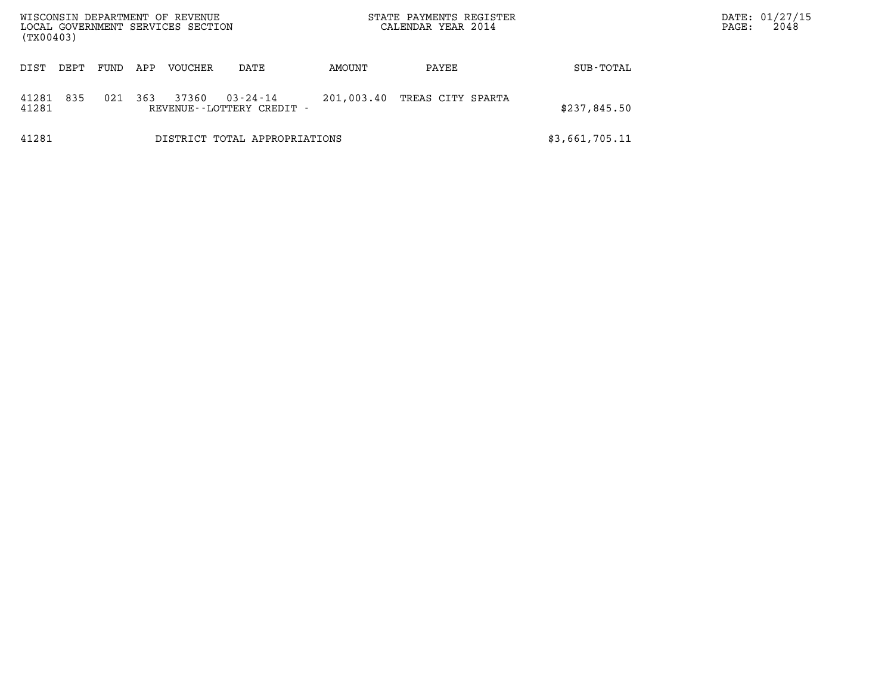WISCONSIN DEPARTMENT OF REVENUE
LOCAL GOVERNMENT SERVICES SECTION
(TX00403)

STATE PAYMENTS REGISTER
CALENDAR YEAR 2014

DATE: 01/27/15

| DIST | DEPT | FUND | APP | VOUCHER | DATE | AMOUNT | PAYEE | SUB-TOTAL |
|---|---|---|---|---|---|---|---|---|
| 41281 | 835 | 021 | 363 | 37360 | 03-24-14 | 201,003.40 | TREAS CITY SPARTA | |
| 41281 | | | | REVENUE--LOTTERY CREDIT - | | | | $237,845.50 |
| 41281 | | | | DISTRICT TOTAL APPROPRIATIONS | | | | $3,661,705.11 |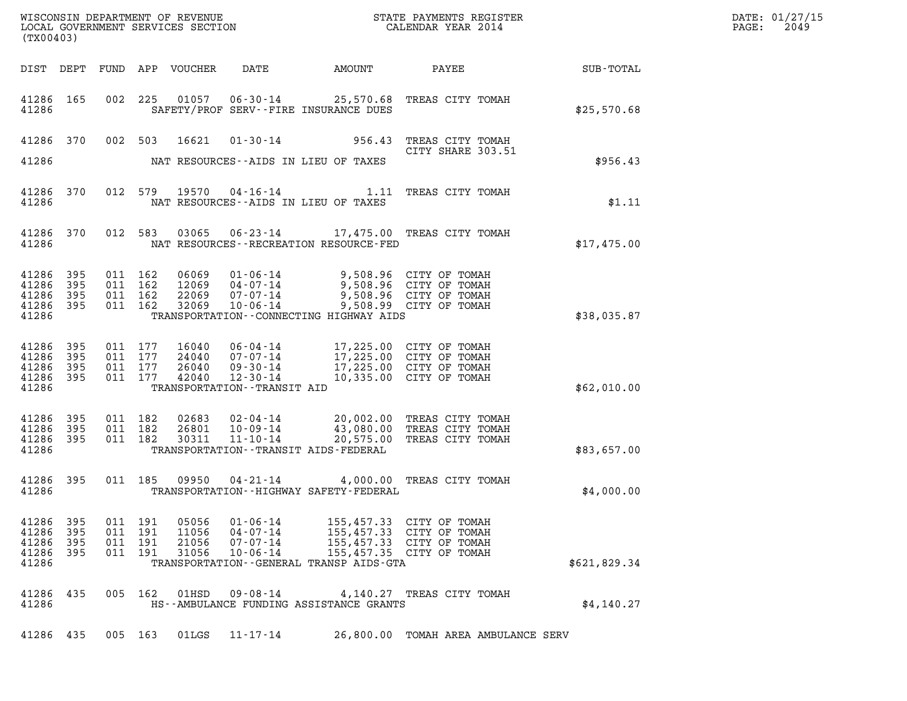WISCONSIN DEPARTMENT OF REVENUE
LOCAL GOVERNMENT SERVICES SECTION
(TX00403)

STATE PAYMENTS REGISTER
CALENDAR YEAR 2014

DATE: 01/27/15
PAGE: 2049

| DIST | DEPT | FUND | APP | VOUCHER | DATE | AMOUNT | PAYEE | SUB-TOTAL |
|---|---|---|---|---|---|---|---|---|
| 41286 | 165 | 002 | 225 | 01057 | 06-30-14 | 25,570.68 | TREAS CITY TOMAH | |
| 41286 | | | | | SAFETY/PROF SERV--FIRE INSURANCE DUES | | | $25,570.68 |
| 41286 | 370 | 002 | 503 | 16621 | 01-30-14 | 956.43 | TREAS CITY TOMAH CITY SHARE 303.51 | |
| 41286 | | | | | NAT RESOURCES--AIDS IN LIEU OF TAXES | | | $956.43 |
| 41286 | 370 | 012 | 579 | 19570 | 04-16-14 | 1.11 | TREAS CITY TOMAH | |
| 41286 | | | | | NAT RESOURCES--AIDS IN LIEU OF TAXES | | | $1.11 |
| 41286 | 370 | 012 | 583 | 03065 | 06-23-14 | 17,475.00 | TREAS CITY TOMAH | |
| 41286 | | | | | NAT RESOURCES--RECREATION RESOURCE-FED | | | $17,475.00 |
| 41286 | 395 | 011 | 162 | 06069 | 01-06-14 | 9,508.96 | CITY OF TOMAH | |
| 41286 | 395 | 011 | 162 | 12069 | 04-07-14 | 9,508.96 | CITY OF TOMAH | |
| 41286 | 395 | 011 | 162 | 22069 | 07-07-14 | 9,508.96 | CITY OF TOMAH | |
| 41286 | 395 | 011 | 162 | 32069 | 10-06-14 | 9,508.99 | CITY OF TOMAH | |
| 41286 | | | | | TRANSPORTATION--CONNECTING HIGHWAY AIDS | | | $38,035.87 |
| 41286 | 395 | 011 | 177 | 16040 | 06-04-14 | 17,225.00 | CITY OF TOMAH | |
| 41286 | 395 | 011 | 177 | 24040 | 07-07-14 | 17,225.00 | CITY OF TOMAH | |
| 41286 | 395 | 011 | 177 | 26040 | 09-30-14 | 17,225.00 | CITY OF TOMAH | |
| 41286 | 395 | 011 | 177 | 42040 | 12-30-14 | 10,335.00 | CITY OF TOMAH | |
| 41286 | | | | | TRANSPORTATION--TRANSIT AID | | | $62,010.00 |
| 41286 | 395 | 011 | 182 | 02683 | 02-04-14 | 20,002.00 | TREAS CITY TOMAH | |
| 41286 | 395 | 011 | 182 | 26801 | 10-09-14 | 43,080.00 | TREAS CITY TOMAH | |
| 41286 | 395 | 011 | 182 | 30311 | 11-10-14 | 20,575.00 | TREAS CITY TOMAH | |
| 41286 | | | | | TRANSPORTATION--TRANSIT AIDS-FEDERAL | | | $83,657.00 |
| 41286 | 395 | 011 | 185 | 09950 | 04-21-14 | 4,000.00 | TREAS CITY TOMAH | |
| 41286 | | | | | TRANSPORTATION--HIGHWAY SAFETY-FEDERAL | | | $4,000.00 |
| 41286 | 395 | 011 | 191 | 05056 | 01-06-14 | 155,457.33 | CITY OF TOMAH | |
| 41286 | 395 | 011 | 191 | 11056 | 04-07-14 | 155,457.33 | CITY OF TOMAH | |
| 41286 | 395 | 011 | 191 | 21056 | 07-07-14 | 155,457.33 | CITY OF TOMAH | |
| 41286 | 395 | 011 | 191 | 31056 | 10-06-14 | 155,457.35 | CITY OF TOMAH | |
| 41286 | | | | | TRANSPORTATION--GENERAL TRANSP AIDS-GTA | | | $621,829.34 |
| 41286 | 435 | 005 | 162 | 01HSD | 09-08-14 | 4,140.27 | TREAS CITY TOMAH | |
| 41286 | | | | | HS--AMBULANCE FUNDING ASSISTANCE GRANTS | | | $4,140.27 |
| 41286 | 435 | 005 | 163 | 01LGS | 11-17-14 | 26,800.00 | TOMAH AREA AMBULANCE SERV | |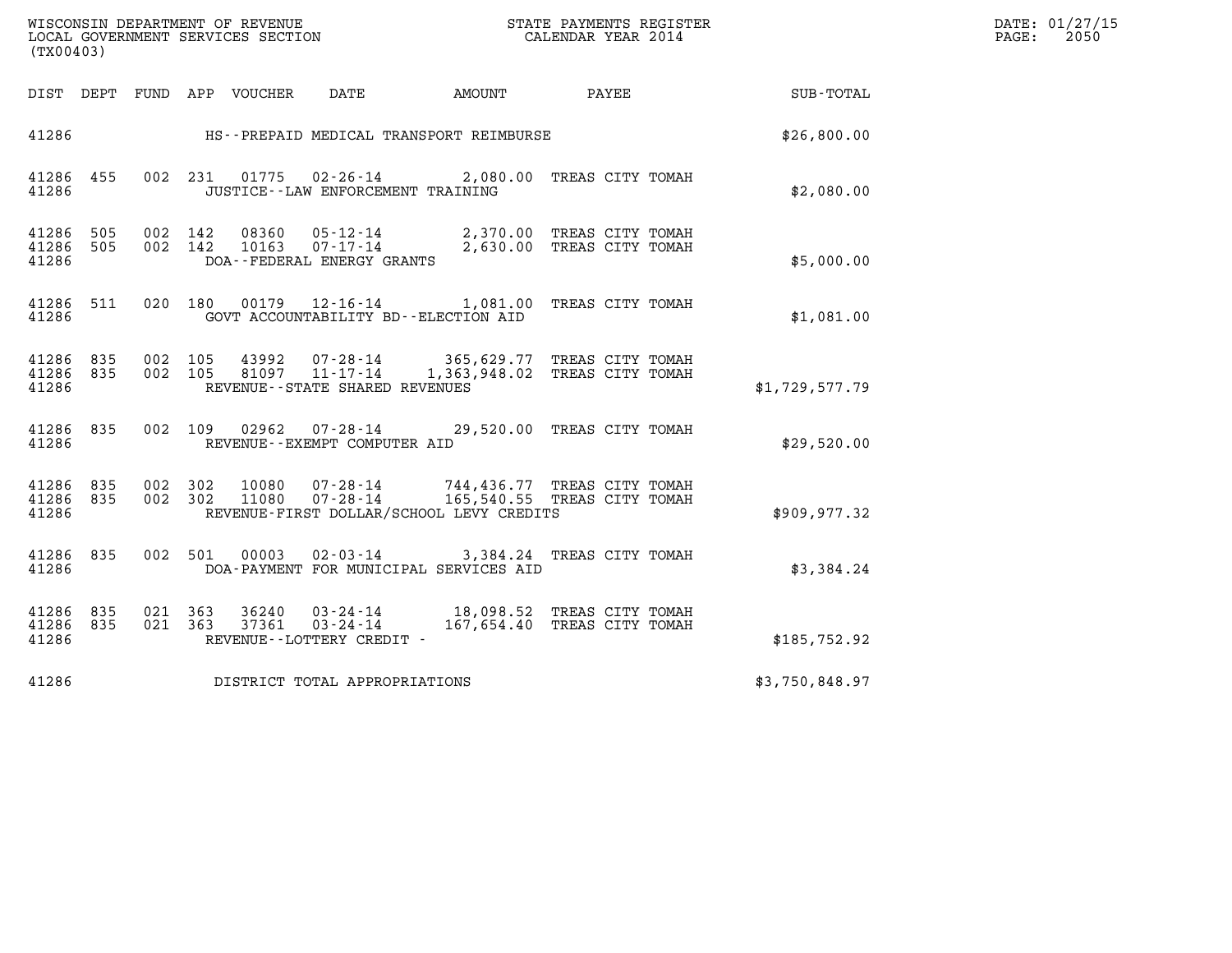WISCONSIN DEPARTMENT OF REVENUE
LOCAL GOVERNMENT SERVICES SECTION
(TX00403)

STATE PAYMENTS REGISTER
CALENDAR YEAR 2014

DATE: 01/27/15
PAGE: 2050

| DIST | DEPT | FUND | APP | VOUCHER | DATE | AMOUNT | PAYEE | SUB-TOTAL |
|---|---|---|---|---|---|---|---|---|
| 41286 | | | | | HS--PREPAID MEDICAL TRANSPORT REIMBURSE | | | $26,800.00 |
| 41286 | 455 | 002 | 231 | 01775 | 02-26-14 | 2,080.00 | TREAS CITY TOMAH | |
| 41286 | | | | | JUSTICE--LAW ENFORCEMENT TRAINING | | | $2,080.00 |
| 41286 | 505 | 002 | 142 | 08360 | 05-12-14 | 2,370.00 | TREAS CITY TOMAH | |
| 41286 | 505 | 002 | 142 | 10163 | 07-17-14 | 2,630.00 | TREAS CITY TOMAH | |
| 41286 | | | | | DOA--FEDERAL ENERGY GRANTS | | | $5,000.00 |
| 41286 | 511 | 020 | 180 | 00179 | 12-16-14 | 1,081.00 | TREAS CITY TOMAH | |
| 41286 | | | | | GOVT ACCOUNTABILITY BD--ELECTION AID | | | $1,081.00 |
| 41286 | 835 | 002 | 105 | 43992 | 07-28-14 | 365,629.77 | TREAS CITY TOMAH | |
| 41286 | 835 | 002 | 105 | 81097 | 11-17-14 | 1,363,948.02 | TREAS CITY TOMAH | |
| 41286 | | | | | REVENUE--STATE SHARED REVENUES | | | $1,729,577.79 |
| 41286 | 835 | 002 | 109 | 02962 | 07-28-14 | 29,520.00 | TREAS CITY TOMAH | |
| 41286 | | | | | REVENUE--EXEMPT COMPUTER AID | | | $29,520.00 |
| 41286 | 835 | 002 | 302 | 10080 | 07-28-14 | 744,436.77 | TREAS CITY TOMAH | |
| 41286 | 835 | 002 | 302 | 11080 | 07-28-14 | 165,540.55 | TREAS CITY TOMAH | |
| 41286 | | | | | REVENUE-FIRST DOLLAR/SCHOOL LEVY CREDITS | | | $909,977.32 |
| 41286 | 835 | 002 | 501 | 00003 | 02-03-14 | 3,384.24 | TREAS CITY TOMAH | |
| 41286 | | | | | DOA-PAYMENT FOR MUNICIPAL SERVICES AID | | | $3,384.24 |
| 41286 | 835 | 021 | 363 | 36240 | 03-24-14 | 18,098.52 | TREAS CITY TOMAH | |
| 41286 | 835 | 021 | 363 | 37361 | 03-24-14 | 167,654.40 | TREAS CITY TOMAH | |
| 41286 | | | | | REVENUE--LOTTERY CREDIT - | | | $185,752.92 |
| 41286 | | | | | DISTRICT TOTAL APPROPRIATIONS | | | $3,750,848.97 |